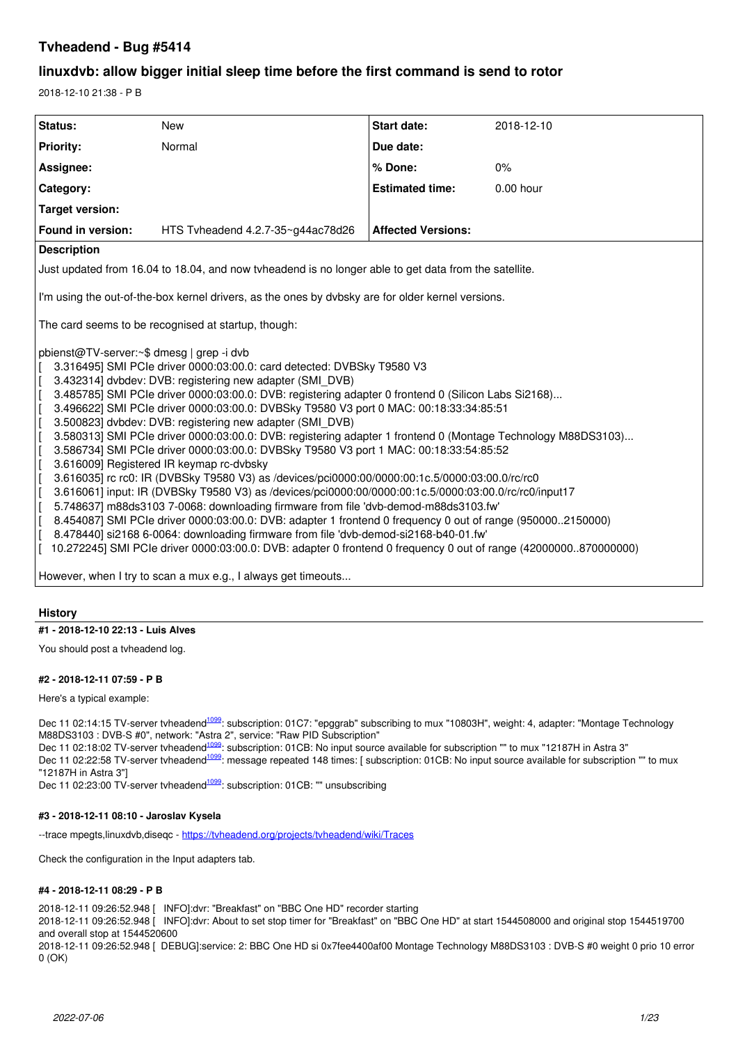# Tvheadend - Bug #5414

## linuxdvb: allow bigger initial sleep time before the first command is send to rotor

2018-12-10 21:38 - P B

| Status: | New | Start date: | 2018-12-10 |
|---|---|---|---|
| Priority: | Normal | Due date: | |
| Assignee: | | % Done: | 0% |
| Category: | | Estimated time: | 0.00 hour |
| Target version: | | | |
| Found in version: | HTS Tvheadend 4.2.7-35~g44ac78d26 | Affected Versions: | |

**Description**

Just updated from 16.04 to 18.04, and now tvheadend is no longer able to get data from the satellite.

I'm using the out-of-the-box kernel drivers, as the ones by dvbsky are for older kernel versions.

The card seems to be recognised at startup, though:

```
pbienst@TV-server:~$ dmesg | grep -i dvb
[    3.316495] SMI PCIe driver 0000:03:00.0: card detected: DVBSky T9580 V3
[    3.432314] dvbdev: DVB: registering new adapter (SMI_DVB)
[    3.485785] SMI PCIe driver 0000:03:00.0: DVB: registering adapter 0 frontend 0 (Silicon Labs Si2168)...
[    3.496622] SMI PCIe driver 0000:03:00.0: DVBSky T9580 V3 port 0 MAC: 00:18:33:34:85:51
[    3.500823] dvbdev: DVB: registering new adapter (SMI_DVB)
[    3.580313] SMI PCIe driver 0000:03:00.0: DVB: registering adapter 1 frontend 0 (Montage Technology M88DS3103)...
[    3.586734] SMI PCIe driver 0000:03:00.0: DVBSky T9580 V3 port 1 MAC: 00:18:33:54:85:52
[    3.616009] Registered IR keymap rc-dvbsky
[    3.616035] rc rc0: IR (DVBSky T9580 V3) as /devices/pci0000:00/0000:00:1c.5/0000:03:00.0/rc/rc0
[    3.616061] input: IR (DVBSky T9580 V3) as /devices/pci0000:00/0000:00:1c.5/0000:03:00.0/rc/rc0/input17
[    5.748637] m88ds3103 7-0068: downloading firmware from file 'dvb-demod-m88ds3103.fw'
[    8.454087] SMI PCIe driver 0000:03:00.0: DVB: adapter 1 frontend 0 frequency 0 out of range (950000..2150000)
[    8.478440] si2168 6-0064: downloading firmware from file 'dvb-demod-si2168-b40-01.fw'
[   10.272245] SMI PCIe driver 0000:03:00.0: DVB: adapter 0 frontend 0 frequency 0 out of range (42000000..870000000)
```

However, when I try to scan a mux e.g., I always get timeouts...

## History

### #1 - 2018-12-10 22:13 - Luis Alves

You should post a tvheadend log.

### #2 - 2018-12-11 07:59 - P B

Here's a typical example:

Dec 11 02:14:15 TV-server tvheadend[1099]: subscription: 01C7: "epggrab" subscribing to mux "10803H", weight: 4, adapter: "Montage Technology M88DS3103 : DVB-S #0", network: "Astra 2", service: "Raw PID Subscription"
Dec 11 02:18:02 TV-server tvheadend[1099]: subscription: 01CB: No input source available for subscription "" to mux "12187H in Astra 3"
Dec 11 02:22:58 TV-server tvheadend[1099]: message repeated 148 times: [ subscription: 01CB: No input source available for subscription "" to mux "12187H in Astra 3"]
Dec 11 02:23:00 TV-server tvheadend[1099]: subscription: 01CB: "" unsubscribing

### #3 - 2018-12-11 08:10 - Jaroslav Kysela

--trace mpegts,linuxdvb,diseqc - https://tvheadend.org/projects/tvheadend/wiki/Traces

Check the configuration in the Input adapters tab.

### #4 - 2018-12-11 08:29 - P B

2018-12-11 09:26:52.948 [ INFO]:dvr: "Breakfast" on "BBC One HD" recorder starting
2018-12-11 09:26:52.948 [ INFO]:dvr: About to set stop timer for "Breakfast" on "BBC One HD" at start 1544508000 and original stop 1544519700 and overall stop at 1544520600
2018-12-11 09:26:52.948 [ DEBUG]:service: 2: BBC One HD si 0x7fee4400af00 Montage Technology M88DS3103 : DVB-S #0 weight 0 prio 10 error 0 (OK)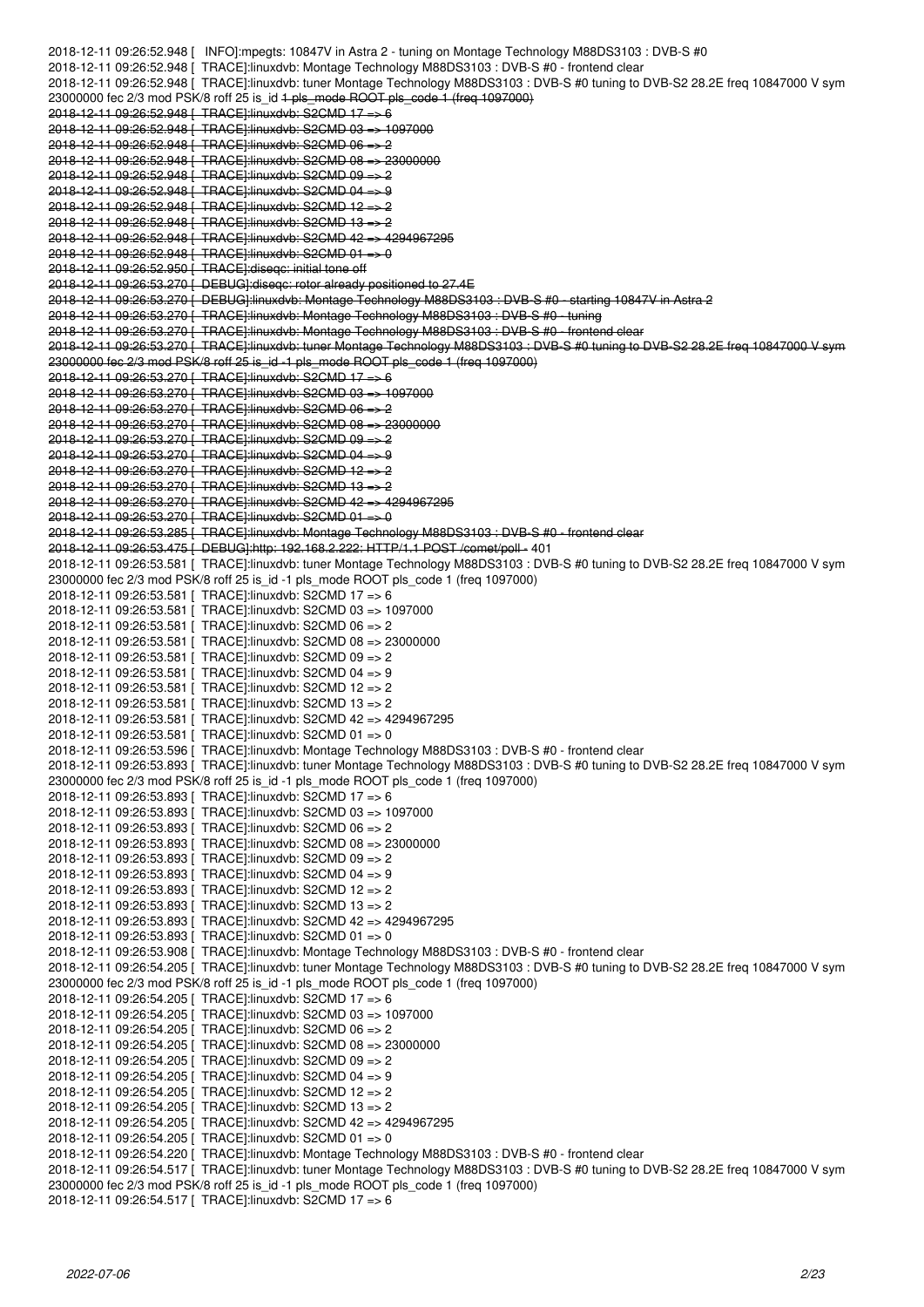```
2018-12-11 09:26:52.948 [   INFO]:mpegts: 10847V in Astra 2 - tuning on Montage Technology M88DS3103 : DVB-S #0
2018-12-11 09:26:52.948 [  TRACE]:linuxdvb: Montage Technology M88DS3103 : DVB-S #0 - frontend clear
2018-12-11 09:26:52.948 [  TRACE]:linuxdvb: tuner Montage Technology M88DS3103 : DVB-S #0 tuning to DVB-S2 28.2E freq 10847000 V sym 23000000 fec 2/3 mod PSK/8 roff 25 is_id 
```

~~-1 pls_mode ROOT pls_code 1 (freq 1097000)~~
~~2018-12-11 09:26:52.948 [  TRACE]:linuxdvb: S2CMD 17 => 6~~
~~2018-12-11 09:26:52.948 [  TRACE]:linuxdvb: S2CMD 03 => 1097000~~
~~2018-12-11 09:26:52.948 [  TRACE]:linuxdvb: S2CMD 06 => 2~~
~~2018-12-11 09:26:52.948 [  TRACE]:linuxdvb: S2CMD 08 => 23000000~~
~~2018-12-11 09:26:52.948 [  TRACE]:linuxdvb: S2CMD 09 => 2~~
~~2018-12-11 09:26:52.948 [  TRACE]:linuxdvb: S2CMD 04 => 9~~
~~2018-12-11 09:26:52.948 [  TRACE]:linuxdvb: S2CMD 12 => 2~~
~~2018-12-11 09:26:52.948 [  TRACE]:linuxdvb: S2CMD 13 => 2~~
~~2018-12-11 09:26:52.948 [  TRACE]:linuxdvb: S2CMD 42 => 4294967295~~
~~2018-12-11 09:26:52.948 [  TRACE]:linuxdvb: S2CMD 01 => 0~~
~~2018-12-11 09:26:52.950 [  TRACE]:diseqc: initial tone off~~
~~2018-12-11 09:26:53.270 [  DEBUG]:diseqc: rotor already positioned to 27.4E~~
~~2018-12-11 09:26:53.270 [  DEBUG]:linuxdvb: Montage Technology M88DS3103 : DVB-S #0 - starting 10847V in Astra 2~~
~~2018-12-11 09:26:53.270 [  TRACE]:linuxdvb: Montage Technology M88DS3103 : DVB-S #0 - tuning~~
~~2018-12-11 09:26:53.270 [  TRACE]:linuxdvb: Montage Technology M88DS3103 : DVB-S #0 - frontend clear~~
~~2018-12-11 09:26:53.270 [  TRACE]:linuxdvb: tuner Montage Technology M88DS3103 : DVB-S #0 tuning to DVB-S2 28.2E freq 10847000 V sym 23000000 fec 2/3 mod PSK/8 roff 25 is_id -1 pls_mode ROOT pls_code 1 (freq 1097000)~~
~~2018-12-11 09:26:53.270 [  TRACE]:linuxdvb: S2CMD 17 => 6~~
~~2018-12-11 09:26:53.270 [  TRACE]:linuxdvb: S2CMD 03 => 1097000~~
~~2018-12-11 09:26:53.270 [  TRACE]:linuxdvb: S2CMD 06 => 2~~
~~2018-12-11 09:26:53.270 [  TRACE]:linuxdvb: S2CMD 08 => 23000000~~
~~2018-12-11 09:26:53.270 [  TRACE]:linuxdvb: S2CMD 09 => 2~~
~~2018-12-11 09:26:53.270 [  TRACE]:linuxdvb: S2CMD 04 => 9~~
~~2018-12-11 09:26:53.270 [  TRACE]:linuxdvb: S2CMD 12 => 2~~
~~2018-12-11 09:26:53.270 [  TRACE]:linuxdvb: S2CMD 13 => 2~~
~~2018-12-11 09:26:53.270 [  TRACE]:linuxdvb: S2CMD 42 => 4294967295~~
~~2018-12-11 09:26:53.270 [  TRACE]:linuxdvb: S2CMD 01 => 0~~
~~2018-12-11 09:26:53.285 [  TRACE]:linuxdvb: Montage Technology M88DS3103 : DVB-S #0 - frontend clear~~
~~2018-12-11 09:26:53.475 [  DEBUG]:http: 192.168.2.222: HTTP/1.1 POST /comet/poll -~~ 401

```
2018-12-11 09:26:53.581 [  TRACE]:linuxdvb: tuner Montage Technology M88DS3103 : DVB-S #0 tuning to DVB-S2 28.2E freq 10847000 V sym 23000000 fec 2/3 mod PSK/8 roff 25 is_id -1 pls_mode ROOT pls_code 1 (freq 1097000)
2018-12-11 09:26:53.581 [  TRACE]:linuxdvb: S2CMD 17 => 6
2018-12-11 09:26:53.581 [  TRACE]:linuxdvb: S2CMD 03 => 1097000
2018-12-11 09:26:53.581 [  TRACE]:linuxdvb: S2CMD 06 => 2
2018-12-11 09:26:53.581 [  TRACE]:linuxdvb: S2CMD 08 => 23000000
2018-12-11 09:26:53.581 [  TRACE]:linuxdvb: S2CMD 09 => 2
2018-12-11 09:26:53.581 [  TRACE]:linuxdvb: S2CMD 04 => 9
2018-12-11 09:26:53.581 [  TRACE]:linuxdvb: S2CMD 12 => 2
2018-12-11 09:26:53.581 [  TRACE]:linuxdvb: S2CMD 13 => 2
2018-12-11 09:26:53.581 [  TRACE]:linuxdvb: S2CMD 42 => 4294967295
2018-12-11 09:26:53.581 [  TRACE]:linuxdvb: S2CMD 01 => 0
2018-12-11 09:26:53.596 [  TRACE]:linuxdvb: Montage Technology M88DS3103 : DVB-S #0 - frontend clear
2018-12-11 09:26:53.893 [  TRACE]:linuxdvb: tuner Montage Technology M88DS3103 : DVB-S #0 tuning to DVB-S2 28.2E freq 10847000 V sym 23000000 fec 2/3 mod PSK/8 roff 25 is_id -1 pls_mode ROOT pls_code 1 (freq 1097000)
2018-12-11 09:26:53.893 [  TRACE]:linuxdvb: S2CMD 17 => 6
2018-12-11 09:26:53.893 [  TRACE]:linuxdvb: S2CMD 03 => 1097000
2018-12-11 09:26:53.893 [  TRACE]:linuxdvb: S2CMD 06 => 2
2018-12-11 09:26:53.893 [  TRACE]:linuxdvb: S2CMD 08 => 23000000
2018-12-11 09:26:53.893 [  TRACE]:linuxdvb: S2CMD 09 => 2
2018-12-11 09:26:53.893 [  TRACE]:linuxdvb: S2CMD 04 => 9
2018-12-11 09:26:53.893 [  TRACE]:linuxdvb: S2CMD 12 => 2
2018-12-11 09:26:53.893 [  TRACE]:linuxdvb: S2CMD 13 => 2
2018-12-11 09:26:53.893 [  TRACE]:linuxdvb: S2CMD 42 => 4294967295
2018-12-11 09:26:53.893 [  TRACE]:linuxdvb: S2CMD 01 => 0
2018-12-11 09:26:53.908 [  TRACE]:linuxdvb: Montage Technology M88DS3103 : DVB-S #0 - frontend clear
2018-12-11 09:26:54.205 [  TRACE]:linuxdvb: tuner Montage Technology M88DS3103 : DVB-S #0 tuning to DVB-S2 28.2E freq 10847000 V sym 23000000 fec 2/3 mod PSK/8 roff 25 is_id -1 pls_mode ROOT pls_code 1 (freq 1097000)
2018-12-11 09:26:54.205 [  TRACE]:linuxdvb: S2CMD 17 => 6
2018-12-11 09:26:54.205 [  TRACE]:linuxdvb: S2CMD 03 => 1097000
2018-12-11 09:26:54.205 [  TRACE]:linuxdvb: S2CMD 06 => 2
2018-12-11 09:26:54.205 [  TRACE]:linuxdvb: S2CMD 08 => 23000000
2018-12-11 09:26:54.205 [  TRACE]:linuxdvb: S2CMD 09 => 2
2018-12-11 09:26:54.205 [  TRACE]:linuxdvb: S2CMD 04 => 9
2018-12-11 09:26:54.205 [  TRACE]:linuxdvb: S2CMD 12 => 2
2018-12-11 09:26:54.205 [  TRACE]:linuxdvb: S2CMD 13 => 2
2018-12-11 09:26:54.205 [  TRACE]:linuxdvb: S2CMD 42 => 4294967295
2018-12-11 09:26:54.205 [  TRACE]:linuxdvb: S2CMD 01 => 0
2018-12-11 09:26:54.220 [  TRACE]:linuxdvb: Montage Technology M88DS3103 : DVB-S #0 - frontend clear
2018-12-11 09:26:54.517 [  TRACE]:linuxdvb: tuner Montage Technology M88DS3103 : DVB-S #0 tuning to DVB-S2 28.2E freq 10847000 V sym 23000000 fec 2/3 mod PSK/8 roff 25 is_id -1 pls_mode ROOT pls_code 1 (freq 1097000)
2018-12-11 09:26:54.517 [  TRACE]:linuxdvb: S2CMD 17 => 6
```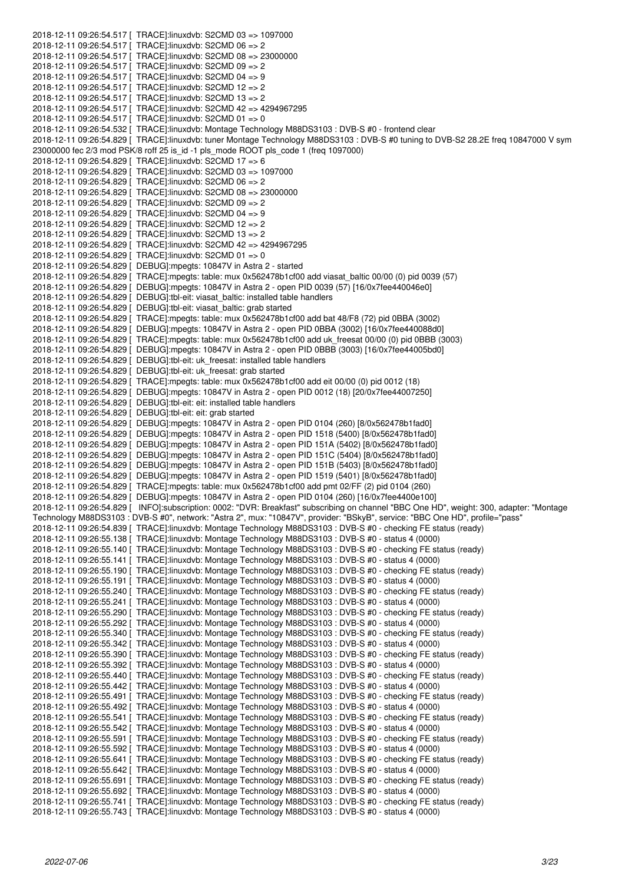```
2018-12-11 09:26:54.517 [  TRACE]:linuxdvb: S2CMD 03 => 1097000
2018-12-11 09:26:54.517 [  TRACE]:linuxdvb: S2CMD 06 => 2
2018-12-11 09:26:54.517 [  TRACE]:linuxdvb: S2CMD 08 => 23000000
2018-12-11 09:26:54.517 [  TRACE]:linuxdvb: S2CMD 09 => 2
2018-12-11 09:26:54.517 [  TRACE]:linuxdvb: S2CMD 04 => 9
2018-12-11 09:26:54.517 [  TRACE]:linuxdvb: S2CMD 12 => 2
2018-12-11 09:26:54.517 [  TRACE]:linuxdvb: S2CMD 13 => 2
2018-12-11 09:26:54.517 [  TRACE]:linuxdvb: S2CMD 42 => 4294967295
2018-12-11 09:26:54.517 [  TRACE]:linuxdvb: S2CMD 01 => 0
2018-12-11 09:26:54.532 [  TRACE]:linuxdvb: Montage Technology M88DS3103 : DVB-S #0 - frontend clear
2018-12-11 09:26:54.829 [  TRACE]:linuxdvb: tuner Montage Technology M88DS3103 : DVB-S #0 tuning to DVB-S2 28.2E freq 10847000 V sym 
23000000 fec 2/3 mod PSK/8 roff 25 is_id -1 pls_mode ROOT pls_code 1 (freq 1097000)
2018-12-11 09:26:54.829 [  TRACE]:linuxdvb: S2CMD 17 => 6
2018-12-11 09:26:54.829 [  TRACE]:linuxdvb: S2CMD 03 => 1097000
2018-12-11 09:26:54.829 [  TRACE]:linuxdvb: S2CMD 06 => 2
2018-12-11 09:26:54.829 [  TRACE]:linuxdvb: S2CMD 08 => 23000000
2018-12-11 09:26:54.829 [  TRACE]:linuxdvb: S2CMD 09 => 2
2018-12-11 09:26:54.829 [  TRACE]:linuxdvb: S2CMD 04 => 9
2018-12-11 09:26:54.829 [  TRACE]:linuxdvb: S2CMD 12 => 2
2018-12-11 09:26:54.829 [  TRACE]:linuxdvb: S2CMD 13 => 2
2018-12-11 09:26:54.829 [  TRACE]:linuxdvb: S2CMD 42 => 4294967295
2018-12-11 09:26:54.829 [  TRACE]:linuxdvb: S2CMD 01 => 0
2018-12-11 09:26:54.829 [  DEBUG]:mpegts: 10847V in Astra 2 - started
2018-12-11 09:26:54.829 [  TRACE]:mpegts: table: mux 0x562478b1cf00 add viasat_baltic 00/00 (0) pid 0039 (57)
2018-12-11 09:26:54.829 [  DEBUG]:mpegts: 10847V in Astra 2 - open PID 0039 (57) [16/0x7fee440046e0]
2018-12-11 09:26:54.829 [  DEBUG]:tbl-eit: viasat_baltic: installed table handlers
2018-12-11 09:26:54.829 [  DEBUG]:tbl-eit: viasat_baltic: grab started
2018-12-11 09:26:54.829 [  TRACE]:mpegts: table: mux 0x562478b1cf00 add bat 48/F8 (72) pid 0BBA (3002)
2018-12-11 09:26:54.829 [  DEBUG]:mpegts: 10847V in Astra 2 - open PID 0BBA (3002) [16/0x7fee440088d0]
2018-12-11 09:26:54.829 [  TRACE]:mpegts: table: mux 0x562478b1cf00 add uk_freesat 00/00 (0) pid 0BBB (3003)
2018-12-11 09:26:54.829 [  DEBUG]:mpegts: 10847V in Astra 2 - open PID 0BBB (3003) [16/0x7fee44005bd0]
2018-12-11 09:26:54.829 [  DEBUG]:tbl-eit: uk_freesat: installed table handlers
2018-12-11 09:26:54.829 [  DEBUG]:tbl-eit: uk_freesat: grab started
2018-12-11 09:26:54.829 [  TRACE]:mpegts: table: mux 0x562478b1cf00 add eit 00/00 (0) pid 0012 (18)
2018-12-11 09:26:54.829 [  DEBUG]:mpegts: 10847V in Astra 2 - open PID 0012 (18) [20/0x7fee44007250]
2018-12-11 09:26:54.829 [  DEBUG]:tbl-eit: eit: installed table handlers
2018-12-11 09:26:54.829 [  DEBUG]:tbl-eit: eit: grab started
2018-12-11 09:26:54.829 [  DEBUG]:mpegts: 10847V in Astra 2 - open PID 0104 (260) [8/0x562478b1fad0]
2018-12-11 09:26:54.829 [  DEBUG]:mpegts: 10847V in Astra 2 - open PID 1518 (5400) [8/0x562478b1fad0]
2018-12-11 09:26:54.829 [  DEBUG]:mpegts: 10847V in Astra 2 - open PID 151A (5402) [8/0x562478b1fad0]
2018-12-11 09:26:54.829 [  DEBUG]:mpegts: 10847V in Astra 2 - open PID 151C (5404) [8/0x562478b1fad0]
2018-12-11 09:26:54.829 [  DEBUG]:mpegts: 10847V in Astra 2 - open PID 151B (5403) [8/0x562478b1fad0]
2018-12-11 09:26:54.829 [  DEBUG]:mpegts: 10847V in Astra 2 - open PID 1519 (5401) [8/0x562478b1fad0]
2018-12-11 09:26:54.829 [  TRACE]:mpegts: table: mux 0x562478b1cf00 add pmt 02/FF (2) pid 0104 (260)
2018-12-11 09:26:54.829 [  DEBUG]:mpegts: 10847V in Astra 2 - open PID 0104 (260) [16/0x7fee4400e100]
2018-12-11 09:26:54.829 [   INFO]:subscription: 0002: "DVR: Breakfast" subscribing on channel "BBC One HD", weight: 300, adapter: "Montage 
Technology M88DS3103 : DVB-S #0", network: "Astra 2", mux: "10847V", provider: "BSkyB", service: "BBC One HD", profile="pass"
2018-12-11 09:26:54.839 [  TRACE]:linuxdvb: Montage Technology M88DS3103 : DVB-S #0 - checking FE status (ready)
2018-12-11 09:26:55.138 [  TRACE]:linuxdvb: Montage Technology M88DS3103 : DVB-S #0 - status 4 (0000)
2018-12-11 09:26:55.140 [  TRACE]:linuxdvb: Montage Technology M88DS3103 : DVB-S #0 - checking FE status (ready)
2018-12-11 09:26:55.141 [  TRACE]:linuxdvb: Montage Technology M88DS3103 : DVB-S #0 - status 4 (0000)
2018-12-11 09:26:55.190 [  TRACE]:linuxdvb: Montage Technology M88DS3103 : DVB-S #0 - checking FE status (ready)
2018-12-11 09:26:55.191 [  TRACE]:linuxdvb: Montage Technology M88DS3103 : DVB-S #0 - status 4 (0000)
2018-12-11 09:26:55.240 [  TRACE]:linuxdvb: Montage Technology M88DS3103 : DVB-S #0 - checking FE status (ready)
2018-12-11 09:26:55.241 [  TRACE]:linuxdvb: Montage Technology M88DS3103 : DVB-S #0 - status 4 (0000)
2018-12-11 09:26:55.290 [  TRACE]:linuxdvb: Montage Technology M88DS3103 : DVB-S #0 - checking FE status (ready)
2018-12-11 09:26:55.292 [  TRACE]:linuxdvb: Montage Technology M88DS3103 : DVB-S #0 - status 4 (0000)
2018-12-11 09:26:55.340 [  TRACE]:linuxdvb: Montage Technology M88DS3103 : DVB-S #0 - checking FE status (ready)
2018-12-11 09:26:55.342 [  TRACE]:linuxdvb: Montage Technology M88DS3103 : DVB-S #0 - status 4 (0000)
2018-12-11 09:26:55.390 [  TRACE]:linuxdvb: Montage Technology M88DS3103 : DVB-S #0 - checking FE status (ready)
2018-12-11 09:26:55.392 [  TRACE]:linuxdvb: Montage Technology M88DS3103 : DVB-S #0 - status 4 (0000)
2018-12-11 09:26:55.440 [  TRACE]:linuxdvb: Montage Technology M88DS3103 : DVB-S #0 - checking FE status (ready)
2018-12-11 09:26:55.442 [  TRACE]:linuxdvb: Montage Technology M88DS3103 : DVB-S #0 - status 4 (0000)
2018-12-11 09:26:55.491 [  TRACE]:linuxdvb: Montage Technology M88DS3103 : DVB-S #0 - checking FE status (ready)
2018-12-11 09:26:55.492 [  TRACE]:linuxdvb: Montage Technology M88DS3103 : DVB-S #0 - status 4 (0000)
2018-12-11 09:26:55.541 [  TRACE]:linuxdvb: Montage Technology M88DS3103 : DVB-S #0 - checking FE status (ready)
2018-12-11 09:26:55.542 [  TRACE]:linuxdvb: Montage Technology M88DS3103 : DVB-S #0 - status 4 (0000)
2018-12-11 09:26:55.591 [  TRACE]:linuxdvb: Montage Technology M88DS3103 : DVB-S #0 - checking FE status (ready)
2018-12-11 09:26:55.592 [  TRACE]:linuxdvb: Montage Technology M88DS3103 : DVB-S #0 - status 4 (0000)
2018-12-11 09:26:55.641 [  TRACE]:linuxdvb: Montage Technology M88DS3103 : DVB-S #0 - checking FE status (ready)
2018-12-11 09:26:55.642 [  TRACE]:linuxdvb: Montage Technology M88DS3103 : DVB-S #0 - status 4 (0000)
2018-12-11 09:26:55.691 [  TRACE]:linuxdvb: Montage Technology M88DS3103 : DVB-S #0 - checking FE status (ready)
2018-12-11 09:26:55.692 [  TRACE]:linuxdvb: Montage Technology M88DS3103 : DVB-S #0 - status 4 (0000)
2018-12-11 09:26:55.741 [  TRACE]:linuxdvb: Montage Technology M88DS3103 : DVB-S #0 - checking FE status (ready)
2018-12-11 09:26:55.743 [  TRACE]:linuxdvb: Montage Technology M88DS3103 : DVB-S #0 - status 4 (0000)
```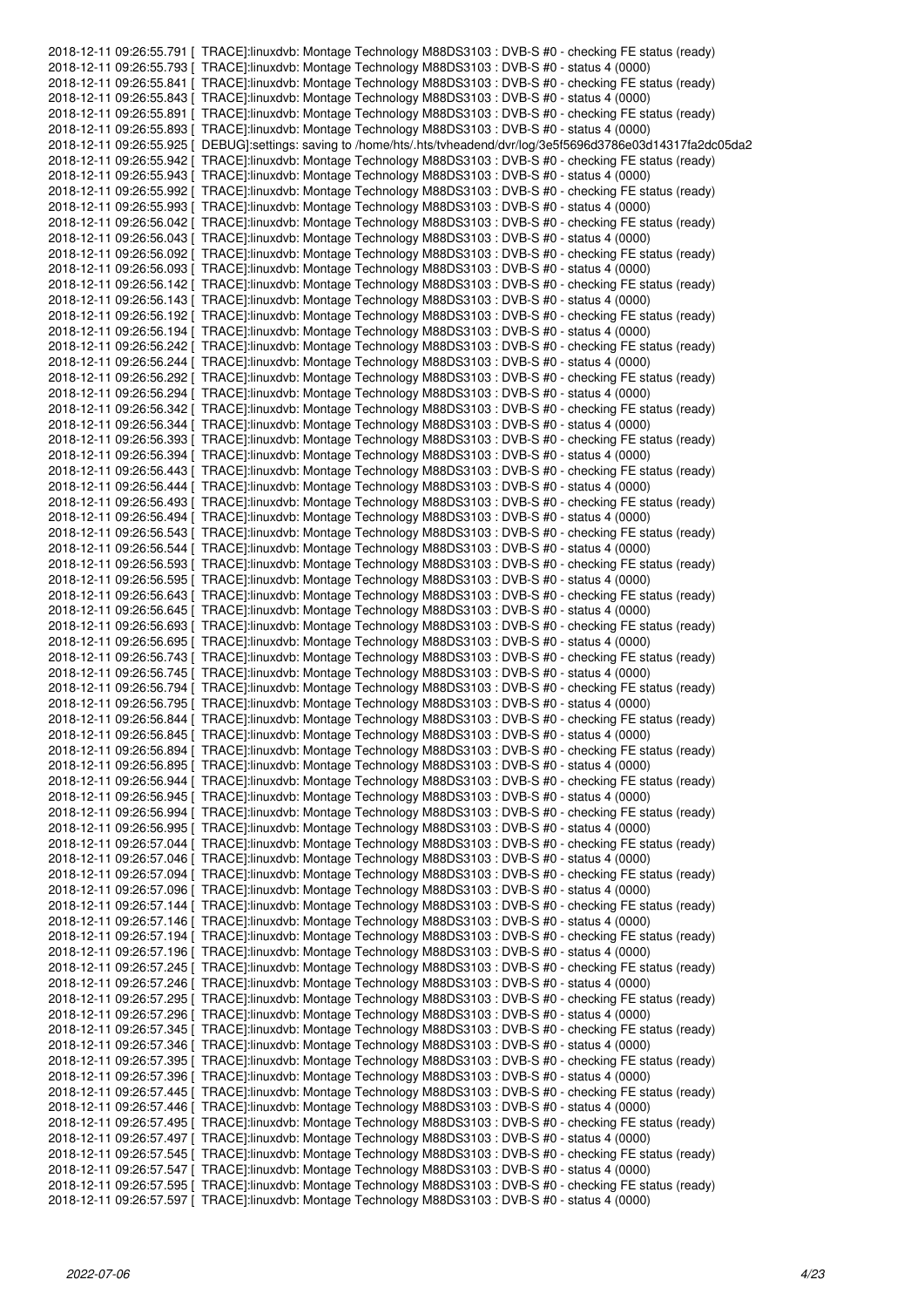```
2018-12-11 09:26:55.791 [  TRACE]:linuxdvb: Montage Technology M88DS3103 : DVB-S #0 - checking FE status (ready)
2018-12-11 09:26:55.793 [  TRACE]:linuxdvb: Montage Technology M88DS3103 : DVB-S #0 - status 4 (0000)
2018-12-11 09:26:55.841 [  TRACE]:linuxdvb: Montage Technology M88DS3103 : DVB-S #0 - checking FE status (ready)
2018-12-11 09:26:55.843 [  TRACE]:linuxdvb: Montage Technology M88DS3103 : DVB-S #0 - status 4 (0000)
2018-12-11 09:26:55.891 [  TRACE]:linuxdvb: Montage Technology M88DS3103 : DVB-S #0 - checking FE status (ready)
2018-12-11 09:26:55.893 [  TRACE]:linuxdvb: Montage Technology M88DS3103 : DVB-S #0 - status 4 (0000)
2018-12-11 09:26:55.925 [  DEBUG]:settings: saving to /home/hts/.hts/tvheadend/dvr/log/3e5f5696d3786e03d14317fa2dc05da2
2018-12-11 09:26:55.942 [  TRACE]:linuxdvb: Montage Technology M88DS3103 : DVB-S #0 - checking FE status (ready)
2018-12-11 09:26:55.943 [  TRACE]:linuxdvb: Montage Technology M88DS3103 : DVB-S #0 - status 4 (0000)
2018-12-11 09:26:55.992 [  TRACE]:linuxdvb: Montage Technology M88DS3103 : DVB-S #0 - checking FE status (ready)
2018-12-11 09:26:55.993 [  TRACE]:linuxdvb: Montage Technology M88DS3103 : DVB-S #0 - status 4 (0000)
2018-12-11 09:26:56.042 [  TRACE]:linuxdvb: Montage Technology M88DS3103 : DVB-S #0 - checking FE status (ready)
2018-12-11 09:26:56.043 [  TRACE]:linuxdvb: Montage Technology M88DS3103 : DVB-S #0 - status 4 (0000)
2018-12-11 09:26:56.092 [  TRACE]:linuxdvb: Montage Technology M88DS3103 : DVB-S #0 - checking FE status (ready)
2018-12-11 09:26:56.093 [  TRACE]:linuxdvb: Montage Technology M88DS3103 : DVB-S #0 - status 4 (0000)
2018-12-11 09:26:56.142 [  TRACE]:linuxdvb: Montage Technology M88DS3103 : DVB-S #0 - checking FE status (ready)
2018-12-11 09:26:56.143 [  TRACE]:linuxdvb: Montage Technology M88DS3103 : DVB-S #0 - status 4 (0000)
2018-12-11 09:26:56.192 [  TRACE]:linuxdvb: Montage Technology M88DS3103 : DVB-S #0 - checking FE status (ready)
2018-12-11 09:26:56.194 [  TRACE]:linuxdvb: Montage Technology M88DS3103 : DVB-S #0 - status 4 (0000)
2018-12-11 09:26:56.242 [  TRACE]:linuxdvb: Montage Technology M88DS3103 : DVB-S #0 - checking FE status (ready)
2018-12-11 09:26:56.244 [  TRACE]:linuxdvb: Montage Technology M88DS3103 : DVB-S #0 - status 4 (0000)
2018-12-11 09:26:56.292 [  TRACE]:linuxdvb: Montage Technology M88DS3103 : DVB-S #0 - checking FE status (ready)
2018-12-11 09:26:56.294 [  TRACE]:linuxdvb: Montage Technology M88DS3103 : DVB-S #0 - status 4 (0000)
2018-12-11 09:26:56.342 [  TRACE]:linuxdvb: Montage Technology M88DS3103 : DVB-S #0 - checking FE status (ready)
2018-12-11 09:26:56.344 [  TRACE]:linuxdvb: Montage Technology M88DS3103 : DVB-S #0 - status 4 (0000)
2018-12-11 09:26:56.393 [  TRACE]:linuxdvb: Montage Technology M88DS3103 : DVB-S #0 - checking FE status (ready)
2018-12-11 09:26:56.394 [  TRACE]:linuxdvb: Montage Technology M88DS3103 : DVB-S #0 - status 4 (0000)
2018-12-11 09:26:56.443 [  TRACE]:linuxdvb: Montage Technology M88DS3103 : DVB-S #0 - checking FE status (ready)
2018-12-11 09:26:56.444 [  TRACE]:linuxdvb: Montage Technology M88DS3103 : DVB-S #0 - status 4 (0000)
2018-12-11 09:26:56.493 [  TRACE]:linuxdvb: Montage Technology M88DS3103 : DVB-S #0 - checking FE status (ready)
2018-12-11 09:26:56.494 [  TRACE]:linuxdvb: Montage Technology M88DS3103 : DVB-S #0 - status 4 (0000)
2018-12-11 09:26:56.543 [  TRACE]:linuxdvb: Montage Technology M88DS3103 : DVB-S #0 - checking FE status (ready)
2018-12-11 09:26:56.544 [  TRACE]:linuxdvb: Montage Technology M88DS3103 : DVB-S #0 - status 4 (0000)
2018-12-11 09:26:56.593 [  TRACE]:linuxdvb: Montage Technology M88DS3103 : DVB-S #0 - checking FE status (ready)
2018-12-11 09:26:56.595 [  TRACE]:linuxdvb: Montage Technology M88DS3103 : DVB-S #0 - status 4 (0000)
2018-12-11 09:26:56.643 [  TRACE]:linuxdvb: Montage Technology M88DS3103 : DVB-S #0 - checking FE status (ready)
2018-12-11 09:26:56.645 [  TRACE]:linuxdvb: Montage Technology M88DS3103 : DVB-S #0 - status 4 (0000)
2018-12-11 09:26:56.693 [  TRACE]:linuxdvb: Montage Technology M88DS3103 : DVB-S #0 - checking FE status (ready)
2018-12-11 09:26:56.695 [  TRACE]:linuxdvb: Montage Technology M88DS3103 : DVB-S #0 - status 4 (0000)
2018-12-11 09:26:56.743 [  TRACE]:linuxdvb: Montage Technology M88DS3103 : DVB-S #0 - checking FE status (ready)
2018-12-11 09:26:56.745 [  TRACE]:linuxdvb: Montage Technology M88DS3103 : DVB-S #0 - status 4 (0000)
2018-12-11 09:26:56.794 [  TRACE]:linuxdvb: Montage Technology M88DS3103 : DVB-S #0 - checking FE status (ready)
2018-12-11 09:26:56.795 [  TRACE]:linuxdvb: Montage Technology M88DS3103 : DVB-S #0 - status 4 (0000)
2018-12-11 09:26:56.844 [  TRACE]:linuxdvb: Montage Technology M88DS3103 : DVB-S #0 - checking FE status (ready)
2018-12-11 09:26:56.845 [  TRACE]:linuxdvb: Montage Technology M88DS3103 : DVB-S #0 - status 4 (0000)
2018-12-11 09:26:56.894 [  TRACE]:linuxdvb: Montage Technology M88DS3103 : DVB-S #0 - checking FE status (ready)
2018-12-11 09:26:56.895 [  TRACE]:linuxdvb: Montage Technology M88DS3103 : DVB-S #0 - status 4 (0000)
2018-12-11 09:26:56.944 [  TRACE]:linuxdvb: Montage Technology M88DS3103 : DVB-S #0 - checking FE status (ready)
2018-12-11 09:26:56.945 [  TRACE]:linuxdvb: Montage Technology M88DS3103 : DVB-S #0 - status 4 (0000)
2018-12-11 09:26:56.994 [  TRACE]:linuxdvb: Montage Technology M88DS3103 : DVB-S #0 - checking FE status (ready)
2018-12-11 09:26:56.995 [  TRACE]:linuxdvb: Montage Technology M88DS3103 : DVB-S #0 - status 4 (0000)
2018-12-11 09:26:57.044 [  TRACE]:linuxdvb: Montage Technology M88DS3103 : DVB-S #0 - checking FE status (ready)
2018-12-11 09:26:57.046 [  TRACE]:linuxdvb: Montage Technology M88DS3103 : DVB-S #0 - status 4 (0000)
2018-12-11 09:26:57.094 [  TRACE]:linuxdvb: Montage Technology M88DS3103 : DVB-S #0 - checking FE status (ready)
2018-12-11 09:26:57.096 [  TRACE]:linuxdvb: Montage Technology M88DS3103 : DVB-S #0 - status 4 (0000)
2018-12-11 09:26:57.144 [  TRACE]:linuxdvb: Montage Technology M88DS3103 : DVB-S #0 - checking FE status (ready)
2018-12-11 09:26:57.146 [  TRACE]:linuxdvb: Montage Technology M88DS3103 : DVB-S #0 - status 4 (0000)
2018-12-11 09:26:57.194 [  TRACE]:linuxdvb: Montage Technology M88DS3103 : DVB-S #0 - checking FE status (ready)
2018-12-11 09:26:57.196 [  TRACE]:linuxdvb: Montage Technology M88DS3103 : DVB-S #0 - status 4 (0000)
2018-12-11 09:26:57.245 [  TRACE]:linuxdvb: Montage Technology M88DS3103 : DVB-S #0 - checking FE status (ready)
2018-12-11 09:26:57.246 [  TRACE]:linuxdvb: Montage Technology M88DS3103 : DVB-S #0 - status 4 (0000)
2018-12-11 09:26:57.295 [  TRACE]:linuxdvb: Montage Technology M88DS3103 : DVB-S #0 - checking FE status (ready)
2018-12-11 09:26:57.296 [  TRACE]:linuxdvb: Montage Technology M88DS3103 : DVB-S #0 - status 4 (0000)
2018-12-11 09:26:57.345 [  TRACE]:linuxdvb: Montage Technology M88DS3103 : DVB-S #0 - checking FE status (ready)
2018-12-11 09:26:57.346 [  TRACE]:linuxdvb: Montage Technology M88DS3103 : DVB-S #0 - status 4 (0000)
2018-12-11 09:26:57.395 [  TRACE]:linuxdvb: Montage Technology M88DS3103 : DVB-S #0 - checking FE status (ready)
2018-12-11 09:26:57.396 [  TRACE]:linuxdvb: Montage Technology M88DS3103 : DVB-S #0 - status 4 (0000)
2018-12-11 09:26:57.445 [  TRACE]:linuxdvb: Montage Technology M88DS3103 : DVB-S #0 - checking FE status (ready)
2018-12-11 09:26:57.446 [  TRACE]:linuxdvb: Montage Technology M88DS3103 : DVB-S #0 - status 4 (0000)
2018-12-11 09:26:57.495 [  TRACE]:linuxdvb: Montage Technology M88DS3103 : DVB-S #0 - checking FE status (ready)
2018-12-11 09:26:57.497 [  TRACE]:linuxdvb: Montage Technology M88DS3103 : DVB-S #0 - status 4 (0000)
2018-12-11 09:26:57.545 [  TRACE]:linuxdvb: Montage Technology M88DS3103 : DVB-S #0 - checking FE status (ready)
2018-12-11 09:26:57.547 [  TRACE]:linuxdvb: Montage Technology M88DS3103 : DVB-S #0 - status 4 (0000)
2018-12-11 09:26:57.595 [  TRACE]:linuxdvb: Montage Technology M88DS3103 : DVB-S #0 - checking FE status (ready)
2018-12-11 09:26:57.597 [  TRACE]:linuxdvb: Montage Technology M88DS3103 : DVB-S #0 - status 4 (0000)
```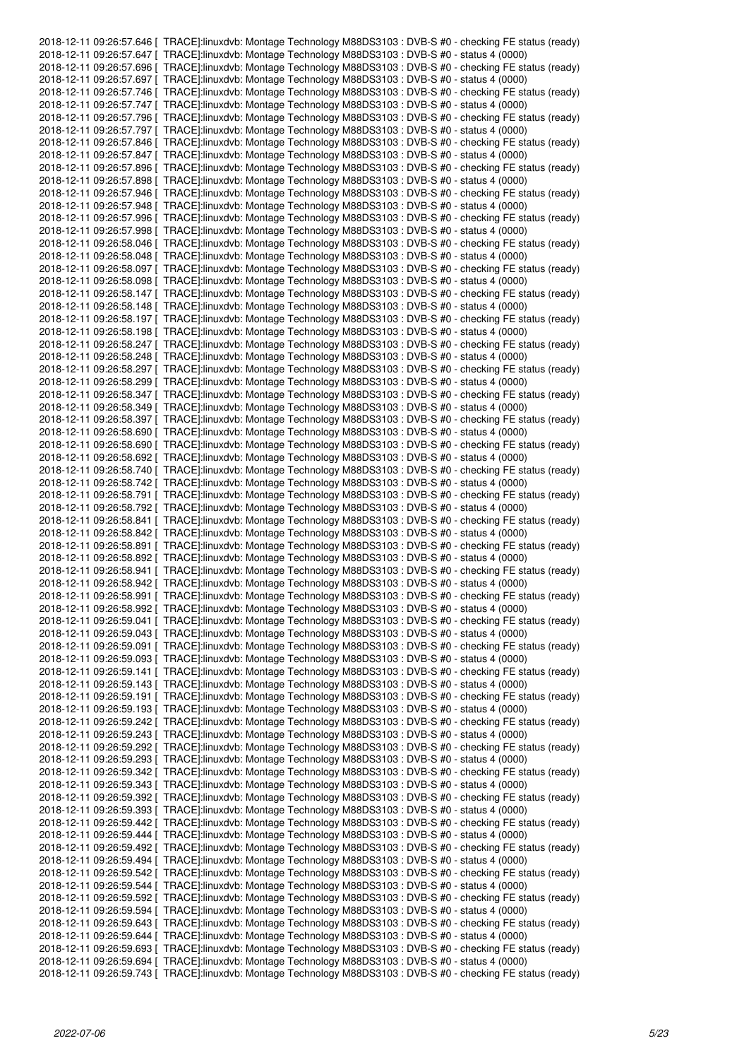```
2018-12-11 09:26:57.646 [  TRACE]:linuxdvb: Montage Technology M88DS3103 : DVB-S #0 - checking FE status (ready)
2018-12-11 09:26:57.647 [  TRACE]:linuxdvb: Montage Technology M88DS3103 : DVB-S #0 - status 4 (0000)
2018-12-11 09:26:57.696 [  TRACE]:linuxdvb: Montage Technology M88DS3103 : DVB-S #0 - checking FE status (ready)
2018-12-11 09:26:57.697 [  TRACE]:linuxdvb: Montage Technology M88DS3103 : DVB-S #0 - status 4 (0000)
2018-12-11 09:26:57.746 [  TRACE]:linuxdvb: Montage Technology M88DS3103 : DVB-S #0 - checking FE status (ready)
2018-12-11 09:26:57.747 [  TRACE]:linuxdvb: Montage Technology M88DS3103 : DVB-S #0 - status 4 (0000)
2018-12-11 09:26:57.796 [  TRACE]:linuxdvb: Montage Technology M88DS3103 : DVB-S #0 - checking FE status (ready)
2018-12-11 09:26:57.797 [  TRACE]:linuxdvb: Montage Technology M88DS3103 : DVB-S #0 - status 4 (0000)
2018-12-11 09:26:57.846 [  TRACE]:linuxdvb: Montage Technology M88DS3103 : DVB-S #0 - checking FE status (ready)
2018-12-11 09:26:57.847 [  TRACE]:linuxdvb: Montage Technology M88DS3103 : DVB-S #0 - status 4 (0000)
2018-12-11 09:26:57.896 [  TRACE]:linuxdvb: Montage Technology M88DS3103 : DVB-S #0 - checking FE status (ready)
2018-12-11 09:26:57.898 [  TRACE]:linuxdvb: Montage Technology M88DS3103 : DVB-S #0 - status 4 (0000)
2018-12-11 09:26:57.946 [  TRACE]:linuxdvb: Montage Technology M88DS3103 : DVB-S #0 - checking FE status (ready)
2018-12-11 09:26:57.948 [  TRACE]:linuxdvb: Montage Technology M88DS3103 : DVB-S #0 - status 4 (0000)
2018-12-11 09:26:57.996 [  TRACE]:linuxdvb: Montage Technology M88DS3103 : DVB-S #0 - checking FE status (ready)
2018-12-11 09:26:57.998 [  TRACE]:linuxdvb: Montage Technology M88DS3103 : DVB-S #0 - status 4 (0000)
2018-12-11 09:26:58.046 [  TRACE]:linuxdvb: Montage Technology M88DS3103 : DVB-S #0 - checking FE status (ready)
2018-12-11 09:26:58.048 [  TRACE]:linuxdvb: Montage Technology M88DS3103 : DVB-S #0 - status 4 (0000)
2018-12-11 09:26:58.097 [  TRACE]:linuxdvb: Montage Technology M88DS3103 : DVB-S #0 - checking FE status (ready)
2018-12-11 09:26:58.098 [  TRACE]:linuxdvb: Montage Technology M88DS3103 : DVB-S #0 - status 4 (0000)
2018-12-11 09:26:58.147 [  TRACE]:linuxdvb: Montage Technology M88DS3103 : DVB-S #0 - checking FE status (ready)
2018-12-11 09:26:58.148 [  TRACE]:linuxdvb: Montage Technology M88DS3103 : DVB-S #0 - status 4 (0000)
2018-12-11 09:26:58.197 [  TRACE]:linuxdvb: Montage Technology M88DS3103 : DVB-S #0 - checking FE status (ready)
2018-12-11 09:26:58.198 [  TRACE]:linuxdvb: Montage Technology M88DS3103 : DVB-S #0 - status 4 (0000)
2018-12-11 09:26:58.247 [  TRACE]:linuxdvb: Montage Technology M88DS3103 : DVB-S #0 - checking FE status (ready)
2018-12-11 09:26:58.248 [  TRACE]:linuxdvb: Montage Technology M88DS3103 : DVB-S #0 - status 4 (0000)
2018-12-11 09:26:58.297 [  TRACE]:linuxdvb: Montage Technology M88DS3103 : DVB-S #0 - checking FE status (ready)
2018-12-11 09:26:58.299 [  TRACE]:linuxdvb: Montage Technology M88DS3103 : DVB-S #0 - status 4 (0000)
2018-12-11 09:26:58.347 [  TRACE]:linuxdvb: Montage Technology M88DS3103 : DVB-S #0 - checking FE status (ready)
2018-12-11 09:26:58.349 [  TRACE]:linuxdvb: Montage Technology M88DS3103 : DVB-S #0 - status 4 (0000)
2018-12-11 09:26:58.397 [  TRACE]:linuxdvb: Montage Technology M88DS3103 : DVB-S #0 - checking FE status (ready)
2018-12-11 09:26:58.690 [  TRACE]:linuxdvb: Montage Technology M88DS3103 : DVB-S #0 - status 4 (0000)
2018-12-11 09:26:58.690 [  TRACE]:linuxdvb: Montage Technology M88DS3103 : DVB-S #0 - checking FE status (ready)
2018-12-11 09:26:58.692 [  TRACE]:linuxdvb: Montage Technology M88DS3103 : DVB-S #0 - status 4 (0000)
2018-12-11 09:26:58.740 [  TRACE]:linuxdvb: Montage Technology M88DS3103 : DVB-S #0 - checking FE status (ready)
2018-12-11 09:26:58.742 [  TRACE]:linuxdvb: Montage Technology M88DS3103 : DVB-S #0 - status 4 (0000)
2018-12-11 09:26:58.791 [  TRACE]:linuxdvb: Montage Technology M88DS3103 : DVB-S #0 - checking FE status (ready)
2018-12-11 09:26:58.792 [  TRACE]:linuxdvb: Montage Technology M88DS3103 : DVB-S #0 - status 4 (0000)
2018-12-11 09:26:58.841 [  TRACE]:linuxdvb: Montage Technology M88DS3103 : DVB-S #0 - checking FE status (ready)
2018-12-11 09:26:58.842 [  TRACE]:linuxdvb: Montage Technology M88DS3103 : DVB-S #0 - status 4 (0000)
2018-12-11 09:26:58.891 [  TRACE]:linuxdvb: Montage Technology M88DS3103 : DVB-S #0 - checking FE status (ready)
2018-12-11 09:26:58.892 [  TRACE]:linuxdvb: Montage Technology M88DS3103 : DVB-S #0 - status 4 (0000)
2018-12-11 09:26:58.941 [  TRACE]:linuxdvb: Montage Technology M88DS3103 : DVB-S #0 - checking FE status (ready)
2018-12-11 09:26:58.942 [  TRACE]:linuxdvb: Montage Technology M88DS3103 : DVB-S #0 - status 4 (0000)
2018-12-11 09:26:58.991 [  TRACE]:linuxdvb: Montage Technology M88DS3103 : DVB-S #0 - checking FE status (ready)
2018-12-11 09:26:58.992 [  TRACE]:linuxdvb: Montage Technology M88DS3103 : DVB-S #0 - status 4 (0000)
2018-12-11 09:26:59.041 [  TRACE]:linuxdvb: Montage Technology M88DS3103 : DVB-S #0 - checking FE status (ready)
2018-12-11 09:26:59.043 [  TRACE]:linuxdvb: Montage Technology M88DS3103 : DVB-S #0 - status 4 (0000)
2018-12-11 09:26:59.091 [  TRACE]:linuxdvb: Montage Technology M88DS3103 : DVB-S #0 - checking FE status (ready)
2018-12-11 09:26:59.093 [  TRACE]:linuxdvb: Montage Technology M88DS3103 : DVB-S #0 - status 4 (0000)
2018-12-11 09:26:59.141 [  TRACE]:linuxdvb: Montage Technology M88DS3103 : DVB-S #0 - checking FE status (ready)
2018-12-11 09:26:59.143 [  TRACE]:linuxdvb: Montage Technology M88DS3103 : DVB-S #0 - status 4 (0000)
2018-12-11 09:26:59.191 [  TRACE]:linuxdvb: Montage Technology M88DS3103 : DVB-S #0 - checking FE status (ready)
2018-12-11 09:26:59.193 [  TRACE]:linuxdvb: Montage Technology M88DS3103 : DVB-S #0 - status 4 (0000)
2018-12-11 09:26:59.242 [  TRACE]:linuxdvb: Montage Technology M88DS3103 : DVB-S #0 - checking FE status (ready)
2018-12-11 09:26:59.243 [  TRACE]:linuxdvb: Montage Technology M88DS3103 : DVB-S #0 - status 4 (0000)
2018-12-11 09:26:59.292 [  TRACE]:linuxdvb: Montage Technology M88DS3103 : DVB-S #0 - checking FE status (ready)
2018-12-11 09:26:59.293 [  TRACE]:linuxdvb: Montage Technology M88DS3103 : DVB-S #0 - status 4 (0000)
2018-12-11 09:26:59.342 [  TRACE]:linuxdvb: Montage Technology M88DS3103 : DVB-S #0 - checking FE status (ready)
2018-12-11 09:26:59.343 [  TRACE]:linuxdvb: Montage Technology M88DS3103 : DVB-S #0 - status 4 (0000)
2018-12-11 09:26:59.392 [  TRACE]:linuxdvb: Montage Technology M88DS3103 : DVB-S #0 - checking FE status (ready)
2018-12-11 09:26:59.393 [  TRACE]:linuxdvb: Montage Technology M88DS3103 : DVB-S #0 - status 4 (0000)
2018-12-11 09:26:59.442 [  TRACE]:linuxdvb: Montage Technology M88DS3103 : DVB-S #0 - checking FE status (ready)
2018-12-11 09:26:59.444 [  TRACE]:linuxdvb: Montage Technology M88DS3103 : DVB-S #0 - status 4 (0000)
2018-12-11 09:26:59.492 [  TRACE]:linuxdvb: Montage Technology M88DS3103 : DVB-S #0 - checking FE status (ready)
2018-12-11 09:26:59.494 [  TRACE]:linuxdvb: Montage Technology M88DS3103 : DVB-S #0 - status 4 (0000)
2018-12-11 09:26:59.542 [  TRACE]:linuxdvb: Montage Technology M88DS3103 : DVB-S #0 - checking FE status (ready)
2018-12-11 09:26:59.544 [  TRACE]:linuxdvb: Montage Technology M88DS3103 : DVB-S #0 - status 4 (0000)
2018-12-11 09:26:59.592 [  TRACE]:linuxdvb: Montage Technology M88DS3103 : DVB-S #0 - checking FE status (ready)
2018-12-11 09:26:59.594 [  TRACE]:linuxdvb: Montage Technology M88DS3103 : DVB-S #0 - status 4 (0000)
2018-12-11 09:26:59.643 [  TRACE]:linuxdvb: Montage Technology M88DS3103 : DVB-S #0 - checking FE status (ready)
2018-12-11 09:26:59.644 [  TRACE]:linuxdvb: Montage Technology M88DS3103 : DVB-S #0 - status 4 (0000)
2018-12-11 09:26:59.693 [  TRACE]:linuxdvb: Montage Technology M88DS3103 : DVB-S #0 - checking FE status (ready)
2018-12-11 09:26:59.694 [  TRACE]:linuxdvb: Montage Technology M88DS3103 : DVB-S #0 - status 4 (0000)
2018-12-11 09:26:59.743 [  TRACE]:linuxdvb: Montage Technology M88DS3103 : DVB-S #0 - checking FE status (ready)
```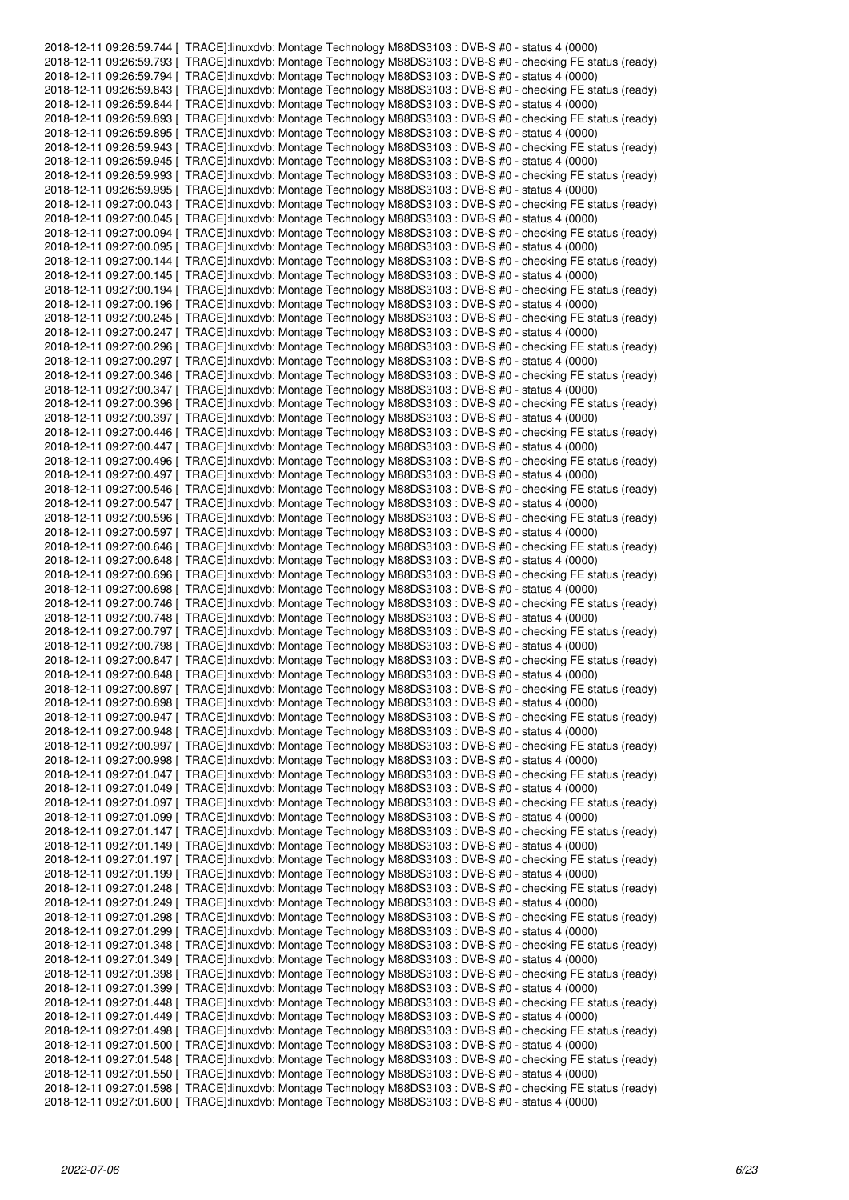```
2018-12-11 09:26:59.744 [  TRACE]:linuxdvb: Montage Technology M88DS3103 : DVB-S #0 - status 4 (0000)
2018-12-11 09:26:59.793 [  TRACE]:linuxdvb: Montage Technology M88DS3103 : DVB-S #0 - checking FE status (ready)
2018-12-11 09:26:59.794 [  TRACE]:linuxdvb: Montage Technology M88DS3103 : DVB-S #0 - status 4 (0000)
2018-12-11 09:26:59.843 [  TRACE]:linuxdvb: Montage Technology M88DS3103 : DVB-S #0 - checking FE status (ready)
2018-12-11 09:26:59.844 [  TRACE]:linuxdvb: Montage Technology M88DS3103 : DVB-S #0 - status 4 (0000)
2018-12-11 09:26:59.893 [  TRACE]:linuxdvb: Montage Technology M88DS3103 : DVB-S #0 - checking FE status (ready)
2018-12-11 09:26:59.895 [  TRACE]:linuxdvb: Montage Technology M88DS3103 : DVB-S #0 - status 4 (0000)
2018-12-11 09:26:59.943 [  TRACE]:linuxdvb: Montage Technology M88DS3103 : DVB-S #0 - checking FE status (ready)
2018-12-11 09:26:59.945 [  TRACE]:linuxdvb: Montage Technology M88DS3103 : DVB-S #0 - status 4 (0000)
2018-12-11 09:26:59.993 [  TRACE]:linuxdvb: Montage Technology M88DS3103 : DVB-S #0 - checking FE status (ready)
2018-12-11 09:26:59.995 [  TRACE]:linuxdvb: Montage Technology M88DS3103 : DVB-S #0 - status 4 (0000)
2018-12-11 09:27:00.043 [  TRACE]:linuxdvb: Montage Technology M88DS3103 : DVB-S #0 - checking FE status (ready)
2018-12-11 09:27:00.045 [  TRACE]:linuxdvb: Montage Technology M88DS3103 : DVB-S #0 - status 4 (0000)
2018-12-11 09:27:00.094 [  TRACE]:linuxdvb: Montage Technology M88DS3103 : DVB-S #0 - checking FE status (ready)
2018-12-11 09:27:00.095 [  TRACE]:linuxdvb: Montage Technology M88DS3103 : DVB-S #0 - status 4 (0000)
2018-12-11 09:27:00.144 [  TRACE]:linuxdvb: Montage Technology M88DS3103 : DVB-S #0 - checking FE status (ready)
2018-12-11 09:27:00.145 [  TRACE]:linuxdvb: Montage Technology M88DS3103 : DVB-S #0 - status 4 (0000)
2018-12-11 09:27:00.194 [  TRACE]:linuxdvb: Montage Technology M88DS3103 : DVB-S #0 - checking FE status (ready)
2018-12-11 09:27:00.196 [  TRACE]:linuxdvb: Montage Technology M88DS3103 : DVB-S #0 - status 4 (0000)
2018-12-11 09:27:00.245 [  TRACE]:linuxdvb: Montage Technology M88DS3103 : DVB-S #0 - checking FE status (ready)
2018-12-11 09:27:00.247 [  TRACE]:linuxdvb: Montage Technology M88DS3103 : DVB-S #0 - status 4 (0000)
2018-12-11 09:27:00.296 [  TRACE]:linuxdvb: Montage Technology M88DS3103 : DVB-S #0 - checking FE status (ready)
2018-12-11 09:27:00.297 [  TRACE]:linuxdvb: Montage Technology M88DS3103 : DVB-S #0 - status 4 (0000)
2018-12-11 09:27:00.346 [  TRACE]:linuxdvb: Montage Technology M88DS3103 : DVB-S #0 - checking FE status (ready)
2018-12-11 09:27:00.347 [  TRACE]:linuxdvb: Montage Technology M88DS3103 : DVB-S #0 - status 4 (0000)
2018-12-11 09:27:00.396 [  TRACE]:linuxdvb: Montage Technology M88DS3103 : DVB-S #0 - checking FE status (ready)
2018-12-11 09:27:00.397 [  TRACE]:linuxdvb: Montage Technology M88DS3103 : DVB-S #0 - status 4 (0000)
2018-12-11 09:27:00.446 [  TRACE]:linuxdvb: Montage Technology M88DS3103 : DVB-S #0 - checking FE status (ready)
2018-12-11 09:27:00.447 [  TRACE]:linuxdvb: Montage Technology M88DS3103 : DVB-S #0 - status 4 (0000)
2018-12-11 09:27:00.496 [  TRACE]:linuxdvb: Montage Technology M88DS3103 : DVB-S #0 - checking FE status (ready)
2018-12-11 09:27:00.497 [  TRACE]:linuxdvb: Montage Technology M88DS3103 : DVB-S #0 - status 4 (0000)
2018-12-11 09:27:00.546 [  TRACE]:linuxdvb: Montage Technology M88DS3103 : DVB-S #0 - checking FE status (ready)
2018-12-11 09:27:00.547 [  TRACE]:linuxdvb: Montage Technology M88DS3103 : DVB-S #0 - status 4 (0000)
2018-12-11 09:27:00.596 [  TRACE]:linuxdvb: Montage Technology M88DS3103 : DVB-S #0 - checking FE status (ready)
2018-12-11 09:27:00.597 [  TRACE]:linuxdvb: Montage Technology M88DS3103 : DVB-S #0 - status 4 (0000)
2018-12-11 09:27:00.646 [  TRACE]:linuxdvb: Montage Technology M88DS3103 : DVB-S #0 - checking FE status (ready)
2018-12-11 09:27:00.648 [  TRACE]:linuxdvb: Montage Technology M88DS3103 : DVB-S #0 - status 4 (0000)
2018-12-11 09:27:00.696 [  TRACE]:linuxdvb: Montage Technology M88DS3103 : DVB-S #0 - checking FE status (ready)
2018-12-11 09:27:00.698 [  TRACE]:linuxdvb: Montage Technology M88DS3103 : DVB-S #0 - status 4 (0000)
2018-12-11 09:27:00.746 [  TRACE]:linuxdvb: Montage Technology M88DS3103 : DVB-S #0 - checking FE status (ready)
2018-12-11 09:27:00.748 [  TRACE]:linuxdvb: Montage Technology M88DS3103 : DVB-S #0 - status 4 (0000)
2018-12-11 09:27:00.797 [  TRACE]:linuxdvb: Montage Technology M88DS3103 : DVB-S #0 - checking FE status (ready)
2018-12-11 09:27:00.798 [  TRACE]:linuxdvb: Montage Technology M88DS3103 : DVB-S #0 - status 4 (0000)
2018-12-11 09:27:00.847 [  TRACE]:linuxdvb: Montage Technology M88DS3103 : DVB-S #0 - checking FE status (ready)
2018-12-11 09:27:00.848 [  TRACE]:linuxdvb: Montage Technology M88DS3103 : DVB-S #0 - status 4 (0000)
2018-12-11 09:27:00.897 [  TRACE]:linuxdvb: Montage Technology M88DS3103 : DVB-S #0 - checking FE status (ready)
2018-12-11 09:27:00.898 [  TRACE]:linuxdvb: Montage Technology M88DS3103 : DVB-S #0 - status 4 (0000)
2018-12-11 09:27:00.947 [  TRACE]:linuxdvb: Montage Technology M88DS3103 : DVB-S #0 - checking FE status (ready)
2018-12-11 09:27:00.948 [  TRACE]:linuxdvb: Montage Technology M88DS3103 : DVB-S #0 - status 4 (0000)
2018-12-11 09:27:00.997 [  TRACE]:linuxdvb: Montage Technology M88DS3103 : DVB-S #0 - checking FE status (ready)
2018-12-11 09:27:00.998 [  TRACE]:linuxdvb: Montage Technology M88DS3103 : DVB-S #0 - status 4 (0000)
2018-12-11 09:27:01.047 [  TRACE]:linuxdvb: Montage Technology M88DS3103 : DVB-S #0 - checking FE status (ready)
2018-12-11 09:27:01.049 [  TRACE]:linuxdvb: Montage Technology M88DS3103 : DVB-S #0 - status 4 (0000)
2018-12-11 09:27:01.097 [  TRACE]:linuxdvb: Montage Technology M88DS3103 : DVB-S #0 - checking FE status (ready)
2018-12-11 09:27:01.099 [  TRACE]:linuxdvb: Montage Technology M88DS3103 : DVB-S #0 - status 4 (0000)
2018-12-11 09:27:01.147 [  TRACE]:linuxdvb: Montage Technology M88DS3103 : DVB-S #0 - checking FE status (ready)
2018-12-11 09:27:01.149 [  TRACE]:linuxdvb: Montage Technology M88DS3103 : DVB-S #0 - status 4 (0000)
2018-12-11 09:27:01.197 [  TRACE]:linuxdvb: Montage Technology M88DS3103 : DVB-S #0 - checking FE status (ready)
2018-12-11 09:27:01.199 [  TRACE]:linuxdvb: Montage Technology M88DS3103 : DVB-S #0 - status 4 (0000)
2018-12-11 09:27:01.248 [  TRACE]:linuxdvb: Montage Technology M88DS3103 : DVB-S #0 - checking FE status (ready)
2018-12-11 09:27:01.249 [  TRACE]:linuxdvb: Montage Technology M88DS3103 : DVB-S #0 - status 4 (0000)
2018-12-11 09:27:01.298 [  TRACE]:linuxdvb: Montage Technology M88DS3103 : DVB-S #0 - checking FE status (ready)
2018-12-11 09:27:01.299 [  TRACE]:linuxdvb: Montage Technology M88DS3103 : DVB-S #0 - status 4 (0000)
2018-12-11 09:27:01.348 [  TRACE]:linuxdvb: Montage Technology M88DS3103 : DVB-S #0 - checking FE status (ready)
2018-12-11 09:27:01.349 [  TRACE]:linuxdvb: Montage Technology M88DS3103 : DVB-S #0 - status 4 (0000)
2018-12-11 09:27:01.398 [  TRACE]:linuxdvb: Montage Technology M88DS3103 : DVB-S #0 - checking FE status (ready)
2018-12-11 09:27:01.399 [  TRACE]:linuxdvb: Montage Technology M88DS3103 : DVB-S #0 - status 4 (0000)
2018-12-11 09:27:01.448 [  TRACE]:linuxdvb: Montage Technology M88DS3103 : DVB-S #0 - checking FE status (ready)
2018-12-11 09:27:01.449 [  TRACE]:linuxdvb: Montage Technology M88DS3103 : DVB-S #0 - status 4 (0000)
2018-12-11 09:27:01.498 [  TRACE]:linuxdvb: Montage Technology M88DS3103 : DVB-S #0 - checking FE status (ready)
2018-12-11 09:27:01.500 [  TRACE]:linuxdvb: Montage Technology M88DS3103 : DVB-S #0 - status 4 (0000)
2018-12-11 09:27:01.548 [  TRACE]:linuxdvb: Montage Technology M88DS3103 : DVB-S #0 - checking FE status (ready)
2018-12-11 09:27:01.550 [  TRACE]:linuxdvb: Montage Technology M88DS3103 : DVB-S #0 - status 4 (0000)
2018-12-11 09:27:01.598 [  TRACE]:linuxdvb: Montage Technology M88DS3103 : DVB-S #0 - checking FE status (ready)
2018-12-11 09:27:01.600 [  TRACE]:linuxdvb: Montage Technology M88DS3103 : DVB-S #0 - status 4 (0000)
```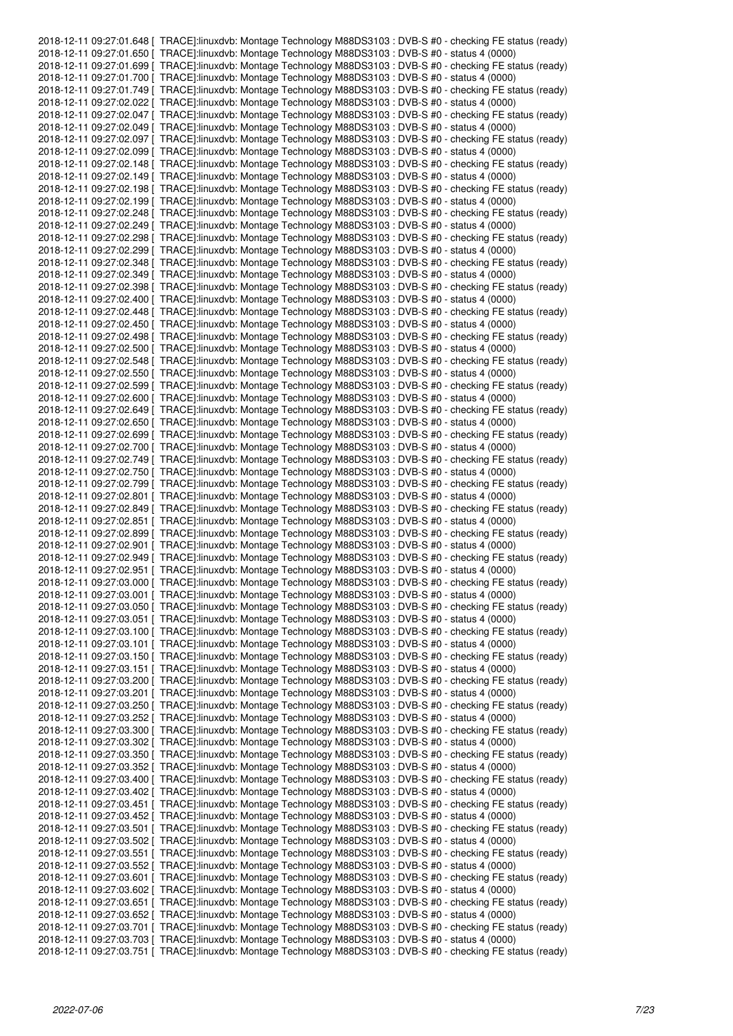```
2018-12-11 09:27:01.648 [  TRACE]:linuxdvb: Montage Technology M88DS3103 : DVB-S #0 - checking FE status (ready)
2018-12-11 09:27:01.650 [  TRACE]:linuxdvb: Montage Technology M88DS3103 : DVB-S #0 - status 4 (0000)
2018-12-11 09:27:01.699 [  TRACE]:linuxdvb: Montage Technology M88DS3103 : DVB-S #0 - checking FE status (ready)
2018-12-11 09:27:01.700 [  TRACE]:linuxdvb: Montage Technology M88DS3103 : DVB-S #0 - status 4 (0000)
2018-12-11 09:27:01.749 [  TRACE]:linuxdvb: Montage Technology M88DS3103 : DVB-S #0 - checking FE status (ready)
2018-12-11 09:27:02.022 [  TRACE]:linuxdvb: Montage Technology M88DS3103 : DVB-S #0 - status 4 (0000)
2018-12-11 09:27:02.047 [  TRACE]:linuxdvb: Montage Technology M88DS3103 : DVB-S #0 - checking FE status (ready)
2018-12-11 09:27:02.049 [  TRACE]:linuxdvb: Montage Technology M88DS3103 : DVB-S #0 - status 4 (0000)
2018-12-11 09:27:02.097 [  TRACE]:linuxdvb: Montage Technology M88DS3103 : DVB-S #0 - checking FE status (ready)
2018-12-11 09:27:02.099 [  TRACE]:linuxdvb: Montage Technology M88DS3103 : DVB-S #0 - status 4 (0000)
2018-12-11 09:27:02.148 [  TRACE]:linuxdvb: Montage Technology M88DS3103 : DVB-S #0 - checking FE status (ready)
2018-12-11 09:27:02.149 [  TRACE]:linuxdvb: Montage Technology M88DS3103 : DVB-S #0 - status 4 (0000)
2018-12-11 09:27:02.198 [  TRACE]:linuxdvb: Montage Technology M88DS3103 : DVB-S #0 - checking FE status (ready)
2018-12-11 09:27:02.199 [  TRACE]:linuxdvb: Montage Technology M88DS3103 : DVB-S #0 - status 4 (0000)
2018-12-11 09:27:02.248 [  TRACE]:linuxdvb: Montage Technology M88DS3103 : DVB-S #0 - checking FE status (ready)
2018-12-11 09:27:02.249 [  TRACE]:linuxdvb: Montage Technology M88DS3103 : DVB-S #0 - status 4 (0000)
2018-12-11 09:27:02.298 [  TRACE]:linuxdvb: Montage Technology M88DS3103 : DVB-S #0 - checking FE status (ready)
2018-12-11 09:27:02.299 [  TRACE]:linuxdvb: Montage Technology M88DS3103 : DVB-S #0 - status 4 (0000)
2018-12-11 09:27:02.348 [  TRACE]:linuxdvb: Montage Technology M88DS3103 : DVB-S #0 - checking FE status (ready)
2018-12-11 09:27:02.349 [  TRACE]:linuxdvb: Montage Technology M88DS3103 : DVB-S #0 - status 4 (0000)
2018-12-11 09:27:02.398 [  TRACE]:linuxdvb: Montage Technology M88DS3103 : DVB-S #0 - checking FE status (ready)
2018-12-11 09:27:02.400 [  TRACE]:linuxdvb: Montage Technology M88DS3103 : DVB-S #0 - status 4 (0000)
2018-12-11 09:27:02.448 [  TRACE]:linuxdvb: Montage Technology M88DS3103 : DVB-S #0 - checking FE status (ready)
2018-12-11 09:27:02.450 [  TRACE]:linuxdvb: Montage Technology M88DS3103 : DVB-S #0 - status 4 (0000)
2018-12-11 09:27:02.498 [  TRACE]:linuxdvb: Montage Technology M88DS3103 : DVB-S #0 - checking FE status (ready)
2018-12-11 09:27:02.500 [  TRACE]:linuxdvb: Montage Technology M88DS3103 : DVB-S #0 - status 4 (0000)
2018-12-11 09:27:02.548 [  TRACE]:linuxdvb: Montage Technology M88DS3103 : DVB-S #0 - checking FE status (ready)
2018-12-11 09:27:02.550 [  TRACE]:linuxdvb: Montage Technology M88DS3103 : DVB-S #0 - status 4 (0000)
2018-12-11 09:27:02.599 [  TRACE]:linuxdvb: Montage Technology M88DS3103 : DVB-S #0 - checking FE status (ready)
2018-12-11 09:27:02.600 [  TRACE]:linuxdvb: Montage Technology M88DS3103 : DVB-S #0 - status 4 (0000)
2018-12-11 09:27:02.649 [  TRACE]:linuxdvb: Montage Technology M88DS3103 : DVB-S #0 - checking FE status (ready)
2018-12-11 09:27:02.650 [  TRACE]:linuxdvb: Montage Technology M88DS3103 : DVB-S #0 - status 4 (0000)
2018-12-11 09:27:02.699 [  TRACE]:linuxdvb: Montage Technology M88DS3103 : DVB-S #0 - checking FE status (ready)
2018-12-11 09:27:02.700 [  TRACE]:linuxdvb: Montage Technology M88DS3103 : DVB-S #0 - status 4 (0000)
2018-12-11 09:27:02.749 [  TRACE]:linuxdvb: Montage Technology M88DS3103 : DVB-S #0 - checking FE status (ready)
2018-12-11 09:27:02.750 [  TRACE]:linuxdvb: Montage Technology M88DS3103 : DVB-S #0 - status 4 (0000)
2018-12-11 09:27:02.799 [  TRACE]:linuxdvb: Montage Technology M88DS3103 : DVB-S #0 - checking FE status (ready)
2018-12-11 09:27:02.801 [  TRACE]:linuxdvb: Montage Technology M88DS3103 : DVB-S #0 - status 4 (0000)
2018-12-11 09:27:02.849 [  TRACE]:linuxdvb: Montage Technology M88DS3103 : DVB-S #0 - checking FE status (ready)
2018-12-11 09:27:02.851 [  TRACE]:linuxdvb: Montage Technology M88DS3103 : DVB-S #0 - status 4 (0000)
2018-12-11 09:27:02.899 [  TRACE]:linuxdvb: Montage Technology M88DS3103 : DVB-S #0 - checking FE status (ready)
2018-12-11 09:27:02.901 [  TRACE]:linuxdvb: Montage Technology M88DS3103 : DVB-S #0 - status 4 (0000)
2018-12-11 09:27:02.949 [  TRACE]:linuxdvb: Montage Technology M88DS3103 : DVB-S #0 - checking FE status (ready)
2018-12-11 09:27:02.951 [  TRACE]:linuxdvb: Montage Technology M88DS3103 : DVB-S #0 - status 4 (0000)
2018-12-11 09:27:03.000 [  TRACE]:linuxdvb: Montage Technology M88DS3103 : DVB-S #0 - checking FE status (ready)
2018-12-11 09:27:03.001 [  TRACE]:linuxdvb: Montage Technology M88DS3103 : DVB-S #0 - status 4 (0000)
2018-12-11 09:27:03.050 [  TRACE]:linuxdvb: Montage Technology M88DS3103 : DVB-S #0 - checking FE status (ready)
2018-12-11 09:27:03.051 [  TRACE]:linuxdvb: Montage Technology M88DS3103 : DVB-S #0 - status 4 (0000)
2018-12-11 09:27:03.100 [  TRACE]:linuxdvb: Montage Technology M88DS3103 : DVB-S #0 - checking FE status (ready)
2018-12-11 09:27:03.101 [  TRACE]:linuxdvb: Montage Technology M88DS3103 : DVB-S #0 - status 4 (0000)
2018-12-11 09:27:03.150 [  TRACE]:linuxdvb: Montage Technology M88DS3103 : DVB-S #0 - checking FE status (ready)
2018-12-11 09:27:03.151 [  TRACE]:linuxdvb: Montage Technology M88DS3103 : DVB-S #0 - status 4 (0000)
2018-12-11 09:27:03.200 [  TRACE]:linuxdvb: Montage Technology M88DS3103 : DVB-S #0 - checking FE status (ready)
2018-12-11 09:27:03.201 [  TRACE]:linuxdvb: Montage Technology M88DS3103 : DVB-S #0 - status 4 (0000)
2018-12-11 09:27:03.250 [  TRACE]:linuxdvb: Montage Technology M88DS3103 : DVB-S #0 - checking FE status (ready)
2018-12-11 09:27:03.252 [  TRACE]:linuxdvb: Montage Technology M88DS3103 : DVB-S #0 - status 4 (0000)
2018-12-11 09:27:03.300 [  TRACE]:linuxdvb: Montage Technology M88DS3103 : DVB-S #0 - checking FE status (ready)
2018-12-11 09:27:03.302 [  TRACE]:linuxdvb: Montage Technology M88DS3103 : DVB-S #0 - status 4 (0000)
2018-12-11 09:27:03.350 [  TRACE]:linuxdvb: Montage Technology M88DS3103 : DVB-S #0 - checking FE status (ready)
2018-12-11 09:27:03.352 [  TRACE]:linuxdvb: Montage Technology M88DS3103 : DVB-S #0 - status 4 (0000)
2018-12-11 09:27:03.400 [  TRACE]:linuxdvb: Montage Technology M88DS3103 : DVB-S #0 - checking FE status (ready)
2018-12-11 09:27:03.402 [  TRACE]:linuxdvb: Montage Technology M88DS3103 : DVB-S #0 - status 4 (0000)
2018-12-11 09:27:03.451 [  TRACE]:linuxdvb: Montage Technology M88DS3103 : DVB-S #0 - checking FE status (ready)
2018-12-11 09:27:03.452 [  TRACE]:linuxdvb: Montage Technology M88DS3103 : DVB-S #0 - status 4 (0000)
2018-12-11 09:27:03.501 [  TRACE]:linuxdvb: Montage Technology M88DS3103 : DVB-S #0 - checking FE status (ready)
2018-12-11 09:27:03.502 [  TRACE]:linuxdvb: Montage Technology M88DS3103 : DVB-S #0 - status 4 (0000)
2018-12-11 09:27:03.551 [  TRACE]:linuxdvb: Montage Technology M88DS3103 : DVB-S #0 - checking FE status (ready)
2018-12-11 09:27:03.552 [  TRACE]:linuxdvb: Montage Technology M88DS3103 : DVB-S #0 - status 4 (0000)
2018-12-11 09:27:03.601 [  TRACE]:linuxdvb: Montage Technology M88DS3103 : DVB-S #0 - checking FE status (ready)
2018-12-11 09:27:03.602 [  TRACE]:linuxdvb: Montage Technology M88DS3103 : DVB-S #0 - status 4 (0000)
2018-12-11 09:27:03.651 [  TRACE]:linuxdvb: Montage Technology M88DS3103 : DVB-S #0 - checking FE status (ready)
2018-12-11 09:27:03.652 [  TRACE]:linuxdvb: Montage Technology M88DS3103 : DVB-S #0 - status 4 (0000)
2018-12-11 09:27:03.701 [  TRACE]:linuxdvb: Montage Technology M88DS3103 : DVB-S #0 - checking FE status (ready)
2018-12-11 09:27:03.703 [  TRACE]:linuxdvb: Montage Technology M88DS3103 : DVB-S #0 - status 4 (0000)
2018-12-11 09:27:03.751 [  TRACE]:linuxdvb: Montage Technology M88DS3103 : DVB-S #0 - checking FE status (ready)
```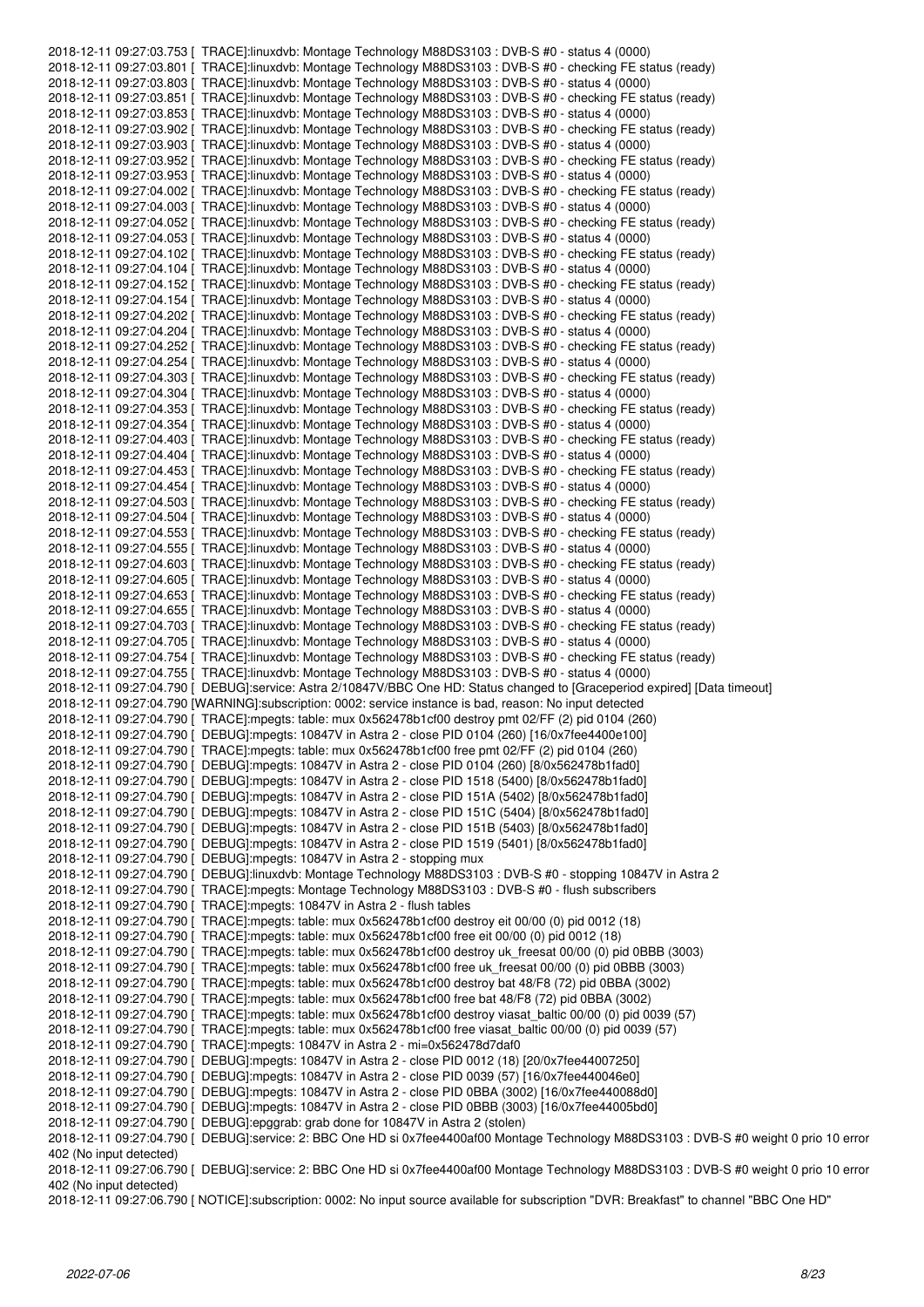```
2018-12-11 09:27:03.753 [ TRACE]:linuxdvb: Montage Technology M88DS3103 : DVB-S #0 - status 4 (0000)
2018-12-11 09:27:03.801 [ TRACE]:linuxdvb: Montage Technology M88DS3103 : DVB-S #0 - checking FE status (ready)
2018-12-11 09:27:03.803 [ TRACE]:linuxdvb: Montage Technology M88DS3103 : DVB-S #0 - status 4 (0000)
2018-12-11 09:27:03.851 [ TRACE]:linuxdvb: Montage Technology M88DS3103 : DVB-S #0 - checking FE status (ready)
2018-12-11 09:27:03.853 [ TRACE]:linuxdvb: Montage Technology M88DS3103 : DVB-S #0 - status 4 (0000)
2018-12-11 09:27:03.902 [ TRACE]:linuxdvb: Montage Technology M88DS3103 : DVB-S #0 - checking FE status (ready)
2018-12-11 09:27:03.903 [ TRACE]:linuxdvb: Montage Technology M88DS3103 : DVB-S #0 - status 4 (0000)
2018-12-11 09:27:03.952 [ TRACE]:linuxdvb: Montage Technology M88DS3103 : DVB-S #0 - checking FE status (ready)
2018-12-11 09:27:03.953 [ TRACE]:linuxdvb: Montage Technology M88DS3103 : DVB-S #0 - status 4 (0000)
2018-12-11 09:27:04.002 [ TRACE]:linuxdvb: Montage Technology M88DS3103 : DVB-S #0 - checking FE status (ready)
2018-12-11 09:27:04.003 [ TRACE]:linuxdvb: Montage Technology M88DS3103 : DVB-S #0 - status 4 (0000)
2018-12-11 09:27:04.052 [ TRACE]:linuxdvb: Montage Technology M88DS3103 : DVB-S #0 - checking FE status (ready)
2018-12-11 09:27:04.053 [ TRACE]:linuxdvb: Montage Technology M88DS3103 : DVB-S #0 - status 4 (0000)
2018-12-11 09:27:04.102 [ TRACE]:linuxdvb: Montage Technology M88DS3103 : DVB-S #0 - checking FE status (ready)
2018-12-11 09:27:04.104 [ TRACE]:linuxdvb: Montage Technology M88DS3103 : DVB-S #0 - status 4 (0000)
2018-12-11 09:27:04.152 [ TRACE]:linuxdvb: Montage Technology M88DS3103 : DVB-S #0 - checking FE status (ready)
2018-12-11 09:27:04.154 [ TRACE]:linuxdvb: Montage Technology M88DS3103 : DVB-S #0 - status 4 (0000)
2018-12-11 09:27:04.202 [ TRACE]:linuxdvb: Montage Technology M88DS3103 : DVB-S #0 - checking FE status (ready)
2018-12-11 09:27:04.204 [ TRACE]:linuxdvb: Montage Technology M88DS3103 : DVB-S #0 - status 4 (0000)
2018-12-11 09:27:04.252 [ TRACE]:linuxdvb: Montage Technology M88DS3103 : DVB-S #0 - checking FE status (ready)
2018-12-11 09:27:04.254 [ TRACE]:linuxdvb: Montage Technology M88DS3103 : DVB-S #0 - status 4 (0000)
2018-12-11 09:27:04.303 [ TRACE]:linuxdvb: Montage Technology M88DS3103 : DVB-S #0 - checking FE status (ready)
2018-12-11 09:27:04.304 [ TRACE]:linuxdvb: Montage Technology M88DS3103 : DVB-S #0 - status 4 (0000)
2018-12-11 09:27:04.353 [ TRACE]:linuxdvb: Montage Technology M88DS3103 : DVB-S #0 - checking FE status (ready)
2018-12-11 09:27:04.354 [ TRACE]:linuxdvb: Montage Technology M88DS3103 : DVB-S #0 - status 4 (0000)
2018-12-11 09:27:04.403 [ TRACE]:linuxdvb: Montage Technology M88DS3103 : DVB-S #0 - checking FE status (ready)
2018-12-11 09:27:04.404 [ TRACE]:linuxdvb: Montage Technology M88DS3103 : DVB-S #0 - status 4 (0000)
2018-12-11 09:27:04.453 [ TRACE]:linuxdvb: Montage Technology M88DS3103 : DVB-S #0 - checking FE status (ready)
2018-12-11 09:27:04.454 [ TRACE]:linuxdvb: Montage Technology M88DS3103 : DVB-S #0 - status 4 (0000)
2018-12-11 09:27:04.503 [ TRACE]:linuxdvb: Montage Technology M88DS3103 : DVB-S #0 - checking FE status (ready)
2018-12-11 09:27:04.504 [ TRACE]:linuxdvb: Montage Technology M88DS3103 : DVB-S #0 - status 4 (0000)
2018-12-11 09:27:04.553 [ TRACE]:linuxdvb: Montage Technology M88DS3103 : DVB-S #0 - checking FE status (ready)
2018-12-11 09:27:04.555 [ TRACE]:linuxdvb: Montage Technology M88DS3103 : DVB-S #0 - status 4 (0000)
2018-12-11 09:27:04.603 [ TRACE]:linuxdvb: Montage Technology M88DS3103 : DVB-S #0 - checking FE status (ready)
2018-12-11 09:27:04.605 [ TRACE]:linuxdvb: Montage Technology M88DS3103 : DVB-S #0 - status 4 (0000)
2018-12-11 09:27:04.653 [ TRACE]:linuxdvb: Montage Technology M88DS3103 : DVB-S #0 - checking FE status (ready)
2018-12-11 09:27:04.655 [ TRACE]:linuxdvb: Montage Technology M88DS3103 : DVB-S #0 - status 4 (0000)
2018-12-11 09:27:04.703 [ TRACE]:linuxdvb: Montage Technology M88DS3103 : DVB-S #0 - checking FE status (ready)
2018-12-11 09:27:04.705 [ TRACE]:linuxdvb: Montage Technology M88DS3103 : DVB-S #0 - status 4 (0000)
2018-12-11 09:27:04.754 [ TRACE]:linuxdvb: Montage Technology M88DS3103 : DVB-S #0 - checking FE status (ready)
2018-12-11 09:27:04.755 [ TRACE]:linuxdvb: Montage Technology M88DS3103 : DVB-S #0 - status 4 (0000)
2018-12-11 09:27:04.790 [ DEBUG]:service: Astra 2/10847V/BBC One HD: Status changed to [Graceperiod expired] [Data timeout]
2018-12-11 09:27:04.790 [WARNING]:subscription: 0002: service instance is bad, reason: No input detected
2018-12-11 09:27:04.790 [ TRACE]:mpegts: table: mux 0x562478b1cf00 destroy pmt 02/FF (2) pid 0104 (260)
2018-12-11 09:27:04.790 [ DEBUG]:mpegts: 10847V in Astra 2 - close PID 0104 (260) [16/0x7fee4400e100]
2018-12-11 09:27:04.790 [ TRACE]:mpegts: table: mux 0x562478b1cf00 free pmt 02/FF (2) pid 0104 (260)
2018-12-11 09:27:04.790 [ DEBUG]:mpegts: 10847V in Astra 2 - close PID 0104 (260) [8/0x562478b1fad0]
2018-12-11 09:27:04.790 [ DEBUG]:mpegts: 10847V in Astra 2 - close PID 1518 (5400) [8/0x562478b1fad0]
2018-12-11 09:27:04.790 [ DEBUG]:mpegts: 10847V in Astra 2 - close PID 151A (5402) [8/0x562478b1fad0]
2018-12-11 09:27:04.790 [ DEBUG]:mpegts: 10847V in Astra 2 - close PID 151C (5404) [8/0x562478b1fad0]
2018-12-11 09:27:04.790 [ DEBUG]:mpegts: 10847V in Astra 2 - close PID 151B (5403) [8/0x562478b1fad0]
2018-12-11 09:27:04.790 [ DEBUG]:mpegts: 10847V in Astra 2 - close PID 1519 (5401) [8/0x562478b1fad0]
2018-12-11 09:27:04.790 [ DEBUG]:mpegts: 10847V in Astra 2 - stopping mux
2018-12-11 09:27:04.790 [ DEBUG]:linuxdvb: Montage Technology M88DS3103 : DVB-S #0 - stopping 10847V in Astra 2
2018-12-11 09:27:04.790 [ TRACE]:mpegts: Montage Technology M88DS3103 : DVB-S #0 - flush subscribers
2018-12-11 09:27:04.790 [ TRACE]:mpegts: 10847V in Astra 2 - flush tables
2018-12-11 09:27:04.790 [ TRACE]:mpegts: table: mux 0x562478b1cf00 destroy eit 00/00 (0) pid 0012 (18)
2018-12-11 09:27:04.790 [ TRACE]:mpegts: table: mux 0x562478b1cf00 free eit 00/00 (0) pid 0012 (18)
2018-12-11 09:27:04.790 [ TRACE]:mpegts: table: mux 0x562478b1cf00 destroy uk_freesat 00/00 (0) pid 0BBB (3003)
2018-12-11 09:27:04.790 [ TRACE]:mpegts: table: mux 0x562478b1cf00 free uk_freesat 00/00 (0) pid 0BBB (3003)
2018-12-11 09:27:04.790 [ TRACE]:mpegts: table: mux 0x562478b1cf00 destroy bat 48/F8 (72) pid 0BBA (3002)
2018-12-11 09:27:04.790 [ TRACE]:mpegts: table: mux 0x562478b1cf00 free bat 48/F8 (72) pid 0BBA (3002)
2018-12-11 09:27:04.790 [ TRACE]:mpegts: table: mux 0x562478b1cf00 destroy viasat_baltic 00/00 (0) pid 0039 (57)
2018-12-11 09:27:04.790 [ TRACE]:mpegts: table: mux 0x562478b1cf00 free viasat_baltic 00/00 (0) pid 0039 (57)
2018-12-11 09:27:04.790 [ TRACE]:mpegts: 10847V in Astra 2 - mi=0x562478d7daf0
2018-12-11 09:27:04.790 [ DEBUG]:mpegts: 10847V in Astra 2 - close PID 0012 (18) [20/0x7fee44007250]
2018-12-11 09:27:04.790 [ DEBUG]:mpegts: 10847V in Astra 2 - close PID 0039 (57) [16/0x7fee440046e0]
2018-12-11 09:27:04.790 [ DEBUG]:mpegts: 10847V in Astra 2 - close PID 0BBA (3002) [16/0x7fee440088d0]
2018-12-11 09:27:04.790 [ DEBUG]:mpegts: 10847V in Astra 2 - close PID 0BBB (3003) [16/0x7fee44005bd0]
2018-12-11 09:27:04.790 [ DEBUG]:epggrab: grab done for 10847V in Astra 2 (stolen)
2018-12-11 09:27:04.790 [ DEBUG]:service: 2: BBC One HD si 0x7fee4400af00 Montage Technology M88DS3103 : DVB-S #0 weight 0 prio 10 error 402 (No input detected)
2018-12-11 09:27:06.790 [ DEBUG]:service: 2: BBC One HD si 0x7fee4400af00 Montage Technology M88DS3103 : DVB-S #0 weight 0 prio 10 error 402 (No input detected)
2018-12-11 09:27:06.790 [ NOTICE]:subscription: 0002: No input source available for subscription "DVR: Breakfast" to channel "BBC One HD"
```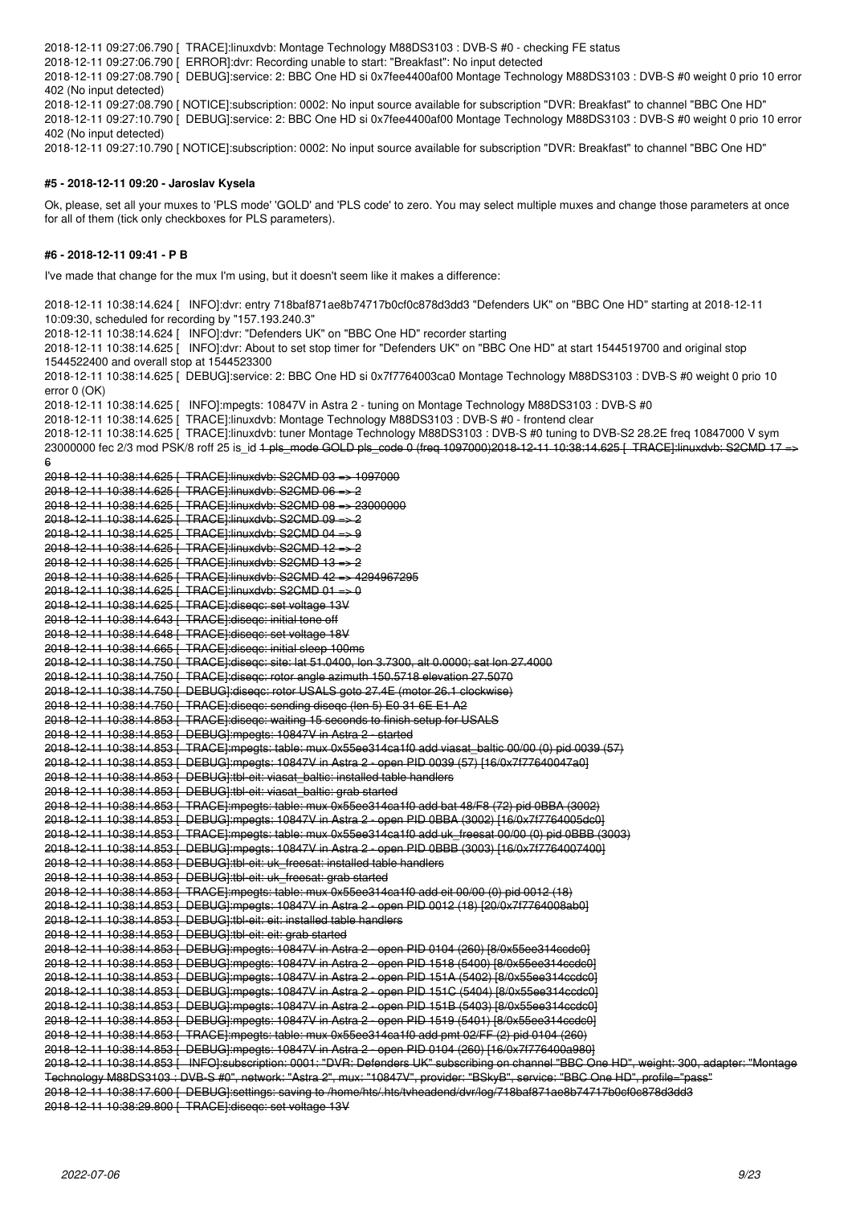2018-12-11 09:27:06.790 [ TRACE]:linuxdvb: Montage Technology M88DS3103 : DVB-S #0 - checking FE status
2018-12-11 09:27:06.790 [ ERROR]:dvr: Recording unable to start: "Breakfast": No input detected
2018-12-11 09:27:08.790 [ DEBUG]:service: 2: BBC One HD si 0x7fee4400af00 Montage Technology M88DS3103 : DVB-S #0 weight 0 prio 10 error 402 (No input detected)
2018-12-11 09:27:08.790 [ NOTICE]:subscription: 0002: No input source available for subscription "DVR: Breakfast" to channel "BBC One HD"
2018-12-11 09:27:10.790 [ DEBUG]:service: 2: BBC One HD si 0x7fee4400af00 Montage Technology M88DS3103 : DVB-S #0 weight 0 prio 10 error 402 (No input detected)
2018-12-11 09:27:10.790 [ NOTICE]:subscription: 0002: No input source available for subscription "DVR: Breakfast" to channel "BBC One HD"

#### #5 - 2018-12-11 09:20 - Jaroslav Kysela

Ok, please, set all your muxes to 'PLS mode' 'GOLD' and 'PLS code' to zero. You may select multiple muxes and change those parameters at once for all of them (tick only checkboxes for PLS parameters).

#### #6 - 2018-12-11 09:41 - P B

I've made that change for the mux I'm using, but it doesn't seem like it makes a difference:

2018-12-11 10:38:14.624 [ INFO]:dvr: entry 718baf871ae8b74717b0cf0c878d3dd3 "Defenders UK" on "BBC One HD" starting at 2018-12-11 10:09:30, scheduled for recording by "157.193.240.3"
2018-12-11 10:38:14.624 [ INFO]:dvr: "Defenders UK" on "BBC One HD" recorder starting
2018-12-11 10:38:14.625 [ INFO]:dvr: About to set stop timer for "Defenders UK" on "BBC One HD" at start 1544519700 and original stop 1544522400 and overall stop at 1544523300
2018-12-11 10:38:14.625 [ DEBUG]:service: 2: BBC One HD si 0x7f7764003ca0 Montage Technology M88DS3103 : DVB-S #0 weight 0 prio 10 error 0 (OK)
2018-12-11 10:38:14.625 [ INFO]:mpegts: 10847V in Astra 2 - tuning on Montage Technology M88DS3103 : DVB-S #0
2018-12-11 10:38:14.625 [ TRACE]:linuxdvb: Montage Technology M88DS3103 : DVB-S #0 - frontend clear
2018-12-11 10:38:14.625 [ TRACE]:linuxdvb: tuner Montage Technology M88DS3103 : DVB-S #0 tuning to DVB-S2 28.2E freq 10847000 V sym 23000000 fec 2/3 mod PSK/8 roff 25 is_id ~~1 pls_mode GOLD pls_code 0 (freq 1097000)2018-12-11 10:38:14.625 [ TRACE]:linuxdvb: S2CMD 17 => 6~~
~~2018-12-11 10:38:14.625 [ TRACE]:linuxdvb: S2CMD 03 => 1097000~~
~~2018-12-11 10:38:14.625 [ TRACE]:linuxdvb: S2CMD 06 => 2~~
~~2018-12-11 10:38:14.625 [ TRACE]:linuxdvb: S2CMD 08 => 23000000~~
~~2018-12-11 10:38:14.625 [ TRACE]:linuxdvb: S2CMD 09 => 2~~
~~2018-12-11 10:38:14.625 [ TRACE]:linuxdvb: S2CMD 04 => 9~~
~~2018-12-11 10:38:14.625 [ TRACE]:linuxdvb: S2CMD 12 => 2~~
~~2018-12-11 10:38:14.625 [ TRACE]:linuxdvb: S2CMD 13 => 2~~
~~2018-12-11 10:38:14.625 [ TRACE]:linuxdvb: S2CMD 42 => 4294967295~~
~~2018-12-11 10:38:14.625 [ TRACE]:linuxdvb: S2CMD 01 => 0~~
~~2018-12-11 10:38:14.625 [ TRACE]:diseqc: set voltage 13V~~
~~2018-12-11 10:38:14.643 [ TRACE]:diseqc: initial tone off~~
~~2018-12-11 10:38:14.648 [ TRACE]:diseqc: set voltage 18V~~
~~2018-12-11 10:38:14.665 [ TRACE]:diseqc: initial sleep 100ms~~
~~2018-12-11 10:38:14.750 [ TRACE]:diseqc: site: lat 51.0400, lon 3.7300, alt 0.0000; sat lon 27.4000~~
~~2018-12-11 10:38:14.750 [ TRACE]:diseqc: rotor angle azimuth 150.5718 elevation 27.5070~~
~~2018-12-11 10:38:14.750 [ DEBUG]:diseqc: rotor USALS goto 27.4E (motor 26.1 clockwise)~~
~~2018-12-11 10:38:14.750 [ TRACE]:diseqc: sending diseqc (len 5) E0 31 6E E1 A2~~
~~2018-12-11 10:38:14.853 [ TRACE]:diseqc: waiting 15 seconds to finish setup for USALS~~
~~2018-12-11 10:38:14.853 [ DEBUG]:mpegts: 10847V in Astra 2 - started~~
~~2018-12-11 10:38:14.853 [ TRACE]:mpegts: table: mux 0x55ee314ca1f0 add viasat_baltic 00/00 (0) pid 0039 (57)~~
~~2018-12-11 10:38:14.853 [ DEBUG]:mpegts: 10847V in Astra 2 - open PID 0039 (57) [16/0x7f77640047a0]~~
~~2018-12-11 10:38:14.853 [ DEBUG]:tbl-eit: viasat_baltic: installed table handlers~~
~~2018-12-11 10:38:14.853 [ DEBUG]:tbl-eit: viasat_baltic: grab started~~
~~2018-12-11 10:38:14.853 [ TRACE]:mpegts: table: mux 0x55ee314ca1f0 add bat 48/F8 (72) pid 0BBA (3002)~~
~~2018-12-11 10:38:14.853 [ DEBUG]:mpegts: 10847V in Astra 2 - open PID 0BBA (3002) [16/0x7f7764005dc0]~~
~~2018-12-11 10:38:14.853 [ TRACE]:mpegts: table: mux 0x55ee314ca1f0 add uk_freesat 00/00 (0) pid 0BBB (3003)~~
~~2018-12-11 10:38:14.853 [ DEBUG]:mpegts: 10847V in Astra 2 - open PID 0BBB (3003) [16/0x7f7764007400]~~
~~2018-12-11 10:38:14.853 [ DEBUG]:tbl-eit: uk_freesat: installed table handlers~~
~~2018-12-11 10:38:14.853 [ DEBUG]:tbl-eit: uk_freesat: grab started~~
~~2018-12-11 10:38:14.853 [ TRACE]:mpegts: table: mux 0x55ee314ca1f0 add eit 00/00 (0) pid 0012 (18)~~
~~2018-12-11 10:38:14.853 [ DEBUG]:mpegts: 10847V in Astra 2 - open PID 0012 (18) [20/0x7f7764008ab0]~~
~~2018-12-11 10:38:14.853 [ DEBUG]:tbl-eit: eit: installed table handlers~~
~~2018-12-11 10:38:14.853 [ DEBUG]:tbl-eit: eit: grab started~~
~~2018-12-11 10:38:14.853 [ DEBUG]:mpegts: 10847V in Astra 2 - open PID 0104 (260) [8/0x55ee314ccdc0]~~
~~2018-12-11 10:38:14.853 [ DEBUG]:mpegts: 10847V in Astra 2 - open PID 1518 (5400) [8/0x55ee314ccdc0]~~
~~2018-12-11 10:38:14.853 [ DEBUG]:mpegts: 10847V in Astra 2 - open PID 151A (5402) [8/0x55ee314ccdc0]~~
~~2018-12-11 10:38:14.853 [ DEBUG]:mpegts: 10847V in Astra 2 - open PID 151C (5404) [8/0x55ee314ccdc0]~~
~~2018-12-11 10:38:14.853 [ DEBUG]:mpegts: 10847V in Astra 2 - open PID 151B (5403) [8/0x55ee314ccdc0]~~
~~2018-12-11 10:38:14.853 [ DEBUG]:mpegts: 10847V in Astra 2 - open PID 1519 (5401) [8/0x55ee314ccdc0]~~
~~2018-12-11 10:38:14.853 [ TRACE]:mpegts: table: mux 0x55ee314ca1f0 add pmt 02/FF (2) pid 0104 (260)~~
~~2018-12-11 10:38:14.853 [ DEBUG]:mpegts: 10847V in Astra 2 - open PID 0104 (260) [16/0x7f776400a980]~~
~~2018-12-11 10:38:14.853 [ INFO]:subscription: 0001: "DVR: Defenders UK" subscribing on channel "BBC One HD", weight: 300, adapter: "Montage Technology M88DS3103 : DVB-S #0", network: "Astra 2", mux: "10847V", provider: "BSkyB", service: "BBC One HD", profile="pass"~~
~~2018-12-11 10:38:17.600 [ DEBUG]:settings: saving to /home/hts/.hts/tvheadend/dvr/log/718baf871ae8b74717b0cf0c878d3dd3~~
~~2018-12-11 10:38:29.800 [ TRACE]:diseqc: set voltage 13V~~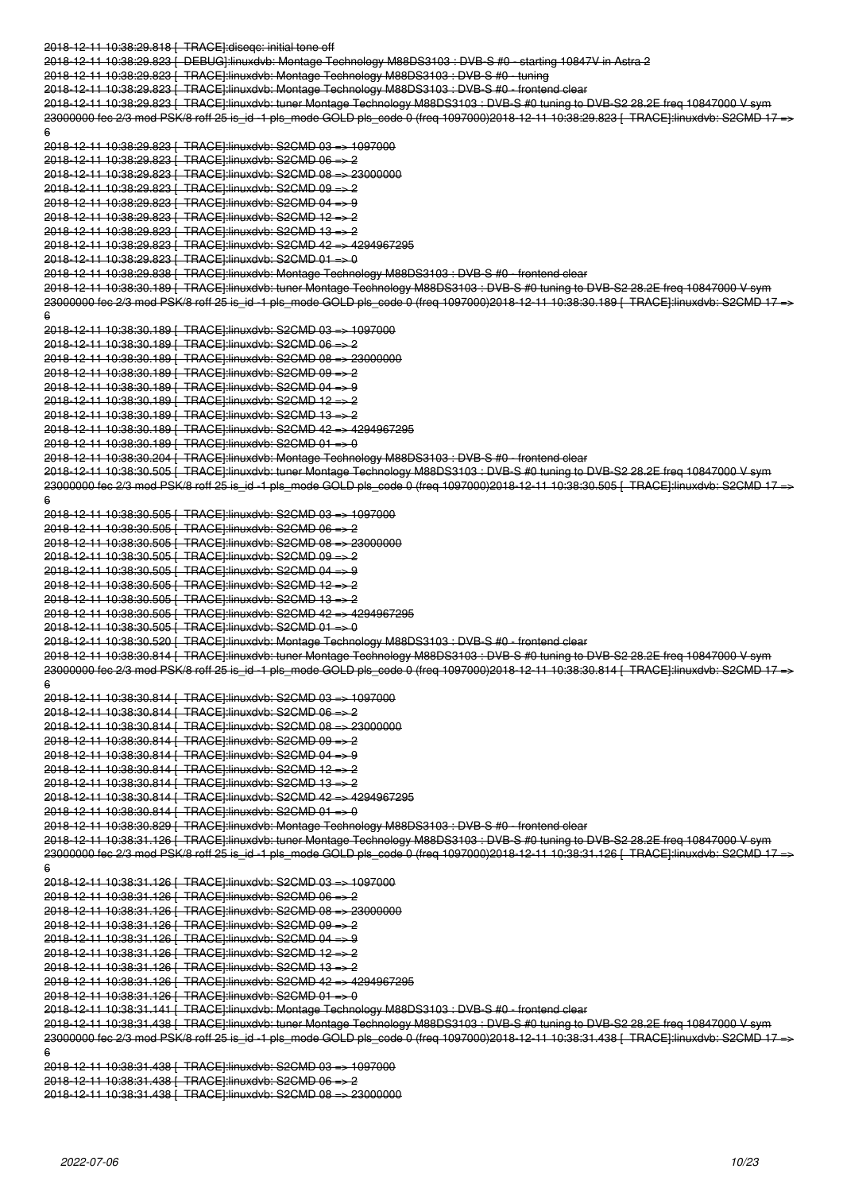~~2018-12-11 10:38:29.818 [ TRACE]:diseqc: initial tone off~~
~~2018-12-11 10:38:29.823 [ DEBUG]:linuxdvb: Montage Technology M88DS3103 : DVB-S #0 - starting 10847V in Astra 2~~
~~2018-12-11 10:38:29.823 [ TRACE]:linuxdvb: Montage Technology M88DS3103 : DVB-S #0 - tuning~~
~~2018-12-11 10:38:29.823 [ TRACE]:linuxdvb: Montage Technology M88DS3103 : DVB-S #0 - frontend clear~~
~~2018-12-11 10:38:29.823 [ TRACE]:linuxdvb: tuner Montage Technology M88DS3103 : DVB-S #0 tuning to DVB-S2 28.2E freq 10847000 V sym 23000000 fec 2/3 mod PSK/8 roff 25 is_id -1 pls_mode GOLD pls_code 0 (freq 1097000)2018-12-11 10:38:29.823 [ TRACE]:linuxdvb: S2CMD 17 => 6~~
~~2018-12-11 10:38:29.823 [ TRACE]:linuxdvb: S2CMD 03 => 1097000~~
~~2018-12-11 10:38:29.823 [ TRACE]:linuxdvb: S2CMD 06 => 2~~
~~2018-12-11 10:38:29.823 [ TRACE]:linuxdvb: S2CMD 08 => 23000000~~
~~2018-12-11 10:38:29.823 [ TRACE]:linuxdvb: S2CMD 09 => 2~~
~~2018-12-11 10:38:29.823 [ TRACE]:linuxdvb: S2CMD 04 => 9~~
~~2018-12-11 10:38:29.823 [ TRACE]:linuxdvb: S2CMD 12 => 2~~
~~2018-12-11 10:38:29.823 [ TRACE]:linuxdvb: S2CMD 13 => 2~~
~~2018-12-11 10:38:29.823 [ TRACE]:linuxdvb: S2CMD 42 => 4294967295~~
~~2018-12-11 10:38:29.823 [ TRACE]:linuxdvb: S2CMD 01 => 0~~
~~2018-12-11 10:38:29.838 [ TRACE]:linuxdvb: Montage Technology M88DS3103 : DVB-S #0 - frontend clear~~
~~2018-12-11 10:38:30.189 [ TRACE]:linuxdvb: tuner Montage Technology M88DS3103 : DVB-S #0 tuning to DVB-S2 28.2E freq 10847000 V sym 23000000 fec 2/3 mod PSK/8 roff 25 is_id -1 pls_mode GOLD pls_code 0 (freq 1097000)2018-12-11 10:38:30.189 [ TRACE]:linuxdvb: S2CMD 17 => 6~~
~~2018-12-11 10:38:30.189 [ TRACE]:linuxdvb: S2CMD 03 => 1097000~~
~~2018-12-11 10:38:30.189 [ TRACE]:linuxdvb: S2CMD 06 => 2~~
~~2018-12-11 10:38:30.189 [ TRACE]:linuxdvb: S2CMD 08 => 23000000~~
~~2018-12-11 10:38:30.189 [ TRACE]:linuxdvb: S2CMD 09 => 2~~
~~2018-12-11 10:38:30.189 [ TRACE]:linuxdvb: S2CMD 04 => 9~~
~~2018-12-11 10:38:30.189 [ TRACE]:linuxdvb: S2CMD 12 => 2~~
~~2018-12-11 10:38:30.189 [ TRACE]:linuxdvb: S2CMD 13 => 2~~
~~2018-12-11 10:38:30.189 [ TRACE]:linuxdvb: S2CMD 42 => 4294967295~~
~~2018-12-11 10:38:30.189 [ TRACE]:linuxdvb: S2CMD 01 => 0~~
~~2018-12-11 10:38:30.204 [ TRACE]:linuxdvb: Montage Technology M88DS3103 : DVB-S #0 - frontend clear~~
~~2018-12-11 10:38:30.505 [ TRACE]:linuxdvb: tuner Montage Technology M88DS3103 : DVB-S #0 tuning to DVB-S2 28.2E freq 10847000 V sym 23000000 fec 2/3 mod PSK/8 roff 25 is_id -1 pls_mode GOLD pls_code 0 (freq 1097000)2018-12-11 10:38:30.505 [ TRACE]:linuxdvb: S2CMD 17 => 6~~
~~2018-12-11 10:38:30.505 [ TRACE]:linuxdvb: S2CMD 03 => 1097000~~
~~2018-12-11 10:38:30.505 [ TRACE]:linuxdvb: S2CMD 06 => 2~~
~~2018-12-11 10:38:30.505 [ TRACE]:linuxdvb: S2CMD 08 => 23000000~~
~~2018-12-11 10:38:30.505 [ TRACE]:linuxdvb: S2CMD 09 => 2~~
~~2018-12-11 10:38:30.505 [ TRACE]:linuxdvb: S2CMD 04 => 9~~
~~2018-12-11 10:38:30.505 [ TRACE]:linuxdvb: S2CMD 12 => 2~~
~~2018-12-11 10:38:30.505 [ TRACE]:linuxdvb: S2CMD 13 => 2~~
~~2018-12-11 10:38:30.505 [ TRACE]:linuxdvb: S2CMD 42 => 4294967295~~
~~2018-12-11 10:38:30.505 [ TRACE]:linuxdvb: S2CMD 01 => 0~~
~~2018-12-11 10:38:30.520 [ TRACE]:linuxdvb: Montage Technology M88DS3103 : DVB-S #0 - frontend clear~~
~~2018-12-11 10:38:30.814 [ TRACE]:linuxdvb: tuner Montage Technology M88DS3103 : DVB-S #0 tuning to DVB-S2 28.2E freq 10847000 V sym 23000000 fec 2/3 mod PSK/8 roff 25 is_id -1 pls_mode GOLD pls_code 0 (freq 1097000)2018-12-11 10:38:30.814 [ TRACE]:linuxdvb: S2CMD 17 => 6~~
~~2018-12-11 10:38:30.814 [ TRACE]:linuxdvb: S2CMD 03 => 1097000~~
~~2018-12-11 10:38:30.814 [ TRACE]:linuxdvb: S2CMD 06 => 2~~
~~2018-12-11 10:38:30.814 [ TRACE]:linuxdvb: S2CMD 08 => 23000000~~
~~2018-12-11 10:38:30.814 [ TRACE]:linuxdvb: S2CMD 09 => 2~~
~~2018-12-11 10:38:30.814 [ TRACE]:linuxdvb: S2CMD 04 => 9~~
~~2018-12-11 10:38:30.814 [ TRACE]:linuxdvb: S2CMD 12 => 2~~
~~2018-12-11 10:38:30.814 [ TRACE]:linuxdvb: S2CMD 13 => 2~~
~~2018-12-11 10:38:30.814 [ TRACE]:linuxdvb: S2CMD 42 => 4294967295~~
~~2018-12-11 10:38:30.814 [ TRACE]:linuxdvb: S2CMD 01 => 0~~
~~2018-12-11 10:38:30.829 [ TRACE]:linuxdvb: Montage Technology M88DS3103 : DVB-S #0 - frontend clear~~
~~2018-12-11 10:38:31.126 [ TRACE]:linuxdvb: tuner Montage Technology M88DS3103 : DVB-S #0 tuning to DVB-S2 28.2E freq 10847000 V sym 23000000 fec 2/3 mod PSK/8 roff 25 is_id -1 pls_mode GOLD pls_code 0 (freq 1097000)2018-12-11 10:38:31.126 [ TRACE]:linuxdvb: S2CMD 17 => 6~~
~~2018-12-11 10:38:31.126 [ TRACE]:linuxdvb: S2CMD 03 => 1097000~~
~~2018-12-11 10:38:31.126 [ TRACE]:linuxdvb: S2CMD 06 => 2~~
~~2018-12-11 10:38:31.126 [ TRACE]:linuxdvb: S2CMD 08 => 23000000~~
~~2018-12-11 10:38:31.126 [ TRACE]:linuxdvb: S2CMD 09 => 2~~
~~2018-12-11 10:38:31.126 [ TRACE]:linuxdvb: S2CMD 04 => 9~~
~~2018-12-11 10:38:31.126 [ TRACE]:linuxdvb: S2CMD 12 => 2~~
~~2018-12-11 10:38:31.126 [ TRACE]:linuxdvb: S2CMD 13 => 2~~
~~2018-12-11 10:38:31.126 [ TRACE]:linuxdvb: S2CMD 42 => 4294967295~~
~~2018-12-11 10:38:31.126 [ TRACE]:linuxdvb: S2CMD 01 => 0~~
~~2018-12-11 10:38:31.141 [ TRACE]:linuxdvb: Montage Technology M88DS3103 : DVB-S #0 - frontend clear~~
~~2018-12-11 10:38:31.438 [ TRACE]:linuxdvb: tuner Montage Technology M88DS3103 : DVB-S #0 tuning to DVB-S2 28.2E freq 10847000 V sym 23000000 fec 2/3 mod PSK/8 roff 25 is_id -1 pls_mode GOLD pls_code 0 (freq 1097000)2018-12-11 10:38:31.438 [ TRACE]:linuxdvb: S2CMD 17 => 6~~
~~2018-12-11 10:38:31.438 [ TRACE]:linuxdvb: S2CMD 03 => 1097000~~
~~2018-12-11 10:38:31.438 [ TRACE]:linuxdvb: S2CMD 06 => 2~~
~~2018-12-11 10:38:31.438 [ TRACE]:linuxdvb: S2CMD 08 => 23000000~~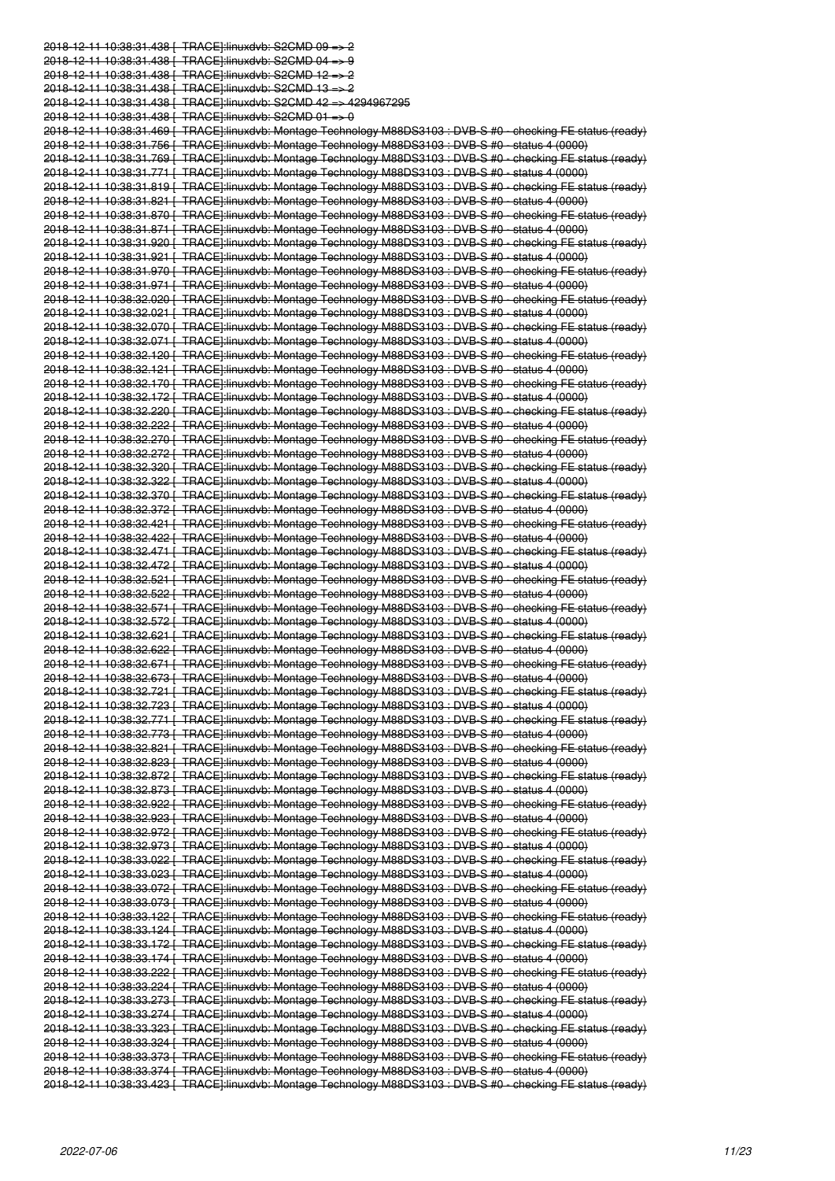```
2018-12-11 10:38:31.438 [  TRACE]:linuxdvb: S2CMD 09 => 2
2018-12-11 10:38:31.438 [  TRACE]:linuxdvb: S2CMD 04 => 9
2018-12-11 10:38:31.438 [  TRACE]:linuxdvb: S2CMD 12 => 2
2018-12-11 10:38:31.438 [  TRACE]:linuxdvb: S2CMD 13 => 2
2018-12-11 10:38:31.438 [  TRACE]:linuxdvb: S2CMD 42 => 4294967295
2018-12-11 10:38:31.438 [  TRACE]:linuxdvb: S2CMD 01 => 0
2018-12-11 10:38:31.469 [  TRACE]:linuxdvb: Montage Technology M88DS3103 : DVB-S #0 - checking FE status (ready)
2018-12-11 10:38:31.756 [  TRACE]:linuxdvb: Montage Technology M88DS3103 : DVB-S #0 - status 4 (0000)
2018-12-11 10:38:31.769 [  TRACE]:linuxdvb: Montage Technology M88DS3103 : DVB-S #0 - checking FE status (ready)
2018-12-11 10:38:31.771 [  TRACE]:linuxdvb: Montage Technology M88DS3103 : DVB-S #0 - status 4 (0000)
2018-12-11 10:38:31.819 [  TRACE]:linuxdvb: Montage Technology M88DS3103 : DVB-S #0 - checking FE status (ready)
2018-12-11 10:38:31.821 [  TRACE]:linuxdvb: Montage Technology M88DS3103 : DVB-S #0 - status 4 (0000)
2018-12-11 10:38:31.870 [  TRACE]:linuxdvb: Montage Technology M88DS3103 : DVB-S #0 - checking FE status (ready)
2018-12-11 10:38:31.871 [  TRACE]:linuxdvb: Montage Technology M88DS3103 : DVB-S #0 - status 4 (0000)
2018-12-11 10:38:31.920 [  TRACE]:linuxdvb: Montage Technology M88DS3103 : DVB-S #0 - checking FE status (ready)
2018-12-11 10:38:31.921 [  TRACE]:linuxdvb: Montage Technology M88DS3103 : DVB-S #0 - status 4 (0000)
2018-12-11 10:38:31.970 [  TRACE]:linuxdvb: Montage Technology M88DS3103 : DVB-S #0 - checking FE status (ready)
2018-12-11 10:38:31.971 [  TRACE]:linuxdvb: Montage Technology M88DS3103 : DVB-S #0 - status 4 (0000)
2018-12-11 10:38:32.020 [  TRACE]:linuxdvb: Montage Technology M88DS3103 : DVB-S #0 - checking FE status (ready)
2018-12-11 10:38:32.021 [  TRACE]:linuxdvb: Montage Technology M88DS3103 : DVB-S #0 - status 4 (0000)
2018-12-11 10:38:32.070 [  TRACE]:linuxdvb: Montage Technology M88DS3103 : DVB-S #0 - checking FE status (ready)
2018-12-11 10:38:32.071 [  TRACE]:linuxdvb: Montage Technology M88DS3103 : DVB-S #0 - status 4 (0000)
2018-12-11 10:38:32.120 [  TRACE]:linuxdvb: Montage Technology M88DS3103 : DVB-S #0 - checking FE status (ready)
2018-12-11 10:38:32.121 [  TRACE]:linuxdvb: Montage Technology M88DS3103 : DVB-S #0 - status 4 (0000)
2018-12-11 10:38:32.170 [  TRACE]:linuxdvb: Montage Technology M88DS3103 : DVB-S #0 - checking FE status (ready)
2018-12-11 10:38:32.172 [  TRACE]:linuxdvb: Montage Technology M88DS3103 : DVB-S #0 - status 4 (0000)
2018-12-11 10:38:32.220 [  TRACE]:linuxdvb: Montage Technology M88DS3103 : DVB-S #0 - checking FE status (ready)
2018-12-11 10:38:32.222 [  TRACE]:linuxdvb: Montage Technology M88DS3103 : DVB-S #0 - status 4 (0000)
2018-12-11 10:38:32.270 [  TRACE]:linuxdvb: Montage Technology M88DS3103 : DVB-S #0 - checking FE status (ready)
2018-12-11 10:38:32.272 [  TRACE]:linuxdvb: Montage Technology M88DS3103 : DVB-S #0 - status 4 (0000)
2018-12-11 10:38:32.320 [  TRACE]:linuxdvb: Montage Technology M88DS3103 : DVB-S #0 - checking FE status (ready)
2018-12-11 10:38:32.322 [  TRACE]:linuxdvb: Montage Technology M88DS3103 : DVB-S #0 - status 4 (0000)
2018-12-11 10:38:32.370 [  TRACE]:linuxdvb: Montage Technology M88DS3103 : DVB-S #0 - checking FE status (ready)
2018-12-11 10:38:32.372 [  TRACE]:linuxdvb: Montage Technology M88DS3103 : DVB-S #0 - status 4 (0000)
2018-12-11 10:38:32.421 [  TRACE]:linuxdvb: Montage Technology M88DS3103 : DVB-S #0 - checking FE status (ready)
2018-12-11 10:38:32.422 [  TRACE]:linuxdvb: Montage Technology M88DS3103 : DVB-S #0 - status 4 (0000)
2018-12-11 10:38:32.471 [  TRACE]:linuxdvb: Montage Technology M88DS3103 : DVB-S #0 - checking FE status (ready)
2018-12-11 10:38:32.472 [  TRACE]:linuxdvb: Montage Technology M88DS3103 : DVB-S #0 - status 4 (0000)
2018-12-11 10:38:32.521 [  TRACE]:linuxdvb: Montage Technology M88DS3103 : DVB-S #0 - checking FE status (ready)
2018-12-11 10:38:32.522 [  TRACE]:linuxdvb: Montage Technology M88DS3103 : DVB-S #0 - status 4 (0000)
2018-12-11 10:38:32.571 [  TRACE]:linuxdvb: Montage Technology M88DS3103 : DVB-S #0 - checking FE status (ready)
2018-12-11 10:38:32.572 [  TRACE]:linuxdvb: Montage Technology M88DS3103 : DVB-S #0 - status 4 (0000)
2018-12-11 10:38:32.621 [  TRACE]:linuxdvb: Montage Technology M88DS3103 : DVB-S #0 - checking FE status (ready)
2018-12-11 10:38:32.622 [  TRACE]:linuxdvb: Montage Technology M88DS3103 : DVB-S #0 - status 4 (0000)
2018-12-11 10:38:32.671 [  TRACE]:linuxdvb: Montage Technology M88DS3103 : DVB-S #0 - checking FE status (ready)
2018-12-11 10:38:32.673 [  TRACE]:linuxdvb: Montage Technology M88DS3103 : DVB-S #0 - status 4 (0000)
2018-12-11 10:38:32.721 [  TRACE]:linuxdvb: Montage Technology M88DS3103 : DVB-S #0 - checking FE status (ready)
2018-12-11 10:38:32.723 [  TRACE]:linuxdvb: Montage Technology M88DS3103 : DVB-S #0 - status 4 (0000)
2018-12-11 10:38:32.771 [  TRACE]:linuxdvb: Montage Technology M88DS3103 : DVB-S #0 - checking FE status (ready)
2018-12-11 10:38:32.773 [  TRACE]:linuxdvb: Montage Technology M88DS3103 : DVB-S #0 - status 4 (0000)
2018-12-11 10:38:32.821 [  TRACE]:linuxdvb: Montage Technology M88DS3103 : DVB-S #0 - checking FE status (ready)
2018-12-11 10:38:32.823 [  TRACE]:linuxdvb: Montage Technology M88DS3103 : DVB-S #0 - status 4 (0000)
2018-12-11 10:38:32.872 [  TRACE]:linuxdvb: Montage Technology M88DS3103 : DVB-S #0 - checking FE status (ready)
2018-12-11 10:38:32.873 [  TRACE]:linuxdvb: Montage Technology M88DS3103 : DVB-S #0 - status 4 (0000)
2018-12-11 10:38:32.922 [  TRACE]:linuxdvb: Montage Technology M88DS3103 : DVB-S #0 - checking FE status (ready)
2018-12-11 10:38:32.923 [  TRACE]:linuxdvb: Montage Technology M88DS3103 : DVB-S #0 - status 4 (0000)
2018-12-11 10:38:32.972 [  TRACE]:linuxdvb: Montage Technology M88DS3103 : DVB-S #0 - checking FE status (ready)
2018-12-11 10:38:32.973 [  TRACE]:linuxdvb: Montage Technology M88DS3103 : DVB-S #0 - status 4 (0000)
2018-12-11 10:38:33.022 [  TRACE]:linuxdvb: Montage Technology M88DS3103 : DVB-S #0 - checking FE status (ready)
2018-12-11 10:38:33.023 [  TRACE]:linuxdvb: Montage Technology M88DS3103 : DVB-S #0 - status 4 (0000)
2018-12-11 10:38:33.072 [  TRACE]:linuxdvb: Montage Technology M88DS3103 : DVB-S #0 - checking FE status (ready)
2018-12-11 10:38:33.073 [  TRACE]:linuxdvb: Montage Technology M88DS3103 : DVB-S #0 - status 4 (0000)
2018-12-11 10:38:33.122 [  TRACE]:linuxdvb: Montage Technology M88DS3103 : DVB-S #0 - checking FE status (ready)
2018-12-11 10:38:33.124 [  TRACE]:linuxdvb: Montage Technology M88DS3103 : DVB-S #0 - status 4 (0000)
2018-12-11 10:38:33.172 [  TRACE]:linuxdvb: Montage Technology M88DS3103 : DVB-S #0 - checking FE status (ready)
2018-12-11 10:38:33.174 [  TRACE]:linuxdvb: Montage Technology M88DS3103 : DVB-S #0 - status 4 (0000)
2018-12-11 10:38:33.222 [  TRACE]:linuxdvb: Montage Technology M88DS3103 : DVB-S #0 - checking FE status (ready)
2018-12-11 10:38:33.224 [  TRACE]:linuxdvb: Montage Technology M88DS3103 : DVB-S #0 - status 4 (0000)
2018-12-11 10:38:33.273 [  TRACE]:linuxdvb: Montage Technology M88DS3103 : DVB-S #0 - checking FE status (ready)
2018-12-11 10:38:33.274 [  TRACE]:linuxdvb: Montage Technology M88DS3103 : DVB-S #0 - status 4 (0000)
2018-12-11 10:38:33.323 [  TRACE]:linuxdvb: Montage Technology M88DS3103 : DVB-S #0 - checking FE status (ready)
2018-12-11 10:38:33.324 [  TRACE]:linuxdvb: Montage Technology M88DS3103 : DVB-S #0 - status 4 (0000)
2018-12-11 10:38:33.373 [  TRACE]:linuxdvb: Montage Technology M88DS3103 : DVB-S #0 - checking FE status (ready)
2018-12-11 10:38:33.374 [  TRACE]:linuxdvb: Montage Technology M88DS3103 : DVB-S #0 - status 4 (0000)
2018-12-11 10:38:33.423 [  TRACE]:linuxdvb: Montage Technology M88DS3103 : DVB-S #0 - checking FE status (ready)
```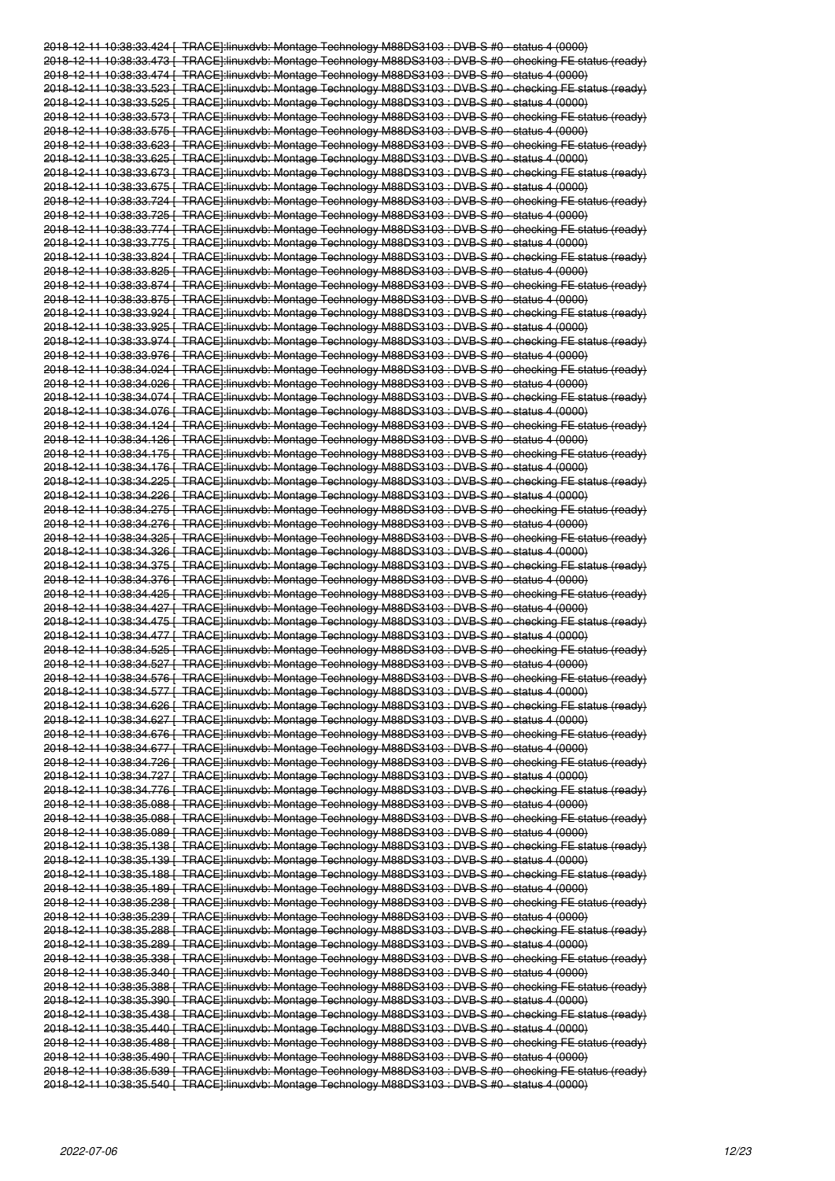~~2018-12-11 10:38:33.424 [ TRACE]:linuxdvb: Montage Technology M88DS3103 : DVB-S #0 - status 4 (0000)~~
~~2018-12-11 10:38:33.473 [ TRACE]:linuxdvb: Montage Technology M88DS3103 : DVB-S #0 - checking FE status (ready)~~
~~2018-12-11 10:38:33.474 [ TRACE]:linuxdvb: Montage Technology M88DS3103 : DVB-S #0 - status 4 (0000)~~
~~2018-12-11 10:38:33.523 [ TRACE]:linuxdvb: Montage Technology M88DS3103 : DVB-S #0 - checking FE status (ready)~~
~~2018-12-11 10:38:33.525 [ TRACE]:linuxdvb: Montage Technology M88DS3103 : DVB-S #0 - status 4 (0000)~~
~~2018-12-11 10:38:33.573 [ TRACE]:linuxdvb: Montage Technology M88DS3103 : DVB-S #0 - checking FE status (ready)~~
~~2018-12-11 10:38:33.575 [ TRACE]:linuxdvb: Montage Technology M88DS3103 : DVB-S #0 - status 4 (0000)~~
~~2018-12-11 10:38:33.623 [ TRACE]:linuxdvb: Montage Technology M88DS3103 : DVB-S #0 - checking FE status (ready)~~
~~2018-12-11 10:38:33.625 [ TRACE]:linuxdvb: Montage Technology M88DS3103 : DVB-S #0 - status 4 (0000)~~
~~2018-12-11 10:38:33.673 [ TRACE]:linuxdvb: Montage Technology M88DS3103 : DVB-S #0 - checking FE status (ready)~~
~~2018-12-11 10:38:33.675 [ TRACE]:linuxdvb: Montage Technology M88DS3103 : DVB-S #0 - status 4 (0000)~~
~~2018-12-11 10:38:33.724 [ TRACE]:linuxdvb: Montage Technology M88DS3103 : DVB-S #0 - checking FE status (ready)~~
~~2018-12-11 10:38:33.725 [ TRACE]:linuxdvb: Montage Technology M88DS3103 : DVB-S #0 - status 4 (0000)~~
~~2018-12-11 10:38:33.774 [ TRACE]:linuxdvb: Montage Technology M88DS3103 : DVB-S #0 - checking FE status (ready)~~
~~2018-12-11 10:38:33.775 [ TRACE]:linuxdvb: Montage Technology M88DS3103 : DVB-S #0 - status 4 (0000)~~
~~2018-12-11 10:38:33.824 [ TRACE]:linuxdvb: Montage Technology M88DS3103 : DVB-S #0 - checking FE status (ready)~~
~~2018-12-11 10:38:33.825 [ TRACE]:linuxdvb: Montage Technology M88DS3103 : DVB-S #0 - status 4 (0000)~~
~~2018-12-11 10:38:33.874 [ TRACE]:linuxdvb: Montage Technology M88DS3103 : DVB-S #0 - checking FE status (ready)~~
~~2018-12-11 10:38:33.875 [ TRACE]:linuxdvb: Montage Technology M88DS3103 : DVB-S #0 - status 4 (0000)~~
~~2018-12-11 10:38:33.924 [ TRACE]:linuxdvb: Montage Technology M88DS3103 : DVB-S #0 - checking FE status (ready)~~
~~2018-12-11 10:38:33.925 [ TRACE]:linuxdvb: Montage Technology M88DS3103 : DVB-S #0 - status 4 (0000)~~
~~2018-12-11 10:38:33.974 [ TRACE]:linuxdvb: Montage Technology M88DS3103 : DVB-S #0 - checking FE status (ready)~~
~~2018-12-11 10:38:33.976 [ TRACE]:linuxdvb: Montage Technology M88DS3103 : DVB-S #0 - status 4 (0000)~~
~~2018-12-11 10:38:34.024 [ TRACE]:linuxdvb: Montage Technology M88DS3103 : DVB-S #0 - checking FE status (ready)~~
~~2018-12-11 10:38:34.026 [ TRACE]:linuxdvb: Montage Technology M88DS3103 : DVB-S #0 - status 4 (0000)~~
~~2018-12-11 10:38:34.074 [ TRACE]:linuxdvb: Montage Technology M88DS3103 : DVB-S #0 - checking FE status (ready)~~
~~2018-12-11 10:38:34.076 [ TRACE]:linuxdvb: Montage Technology M88DS3103 : DVB-S #0 - status 4 (0000)~~
~~2018-12-11 10:38:34.124 [ TRACE]:linuxdvb: Montage Technology M88DS3103 : DVB-S #0 - checking FE status (ready)~~
~~2018-12-11 10:38:34.126 [ TRACE]:linuxdvb: Montage Technology M88DS3103 : DVB-S #0 - status 4 (0000)~~
~~2018-12-11 10:38:34.175 [ TRACE]:linuxdvb: Montage Technology M88DS3103 : DVB-S #0 - checking FE status (ready)~~
~~2018-12-11 10:38:34.176 [ TRACE]:linuxdvb: Montage Technology M88DS3103 : DVB-S #0 - status 4 (0000)~~
~~2018-12-11 10:38:34.225 [ TRACE]:linuxdvb: Montage Technology M88DS3103 : DVB-S #0 - checking FE status (ready)~~
~~2018-12-11 10:38:34.226 [ TRACE]:linuxdvb: Montage Technology M88DS3103 : DVB-S #0 - status 4 (0000)~~
~~2018-12-11 10:38:34.275 [ TRACE]:linuxdvb: Montage Technology M88DS3103 : DVB-S #0 - checking FE status (ready)~~
~~2018-12-11 10:38:34.276 [ TRACE]:linuxdvb: Montage Technology M88DS3103 : DVB-S #0 - status 4 (0000)~~
~~2018-12-11 10:38:34.325 [ TRACE]:linuxdvb: Montage Technology M88DS3103 : DVB-S #0 - checking FE status (ready)~~
~~2018-12-11 10:38:34.326 [ TRACE]:linuxdvb: Montage Technology M88DS3103 : DVB-S #0 - status 4 (0000)~~
~~2018-12-11 10:38:34.375 [ TRACE]:linuxdvb: Montage Technology M88DS3103 : DVB-S #0 - checking FE status (ready)~~
~~2018-12-11 10:38:34.376 [ TRACE]:linuxdvb: Montage Technology M88DS3103 : DVB-S #0 - status 4 (0000)~~
~~2018-12-11 10:38:34.425 [ TRACE]:linuxdvb: Montage Technology M88DS3103 : DVB-S #0 - checking FE status (ready)~~
~~2018-12-11 10:38:34.427 [ TRACE]:linuxdvb: Montage Technology M88DS3103 : DVB-S #0 - status 4 (0000)~~
~~2018-12-11 10:38:34.475 [ TRACE]:linuxdvb: Montage Technology M88DS3103 : DVB-S #0 - checking FE status (ready)~~
~~2018-12-11 10:38:34.477 [ TRACE]:linuxdvb: Montage Technology M88DS3103 : DVB-S #0 - status 4 (0000)~~
~~2018-12-11 10:38:34.525 [ TRACE]:linuxdvb: Montage Technology M88DS3103 : DVB-S #0 - checking FE status (ready)~~
~~2018-12-11 10:38:34.527 [ TRACE]:linuxdvb: Montage Technology M88DS3103 : DVB-S #0 - status 4 (0000)~~
~~2018-12-11 10:38:34.576 [ TRACE]:linuxdvb: Montage Technology M88DS3103 : DVB-S #0 - checking FE status (ready)~~
~~2018-12-11 10:38:34.577 [ TRACE]:linuxdvb: Montage Technology M88DS3103 : DVB-S #0 - status 4 (0000)~~
~~2018-12-11 10:38:34.626 [ TRACE]:linuxdvb: Montage Technology M88DS3103 : DVB-S #0 - checking FE status (ready)~~
~~2018-12-11 10:38:34.627 [ TRACE]:linuxdvb: Montage Technology M88DS3103 : DVB-S #0 - status 4 (0000)~~
~~2018-12-11 10:38:34.676 [ TRACE]:linuxdvb: Montage Technology M88DS3103 : DVB-S #0 - checking FE status (ready)~~
~~2018-12-11 10:38:34.677 [ TRACE]:linuxdvb: Montage Technology M88DS3103 : DVB-S #0 - status 4 (0000)~~
~~2018-12-11 10:38:34.726 [ TRACE]:linuxdvb: Montage Technology M88DS3103 : DVB-S #0 - checking FE status (ready)~~
~~2018-12-11 10:38:34.727 [ TRACE]:linuxdvb: Montage Technology M88DS3103 : DVB-S #0 - status 4 (0000)~~
~~2018-12-11 10:38:34.776 [ TRACE]:linuxdvb: Montage Technology M88DS3103 : DVB-S #0 - checking FE status (ready)~~
~~2018-12-11 10:38:35.088 [ TRACE]:linuxdvb: Montage Technology M88DS3103 : DVB-S #0 - status 4 (0000)~~
~~2018-12-11 10:38:35.088 [ TRACE]:linuxdvb: Montage Technology M88DS3103 : DVB-S #0 - checking FE status (ready)~~
~~2018-12-11 10:38:35.089 [ TRACE]:linuxdvb: Montage Technology M88DS3103 : DVB-S #0 - status 4 (0000)~~
~~2018-12-11 10:38:35.138 [ TRACE]:linuxdvb: Montage Technology M88DS3103 : DVB-S #0 - checking FE status (ready)~~
~~2018-12-11 10:38:35.139 [ TRACE]:linuxdvb: Montage Technology M88DS3103 : DVB-S #0 - status 4 (0000)~~
~~2018-12-11 10:38:35.188 [ TRACE]:linuxdvb: Montage Technology M88DS3103 : DVB-S #0 - checking FE status (ready)~~
~~2018-12-11 10:38:35.189 [ TRACE]:linuxdvb: Montage Technology M88DS3103 : DVB-S #0 - status 4 (0000)~~
~~2018-12-11 10:38:35.238 [ TRACE]:linuxdvb: Montage Technology M88DS3103 : DVB-S #0 - checking FE status (ready)~~
~~2018-12-11 10:38:35.239 [ TRACE]:linuxdvb: Montage Technology M88DS3103 : DVB-S #0 - status 4 (0000)~~
~~2018-12-11 10:38:35.288 [ TRACE]:linuxdvb: Montage Technology M88DS3103 : DVB-S #0 - checking FE status (ready)~~
~~2018-12-11 10:38:35.289 [ TRACE]:linuxdvb: Montage Technology M88DS3103 : DVB-S #0 - status 4 (0000)~~
~~2018-12-11 10:38:35.338 [ TRACE]:linuxdvb: Montage Technology M88DS3103 : DVB-S #0 - checking FE status (ready)~~
~~2018-12-11 10:38:35.340 [ TRACE]:linuxdvb: Montage Technology M88DS3103 : DVB-S #0 - status 4 (0000)~~
~~2018-12-11 10:38:35.388 [ TRACE]:linuxdvb: Montage Technology M88DS3103 : DVB-S #0 - checking FE status (ready)~~
~~2018-12-11 10:38:35.390 [ TRACE]:linuxdvb: Montage Technology M88DS3103 : DVB-S #0 - status 4 (0000)~~
~~2018-12-11 10:38:35.438 [ TRACE]:linuxdvb: Montage Technology M88DS3103 : DVB-S #0 - checking FE status (ready)~~
~~2018-12-11 10:38:35.440 [ TRACE]:linuxdvb: Montage Technology M88DS3103 : DVB-S #0 - status 4 (0000)~~
~~2018-12-11 10:38:35.488 [ TRACE]:linuxdvb: Montage Technology M88DS3103 : DVB-S #0 - checking FE status (ready)~~
~~2018-12-11 10:38:35.490 [ TRACE]:linuxdvb: Montage Technology M88DS3103 : DVB-S #0 - status 4 (0000)~~
~~2018-12-11 10:38:35.539 [ TRACE]:linuxdvb: Montage Technology M88DS3103 : DVB-S #0 - checking FE status (ready)~~
~~2018-12-11 10:38:35.540 [ TRACE]:linuxdvb: Montage Technology M88DS3103 : DVB-S #0 - status 4 (0000)~~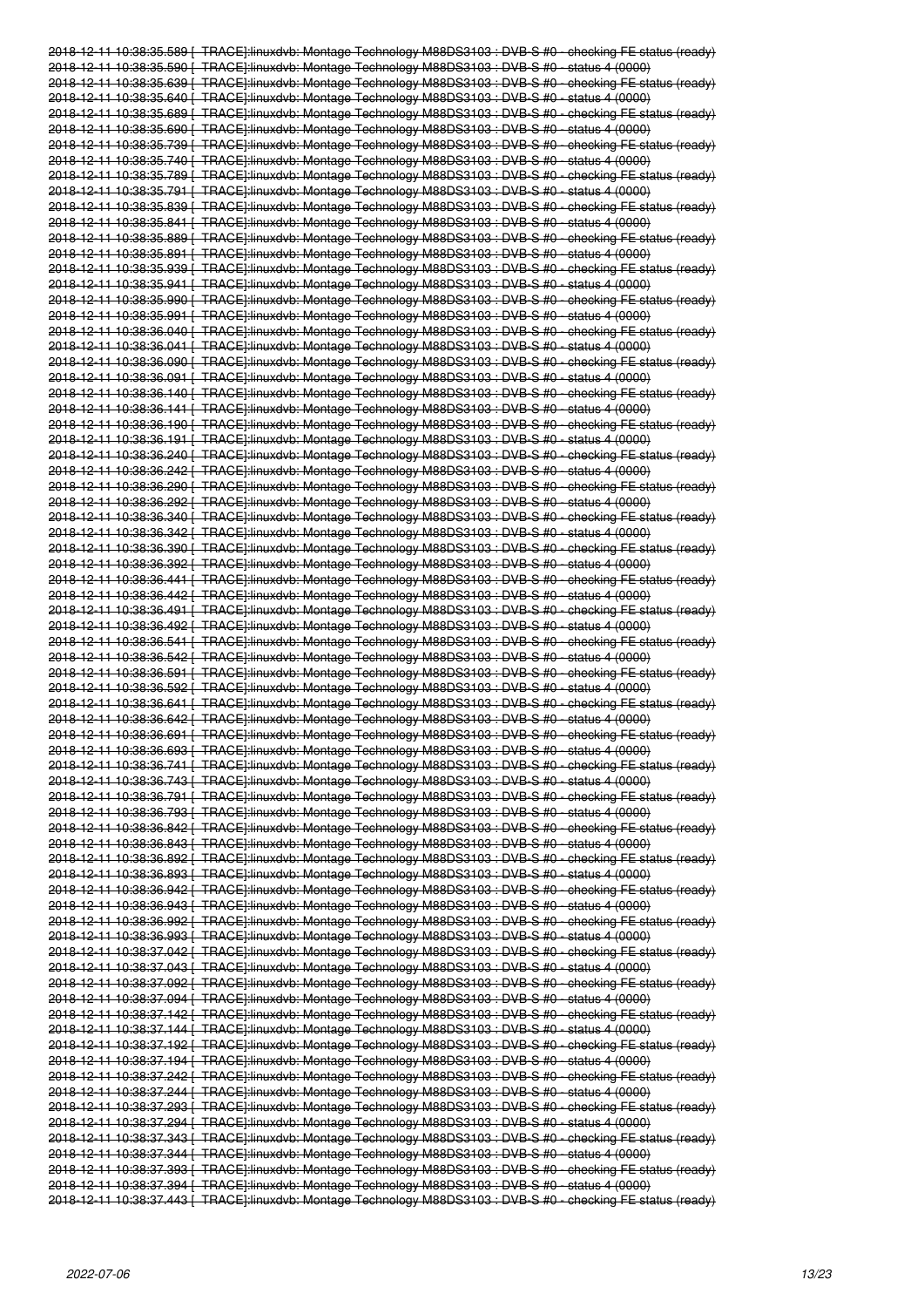~~2018-12-11 10:38:35.589 [ TRACE]:linuxdvb: Montage Technology M88DS3103 : DVB-S #0 - checking FE status (ready)~~
~~2018-12-11 10:38:35.590 [ TRACE]:linuxdvb: Montage Technology M88DS3103 : DVB-S #0 - status 4 (0000)~~
~~2018-12-11 10:38:35.639 [ TRACE]:linuxdvb: Montage Technology M88DS3103 : DVB-S #0 - checking FE status (ready)~~
~~2018-12-11 10:38:35.640 [ TRACE]:linuxdvb: Montage Technology M88DS3103 : DVB-S #0 - status 4 (0000)~~
~~2018-12-11 10:38:35.689 [ TRACE]:linuxdvb: Montage Technology M88DS3103 : DVB-S #0 - checking FE status (ready)~~
~~2018-12-11 10:38:35.690 [ TRACE]:linuxdvb: Montage Technology M88DS3103 : DVB-S #0 - status 4 (0000)~~
~~2018-12-11 10:38:35.739 [ TRACE]:linuxdvb: Montage Technology M88DS3103 : DVB-S #0 - checking FE status (ready)~~
~~2018-12-11 10:38:35.740 [ TRACE]:linuxdvb: Montage Technology M88DS3103 : DVB-S #0 - status 4 (0000)~~
~~2018-12-11 10:38:35.789 [ TRACE]:linuxdvb: Montage Technology M88DS3103 : DVB-S #0 - checking FE status (ready)~~
~~2018-12-11 10:38:35.791 [ TRACE]:linuxdvb: Montage Technology M88DS3103 : DVB-S #0 - status 4 (0000)~~
~~2018-12-11 10:38:35.839 [ TRACE]:linuxdvb: Montage Technology M88DS3103 : DVB-S #0 - checking FE status (ready)~~
~~2018-12-11 10:38:35.841 [ TRACE]:linuxdvb: Montage Technology M88DS3103 : DVB-S #0 - status 4 (0000)~~
~~2018-12-11 10:38:35.889 [ TRACE]:linuxdvb: Montage Technology M88DS3103 : DVB-S #0 - checking FE status (ready)~~
~~2018-12-11 10:38:35.891 [ TRACE]:linuxdvb: Montage Technology M88DS3103 : DVB-S #0 - status 4 (0000)~~
~~2018-12-11 10:38:35.939 [ TRACE]:linuxdvb: Montage Technology M88DS3103 : DVB-S #0 - checking FE status (ready)~~
~~2018-12-11 10:38:35.941 [ TRACE]:linuxdvb: Montage Technology M88DS3103 : DVB-S #0 - status 4 (0000)~~
~~2018-12-11 10:38:35.990 [ TRACE]:linuxdvb: Montage Technology M88DS3103 : DVB-S #0 - checking FE status (ready)~~
~~2018-12-11 10:38:35.991 [ TRACE]:linuxdvb: Montage Technology M88DS3103 : DVB-S #0 - status 4 (0000)~~
~~2018-12-11 10:38:36.040 [ TRACE]:linuxdvb: Montage Technology M88DS3103 : DVB-S #0 - checking FE status (ready)~~
~~2018-12-11 10:38:36.041 [ TRACE]:linuxdvb: Montage Technology M88DS3103 : DVB-S #0 - status 4 (0000)~~
~~2018-12-11 10:38:36.090 [ TRACE]:linuxdvb: Montage Technology M88DS3103 : DVB-S #0 - checking FE status (ready)~~
~~2018-12-11 10:38:36.091 [ TRACE]:linuxdvb: Montage Technology M88DS3103 : DVB-S #0 - status 4 (0000)~~
~~2018-12-11 10:38:36.140 [ TRACE]:linuxdvb: Montage Technology M88DS3103 : DVB-S #0 - checking FE status (ready)~~
~~2018-12-11 10:38:36.141 [ TRACE]:linuxdvb: Montage Technology M88DS3103 : DVB-S #0 - status 4 (0000)~~
~~2018-12-11 10:38:36.190 [ TRACE]:linuxdvb: Montage Technology M88DS3103 : DVB-S #0 - checking FE status (ready)~~
~~2018-12-11 10:38:36.191 [ TRACE]:linuxdvb: Montage Technology M88DS3103 : DVB-S #0 - status 4 (0000)~~
~~2018-12-11 10:38:36.240 [ TRACE]:linuxdvb: Montage Technology M88DS3103 : DVB-S #0 - checking FE status (ready)~~
~~2018-12-11 10:38:36.242 [ TRACE]:linuxdvb: Montage Technology M88DS3103 : DVB-S #0 - status 4 (0000)~~
~~2018-12-11 10:38:36.290 [ TRACE]:linuxdvb: Montage Technology M88DS3103 : DVB-S #0 - checking FE status (ready)~~
~~2018-12-11 10:38:36.292 [ TRACE]:linuxdvb: Montage Technology M88DS3103 : DVB-S #0 - status 4 (0000)~~
~~2018-12-11 10:38:36.340 [ TRACE]:linuxdvb: Montage Technology M88DS3103 : DVB-S #0 - checking FE status (ready)~~
~~2018-12-11 10:38:36.342 [ TRACE]:linuxdvb: Montage Technology M88DS3103 : DVB-S #0 - status 4 (0000)~~
~~2018-12-11 10:38:36.390 [ TRACE]:linuxdvb: Montage Technology M88DS3103 : DVB-S #0 - checking FE status (ready)~~
~~2018-12-11 10:38:36.392 [ TRACE]:linuxdvb: Montage Technology M88DS3103 : DVB-S #0 - status 4 (0000)~~
~~2018-12-11 10:38:36.441 [ TRACE]:linuxdvb: Montage Technology M88DS3103 : DVB-S #0 - checking FE status (ready)~~
~~2018-12-11 10:38:36.442 [ TRACE]:linuxdvb: Montage Technology M88DS3103 : DVB-S #0 - status 4 (0000)~~
~~2018-12-11 10:38:36.491 [ TRACE]:linuxdvb: Montage Technology M88DS3103 : DVB-S #0 - checking FE status (ready)~~
~~2018-12-11 10:38:36.492 [ TRACE]:linuxdvb: Montage Technology M88DS3103 : DVB-S #0 - status 4 (0000)~~
~~2018-12-11 10:38:36.541 [ TRACE]:linuxdvb: Montage Technology M88DS3103 : DVB-S #0 - checking FE status (ready)~~
~~2018-12-11 10:38:36.542 [ TRACE]:linuxdvb: Montage Technology M88DS3103 : DVB-S #0 - status 4 (0000)~~
~~2018-12-11 10:38:36.591 [ TRACE]:linuxdvb: Montage Technology M88DS3103 : DVB-S #0 - checking FE status (ready)~~
~~2018-12-11 10:38:36.592 [ TRACE]:linuxdvb: Montage Technology M88DS3103 : DVB-S #0 - status 4 (0000)~~
~~2018-12-11 10:38:36.641 [ TRACE]:linuxdvb: Montage Technology M88DS3103 : DVB-S #0 - checking FE status (ready)~~
~~2018-12-11 10:38:36.642 [ TRACE]:linuxdvb: Montage Technology M88DS3103 : DVB-S #0 - status 4 (0000)~~
~~2018-12-11 10:38:36.691 [ TRACE]:linuxdvb: Montage Technology M88DS3103 : DVB-S #0 - checking FE status (ready)~~
~~2018-12-11 10:38:36.693 [ TRACE]:linuxdvb: Montage Technology M88DS3103 : DVB-S #0 - status 4 (0000)~~
~~2018-12-11 10:38:36.741 [ TRACE]:linuxdvb: Montage Technology M88DS3103 : DVB-S #0 - checking FE status (ready)~~
~~2018-12-11 10:38:36.743 [ TRACE]:linuxdvb: Montage Technology M88DS3103 : DVB-S #0 - status 4 (0000)~~
~~2018-12-11 10:38:36.791 [ TRACE]:linuxdvb: Montage Technology M88DS3103 : DVB-S #0 - checking FE status (ready)~~
~~2018-12-11 10:38:36.793 [ TRACE]:linuxdvb: Montage Technology M88DS3103 : DVB-S #0 - status 4 (0000)~~
~~2018-12-11 10:38:36.842 [ TRACE]:linuxdvb: Montage Technology M88DS3103 : DVB-S #0 - checking FE status (ready)~~
~~2018-12-11 10:38:36.843 [ TRACE]:linuxdvb: Montage Technology M88DS3103 : DVB-S #0 - status 4 (0000)~~
~~2018-12-11 10:38:36.892 [ TRACE]:linuxdvb: Montage Technology M88DS3103 : DVB-S #0 - checking FE status (ready)~~
~~2018-12-11 10:38:36.893 [ TRACE]:linuxdvb: Montage Technology M88DS3103 : DVB-S #0 - status 4 (0000)~~
~~2018-12-11 10:38:36.942 [ TRACE]:linuxdvb: Montage Technology M88DS3103 : DVB-S #0 - checking FE status (ready)~~
~~2018-12-11 10:38:36.943 [ TRACE]:linuxdvb: Montage Technology M88DS3103 : DVB-S #0 - status 4 (0000)~~
~~2018-12-11 10:38:36.992 [ TRACE]:linuxdvb: Montage Technology M88DS3103 : DVB-S #0 - checking FE status (ready)~~
~~2018-12-11 10:38:36.993 [ TRACE]:linuxdvb: Montage Technology M88DS3103 : DVB-S #0 - status 4 (0000)~~
~~2018-12-11 10:38:37.042 [ TRACE]:linuxdvb: Montage Technology M88DS3103 : DVB-S #0 - checking FE status (ready)~~
~~2018-12-11 10:38:37.043 [ TRACE]:linuxdvb: Montage Technology M88DS3103 : DVB-S #0 - status 4 (0000)~~
~~2018-12-11 10:38:37.092 [ TRACE]:linuxdvb: Montage Technology M88DS3103 : DVB-S #0 - checking FE status (ready)~~
~~2018-12-11 10:38:37.094 [ TRACE]:linuxdvb: Montage Technology M88DS3103 : DVB-S #0 - status 4 (0000)~~
~~2018-12-11 10:38:37.142 [ TRACE]:linuxdvb: Montage Technology M88DS3103 : DVB-S #0 - checking FE status (ready)~~
~~2018-12-11 10:38:37.144 [ TRACE]:linuxdvb: Montage Technology M88DS3103 : DVB-S #0 - status 4 (0000)~~
~~2018-12-11 10:38:37.192 [ TRACE]:linuxdvb: Montage Technology M88DS3103 : DVB-S #0 - checking FE status (ready)~~
~~2018-12-11 10:38:37.194 [ TRACE]:linuxdvb: Montage Technology M88DS3103 : DVB-S #0 - status 4 (0000)~~
~~2018-12-11 10:38:37.242 [ TRACE]:linuxdvb: Montage Technology M88DS3103 : DVB-S #0 - checking FE status (ready)~~
~~2018-12-11 10:38:37.244 [ TRACE]:linuxdvb: Montage Technology M88DS3103 : DVB-S #0 - status 4 (0000)~~
~~2018-12-11 10:38:37.293 [ TRACE]:linuxdvb: Montage Technology M88DS3103 : DVB-S #0 - checking FE status (ready)~~
~~2018-12-11 10:38:37.294 [ TRACE]:linuxdvb: Montage Technology M88DS3103 : DVB-S #0 - status 4 (0000)~~
~~2018-12-11 10:38:37.343 [ TRACE]:linuxdvb: Montage Technology M88DS3103 : DVB-S #0 - checking FE status (ready)~~
~~2018-12-11 10:38:37.344 [ TRACE]:linuxdvb: Montage Technology M88DS3103 : DVB-S #0 - status 4 (0000)~~
~~2018-12-11 10:38:37.393 [ TRACE]:linuxdvb: Montage Technology M88DS3103 : DVB-S #0 - checking FE status (ready)~~
~~2018-12-11 10:38:37.394 [ TRACE]:linuxdvb: Montage Technology M88DS3103 : DVB-S #0 - status 4 (0000)~~
~~2018-12-11 10:38:37.443 [ TRACE]:linuxdvb: Montage Technology M88DS3103 : DVB-S #0 - checking FE status (ready)~~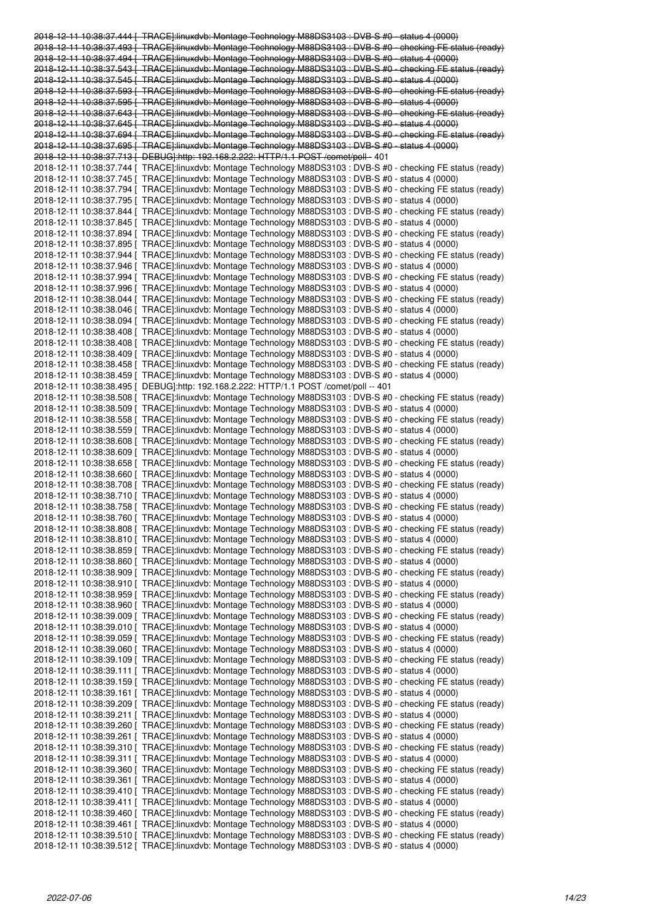~~2018-12-11 10:38:37.444 [ TRACE]:linuxdvb: Montage Technology M88DS3103 : DVB-S #0 - status 4 (0000)~~
~~2018-12-11 10:38:37.493 [ TRACE]:linuxdvb: Montage Technology M88DS3103 : DVB-S #0 - checking FE status (ready)~~
~~2018-12-11 10:38:37.494 [ TRACE]:linuxdvb: Montage Technology M88DS3103 : DVB-S #0 - status 4 (0000)~~
~~2018-12-11 10:38:37.543 [ TRACE]:linuxdvb: Montage Technology M88DS3103 : DVB-S #0 - checking FE status (ready)~~
~~2018-12-11 10:38:37.545 [ TRACE]:linuxdvb: Montage Technology M88DS3103 : DVB-S #0 - status 4 (0000)~~
~~2018-12-11 10:38:37.593 [ TRACE]:linuxdvb: Montage Technology M88DS3103 : DVB-S #0 - checking FE status (ready)~~
~~2018-12-11 10:38:37.595 [ TRACE]:linuxdvb: Montage Technology M88DS3103 : DVB-S #0 - status 4 (0000)~~
~~2018-12-11 10:38:37.643 [ TRACE]:linuxdvb: Montage Technology M88DS3103 : DVB-S #0 - checking FE status (ready)~~
~~2018-12-11 10:38:37.645 [ TRACE]:linuxdvb: Montage Technology M88DS3103 : DVB-S #0 - status 4 (0000)~~
~~2018-12-11 10:38:37.694 [ TRACE]:linuxdvb: Montage Technology M88DS3103 : DVB-S #0 - checking FE status (ready)~~
~~2018-12-11 10:38:37.695 [ TRACE]:linuxdvb: Montage Technology M88DS3103 : DVB-S #0 - status 4 (0000)~~
~~2018-12-11 10:38:37.713 [ DEBUG]:http: 192.168.2.222: HTTP/1.1 POST /comet/poll -~~ 401

```
2018-12-11 10:38:37.744 [ TRACE]:linuxdvb: Montage Technology M88DS3103 : DVB-S #0 - checking FE status (ready)
2018-12-11 10:38:37.745 [ TRACE]:linuxdvb: Montage Technology M88DS3103 : DVB-S #0 - status 4 (0000)
2018-12-11 10:38:37.794 [ TRACE]:linuxdvb: Montage Technology M88DS3103 : DVB-S #0 - checking FE status (ready)
2018-12-11 10:38:37.795 [ TRACE]:linuxdvb: Montage Technology M88DS3103 : DVB-S #0 - status 4 (0000)
2018-12-11 10:38:37.844 [ TRACE]:linuxdvb: Montage Technology M88DS3103 : DVB-S #0 - checking FE status (ready)
2018-12-11 10:38:37.845 [ TRACE]:linuxdvb: Montage Technology M88DS3103 : DVB-S #0 - status 4 (0000)
2018-12-11 10:38:37.894 [ TRACE]:linuxdvb: Montage Technology M88DS3103 : DVB-S #0 - checking FE status (ready)
2018-12-11 10:38:37.895 [ TRACE]:linuxdvb: Montage Technology M88DS3103 : DVB-S #0 - status 4 (0000)
2018-12-11 10:38:37.944 [ TRACE]:linuxdvb: Montage Technology M88DS3103 : DVB-S #0 - checking FE status (ready)
2018-12-11 10:38:37.946 [ TRACE]:linuxdvb: Montage Technology M88DS3103 : DVB-S #0 - status 4 (0000)
2018-12-11 10:38:37.994 [ TRACE]:linuxdvb: Montage Technology M88DS3103 : DVB-S #0 - checking FE status (ready)
2018-12-11 10:38:37.996 [ TRACE]:linuxdvb: Montage Technology M88DS3103 : DVB-S #0 - status 4 (0000)
2018-12-11 10:38:38.044 [ TRACE]:linuxdvb: Montage Technology M88DS3103 : DVB-S #0 - checking FE status (ready)
2018-12-11 10:38:38.046 [ TRACE]:linuxdvb: Montage Technology M88DS3103 : DVB-S #0 - status 4 (0000)
2018-12-11 10:38:38.094 [ TRACE]:linuxdvb: Montage Technology M88DS3103 : DVB-S #0 - checking FE status (ready)
2018-12-11 10:38:38.408 [ TRACE]:linuxdvb: Montage Technology M88DS3103 : DVB-S #0 - status 4 (0000)
2018-12-11 10:38:38.408 [ TRACE]:linuxdvb: Montage Technology M88DS3103 : DVB-S #0 - checking FE status (ready)
2018-12-11 10:38:38.409 [ TRACE]:linuxdvb: Montage Technology M88DS3103 : DVB-S #0 - status 4 (0000)
2018-12-11 10:38:38.458 [ TRACE]:linuxdvb: Montage Technology M88DS3103 : DVB-S #0 - checking FE status (ready)
2018-12-11 10:38:38.459 [ TRACE]:linuxdvb: Montage Technology M88DS3103 : DVB-S #0 - status 4 (0000)
2018-12-11 10:38:38.495 [ DEBUG]:http: 192.168.2.222: HTTP/1.1 POST /comet/poll -- 401
2018-12-11 10:38:38.508 [ TRACE]:linuxdvb: Montage Technology M88DS3103 : DVB-S #0 - checking FE status (ready)
2018-12-11 10:38:38.509 [ TRACE]:linuxdvb: Montage Technology M88DS3103 : DVB-S #0 - status 4 (0000)
2018-12-11 10:38:38.558 [ TRACE]:linuxdvb: Montage Technology M88DS3103 : DVB-S #0 - checking FE status (ready)
2018-12-11 10:38:38.559 [ TRACE]:linuxdvb: Montage Technology M88DS3103 : DVB-S #0 - status 4 (0000)
2018-12-11 10:38:38.608 [ TRACE]:linuxdvb: Montage Technology M88DS3103 : DVB-S #0 - checking FE status (ready)
2018-12-11 10:38:38.609 [ TRACE]:linuxdvb: Montage Technology M88DS3103 : DVB-S #0 - status 4 (0000)
2018-12-11 10:38:38.658 [ TRACE]:linuxdvb: Montage Technology M88DS3103 : DVB-S #0 - checking FE status (ready)
2018-12-11 10:38:38.660 [ TRACE]:linuxdvb: Montage Technology M88DS3103 : DVB-S #0 - status 4 (0000)
2018-12-11 10:38:38.708 [ TRACE]:linuxdvb: Montage Technology M88DS3103 : DVB-S #0 - checking FE status (ready)
2018-12-11 10:38:38.710 [ TRACE]:linuxdvb: Montage Technology M88DS3103 : DVB-S #0 - status 4 (0000)
2018-12-11 10:38:38.758 [ TRACE]:linuxdvb: Montage Technology M88DS3103 : DVB-S #0 - checking FE status (ready)
2018-12-11 10:38:38.760 [ TRACE]:linuxdvb: Montage Technology M88DS3103 : DVB-S #0 - status 4 (0000)
2018-12-11 10:38:38.808 [ TRACE]:linuxdvb: Montage Technology M88DS3103 : DVB-S #0 - checking FE status (ready)
2018-12-11 10:38:38.810 [ TRACE]:linuxdvb: Montage Technology M88DS3103 : DVB-S #0 - status 4 (0000)
2018-12-11 10:38:38.859 [ TRACE]:linuxdvb: Montage Technology M88DS3103 : DVB-S #0 - checking FE status (ready)
2018-12-11 10:38:38.860 [ TRACE]:linuxdvb: Montage Technology M88DS3103 : DVB-S #0 - status 4 (0000)
2018-12-11 10:38:38.909 [ TRACE]:linuxdvb: Montage Technology M88DS3103 : DVB-S #0 - checking FE status (ready)
2018-12-11 10:38:38.910 [ TRACE]:linuxdvb: Montage Technology M88DS3103 : DVB-S #0 - status 4 (0000)
2018-12-11 10:38:38.959 [ TRACE]:linuxdvb: Montage Technology M88DS3103 : DVB-S #0 - checking FE status (ready)
2018-12-11 10:38:38.960 [ TRACE]:linuxdvb: Montage Technology M88DS3103 : DVB-S #0 - status 4 (0000)
2018-12-11 10:38:39.009 [ TRACE]:linuxdvb: Montage Technology M88DS3103 : DVB-S #0 - checking FE status (ready)
2018-12-11 10:38:39.010 [ TRACE]:linuxdvb: Montage Technology M88DS3103 : DVB-S #0 - status 4 (0000)
2018-12-11 10:38:39.059 [ TRACE]:linuxdvb: Montage Technology M88DS3103 : DVB-S #0 - checking FE status (ready)
2018-12-11 10:38:39.060 [ TRACE]:linuxdvb: Montage Technology M88DS3103 : DVB-S #0 - status 4 (0000)
2018-12-11 10:38:39.109 [ TRACE]:linuxdvb: Montage Technology M88DS3103 : DVB-S #0 - checking FE status (ready)
2018-12-11 10:38:39.111 [ TRACE]:linuxdvb: Montage Technology M88DS3103 : DVB-S #0 - status 4 (0000)
2018-12-11 10:38:39.159 [ TRACE]:linuxdvb: Montage Technology M88DS3103 : DVB-S #0 - checking FE status (ready)
2018-12-11 10:38:39.161 [ TRACE]:linuxdvb: Montage Technology M88DS3103 : DVB-S #0 - status 4 (0000)
2018-12-11 10:38:39.209 [ TRACE]:linuxdvb: Montage Technology M88DS3103 : DVB-S #0 - checking FE status (ready)
2018-12-11 10:38:39.211 [ TRACE]:linuxdvb: Montage Technology M88DS3103 : DVB-S #0 - status 4 (0000)
2018-12-11 10:38:39.260 [ TRACE]:linuxdvb: Montage Technology M88DS3103 : DVB-S #0 - checking FE status (ready)
2018-12-11 10:38:39.261 [ TRACE]:linuxdvb: Montage Technology M88DS3103 : DVB-S #0 - status 4 (0000)
2018-12-11 10:38:39.310 [ TRACE]:linuxdvb: Montage Technology M88DS3103 : DVB-S #0 - checking FE status (ready)
2018-12-11 10:38:39.311 [ TRACE]:linuxdvb: Montage Technology M88DS3103 : DVB-S #0 - status 4 (0000)
2018-12-11 10:38:39.360 [ TRACE]:linuxdvb: Montage Technology M88DS3103 : DVB-S #0 - checking FE status (ready)
2018-12-11 10:38:39.361 [ TRACE]:linuxdvb: Montage Technology M88DS3103 : DVB-S #0 - status 4 (0000)
2018-12-11 10:38:39.410 [ TRACE]:linuxdvb: Montage Technology M88DS3103 : DVB-S #0 - checking FE status (ready)
2018-12-11 10:38:39.411 [ TRACE]:linuxdvb: Montage Technology M88DS3103 : DVB-S #0 - status 4 (0000)
2018-12-11 10:38:39.460 [ TRACE]:linuxdvb: Montage Technology M88DS3103 : DVB-S #0 - checking FE status (ready)
2018-12-11 10:38:39.461 [ TRACE]:linuxdvb: Montage Technology M88DS3103 : DVB-S #0 - status 4 (0000)
2018-12-11 10:38:39.510 [ TRACE]:linuxdvb: Montage Technology M88DS3103 : DVB-S #0 - checking FE status (ready)
2018-12-11 10:38:39.512 [ TRACE]:linuxdvb: Montage Technology M88DS3103 : DVB-S #0 - status 4 (0000)
```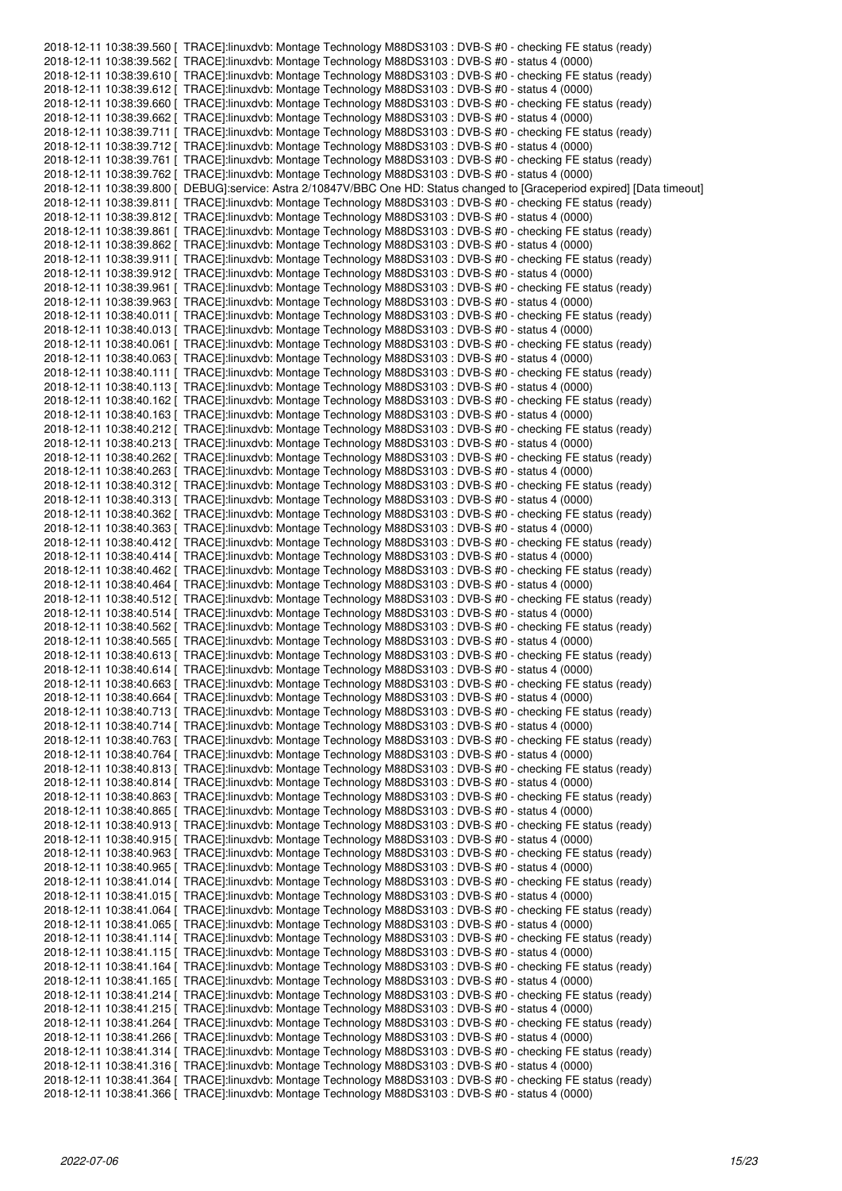```
2018-12-11 10:38:39.560 [  TRACE]:linuxdvb: Montage Technology M88DS3103 : DVB-S #0 - checking FE status (ready)
2018-12-11 10:38:39.562 [  TRACE]:linuxdvb: Montage Technology M88DS3103 : DVB-S #0 - status 4 (0000)
2018-12-11 10:38:39.610 [  TRACE]:linuxdvb: Montage Technology M88DS3103 : DVB-S #0 - checking FE status (ready)
2018-12-11 10:38:39.612 [  TRACE]:linuxdvb: Montage Technology M88DS3103 : DVB-S #0 - status 4 (0000)
2018-12-11 10:38:39.660 [  TRACE]:linuxdvb: Montage Technology M88DS3103 : DVB-S #0 - checking FE status (ready)
2018-12-11 10:38:39.662 [  TRACE]:linuxdvb: Montage Technology M88DS3103 : DVB-S #0 - status 4 (0000)
2018-12-11 10:38:39.711 [  TRACE]:linuxdvb: Montage Technology M88DS3103 : DVB-S #0 - checking FE status (ready)
2018-12-11 10:38:39.712 [  TRACE]:linuxdvb: Montage Technology M88DS3103 : DVB-S #0 - status 4 (0000)
2018-12-11 10:38:39.761 [  TRACE]:linuxdvb: Montage Technology M88DS3103 : DVB-S #0 - checking FE status (ready)
2018-12-11 10:38:39.762 [  TRACE]:linuxdvb: Montage Technology M88DS3103 : DVB-S #0 - status 4 (0000)
2018-12-11 10:38:39.800 [  DEBUG]:service: Astra 2/10847V/BBC One HD: Status changed to [Graceperiod expired] [Data timeout]
2018-12-11 10:38:39.811 [  TRACE]:linuxdvb: Montage Technology M88DS3103 : DVB-S #0 - checking FE status (ready)
2018-12-11 10:38:39.812 [  TRACE]:linuxdvb: Montage Technology M88DS3103 : DVB-S #0 - status 4 (0000)
2018-12-11 10:38:39.861 [  TRACE]:linuxdvb: Montage Technology M88DS3103 : DVB-S #0 - checking FE status (ready)
2018-12-11 10:38:39.862 [  TRACE]:linuxdvb: Montage Technology M88DS3103 : DVB-S #0 - status 4 (0000)
2018-12-11 10:38:39.911 [  TRACE]:linuxdvb: Montage Technology M88DS3103 : DVB-S #0 - checking FE status (ready)
2018-12-11 10:38:39.912 [  TRACE]:linuxdvb: Montage Technology M88DS3103 : DVB-S #0 - status 4 (0000)
2018-12-11 10:38:39.961 [  TRACE]:linuxdvb: Montage Technology M88DS3103 : DVB-S #0 - checking FE status (ready)
2018-12-11 10:38:39.963 [  TRACE]:linuxdvb: Montage Technology M88DS3103 : DVB-S #0 - status 4 (0000)
2018-12-11 10:38:40.011 [  TRACE]:linuxdvb: Montage Technology M88DS3103 : DVB-S #0 - checking FE status (ready)
2018-12-11 10:38:40.013 [  TRACE]:linuxdvb: Montage Technology M88DS3103 : DVB-S #0 - status 4 (0000)
2018-12-11 10:38:40.061 [  TRACE]:linuxdvb: Montage Technology M88DS3103 : DVB-S #0 - checking FE status (ready)
2018-12-11 10:38:40.063 [  TRACE]:linuxdvb: Montage Technology M88DS3103 : DVB-S #0 - status 4 (0000)
2018-12-11 10:38:40.111 [  TRACE]:linuxdvb: Montage Technology M88DS3103 : DVB-S #0 - checking FE status (ready)
2018-12-11 10:38:40.113 [  TRACE]:linuxdvb: Montage Technology M88DS3103 : DVB-S #0 - status 4 (0000)
2018-12-11 10:38:40.162 [  TRACE]:linuxdvb: Montage Technology M88DS3103 : DVB-S #0 - checking FE status (ready)
2018-12-11 10:38:40.163 [  TRACE]:linuxdvb: Montage Technology M88DS3103 : DVB-S #0 - status 4 (0000)
2018-12-11 10:38:40.212 [  TRACE]:linuxdvb: Montage Technology M88DS3103 : DVB-S #0 - checking FE status (ready)
2018-12-11 10:38:40.213 [  TRACE]:linuxdvb: Montage Technology M88DS3103 : DVB-S #0 - status 4 (0000)
2018-12-11 10:38:40.262 [  TRACE]:linuxdvb: Montage Technology M88DS3103 : DVB-S #0 - checking FE status (ready)
2018-12-11 10:38:40.263 [  TRACE]:linuxdvb: Montage Technology M88DS3103 : DVB-S #0 - status 4 (0000)
2018-12-11 10:38:40.312 [  TRACE]:linuxdvb: Montage Technology M88DS3103 : DVB-S #0 - checking FE status (ready)
2018-12-11 10:38:40.313 [  TRACE]:linuxdvb: Montage Technology M88DS3103 : DVB-S #0 - status 4 (0000)
2018-12-11 10:38:40.362 [  TRACE]:linuxdvb: Montage Technology M88DS3103 : DVB-S #0 - checking FE status (ready)
2018-12-11 10:38:40.363 [  TRACE]:linuxdvb: Montage Technology M88DS3103 : DVB-S #0 - status 4 (0000)
2018-12-11 10:38:40.412 [  TRACE]:linuxdvb: Montage Technology M88DS3103 : DVB-S #0 - checking FE status (ready)
2018-12-11 10:38:40.414 [  TRACE]:linuxdvb: Montage Technology M88DS3103 : DVB-S #0 - status 4 (0000)
2018-12-11 10:38:40.462 [  TRACE]:linuxdvb: Montage Technology M88DS3103 : DVB-S #0 - checking FE status (ready)
2018-12-11 10:38:40.464 [  TRACE]:linuxdvb: Montage Technology M88DS3103 : DVB-S #0 - status 4 (0000)
2018-12-11 10:38:40.512 [  TRACE]:linuxdvb: Montage Technology M88DS3103 : DVB-S #0 - checking FE status (ready)
2018-12-11 10:38:40.514 [  TRACE]:linuxdvb: Montage Technology M88DS3103 : DVB-S #0 - status 4 (0000)
2018-12-11 10:38:40.562 [  TRACE]:linuxdvb: Montage Technology M88DS3103 : DVB-S #0 - checking FE status (ready)
2018-12-11 10:38:40.565 [  TRACE]:linuxdvb: Montage Technology M88DS3103 : DVB-S #0 - status 4 (0000)
2018-12-11 10:38:40.613 [  TRACE]:linuxdvb: Montage Technology M88DS3103 : DVB-S #0 - checking FE status (ready)
2018-12-11 10:38:40.614 [  TRACE]:linuxdvb: Montage Technology M88DS3103 : DVB-S #0 - status 4 (0000)
2018-12-11 10:38:40.663 [  TRACE]:linuxdvb: Montage Technology M88DS3103 : DVB-S #0 - checking FE status (ready)
2018-12-11 10:38:40.664 [  TRACE]:linuxdvb: Montage Technology M88DS3103 : DVB-S #0 - status 4 (0000)
2018-12-11 10:38:40.713 [  TRACE]:linuxdvb: Montage Technology M88DS3103 : DVB-S #0 - checking FE status (ready)
2018-12-11 10:38:40.714 [  TRACE]:linuxdvb: Montage Technology M88DS3103 : DVB-S #0 - status 4 (0000)
2018-12-11 10:38:40.763 [  TRACE]:linuxdvb: Montage Technology M88DS3103 : DVB-S #0 - checking FE status (ready)
2018-12-11 10:38:40.764 [  TRACE]:linuxdvb: Montage Technology M88DS3103 : DVB-S #0 - status 4 (0000)
2018-12-11 10:38:40.813 [  TRACE]:linuxdvb: Montage Technology M88DS3103 : DVB-S #0 - checking FE status (ready)
2018-12-11 10:38:40.814 [  TRACE]:linuxdvb: Montage Technology M88DS3103 : DVB-S #0 - status 4 (0000)
2018-12-11 10:38:40.863 [  TRACE]:linuxdvb: Montage Technology M88DS3103 : DVB-S #0 - checking FE status (ready)
2018-12-11 10:38:40.865 [  TRACE]:linuxdvb: Montage Technology M88DS3103 : DVB-S #0 - status 4 (0000)
2018-12-11 10:38:40.913 [  TRACE]:linuxdvb: Montage Technology M88DS3103 : DVB-S #0 - checking FE status (ready)
2018-12-11 10:38:40.915 [  TRACE]:linuxdvb: Montage Technology M88DS3103 : DVB-S #0 - status 4 (0000)
2018-12-11 10:38:40.963 [  TRACE]:linuxdvb: Montage Technology M88DS3103 : DVB-S #0 - checking FE status (ready)
2018-12-11 10:38:40.965 [  TRACE]:linuxdvb: Montage Technology M88DS3103 : DVB-S #0 - status 4 (0000)
2018-12-11 10:38:41.014 [  TRACE]:linuxdvb: Montage Technology M88DS3103 : DVB-S #0 - checking FE status (ready)
2018-12-11 10:38:41.015 [  TRACE]:linuxdvb: Montage Technology M88DS3103 : DVB-S #0 - status 4 (0000)
2018-12-11 10:38:41.064 [  TRACE]:linuxdvb: Montage Technology M88DS3103 : DVB-S #0 - checking FE status (ready)
2018-12-11 10:38:41.065 [  TRACE]:linuxdvb: Montage Technology M88DS3103 : DVB-S #0 - status 4 (0000)
2018-12-11 10:38:41.114 [  TRACE]:linuxdvb: Montage Technology M88DS3103 : DVB-S #0 - checking FE status (ready)
2018-12-11 10:38:41.115 [  TRACE]:linuxdvb: Montage Technology M88DS3103 : DVB-S #0 - status 4 (0000)
2018-12-11 10:38:41.164 [  TRACE]:linuxdvb: Montage Technology M88DS3103 : DVB-S #0 - checking FE status (ready)
2018-12-11 10:38:41.165 [  TRACE]:linuxdvb: Montage Technology M88DS3103 : DVB-S #0 - status 4 (0000)
2018-12-11 10:38:41.214 [  TRACE]:linuxdvb: Montage Technology M88DS3103 : DVB-S #0 - checking FE status (ready)
2018-12-11 10:38:41.215 [  TRACE]:linuxdvb: Montage Technology M88DS3103 : DVB-S #0 - status 4 (0000)
2018-12-11 10:38:41.264 [  TRACE]:linuxdvb: Montage Technology M88DS3103 : DVB-S #0 - checking FE status (ready)
2018-12-11 10:38:41.266 [  TRACE]:linuxdvb: Montage Technology M88DS3103 : DVB-S #0 - status 4 (0000)
2018-12-11 10:38:41.314 [  TRACE]:linuxdvb: Montage Technology M88DS3103 : DVB-S #0 - checking FE status (ready)
2018-12-11 10:38:41.316 [  TRACE]:linuxdvb: Montage Technology M88DS3103 : DVB-S #0 - status 4 (0000)
2018-12-11 10:38:41.364 [  TRACE]:linuxdvb: Montage Technology M88DS3103 : DVB-S #0 - checking FE status (ready)
2018-12-11 10:38:41.366 [  TRACE]:linuxdvb: Montage Technology M88DS3103 : DVB-S #0 - status 4 (0000)
```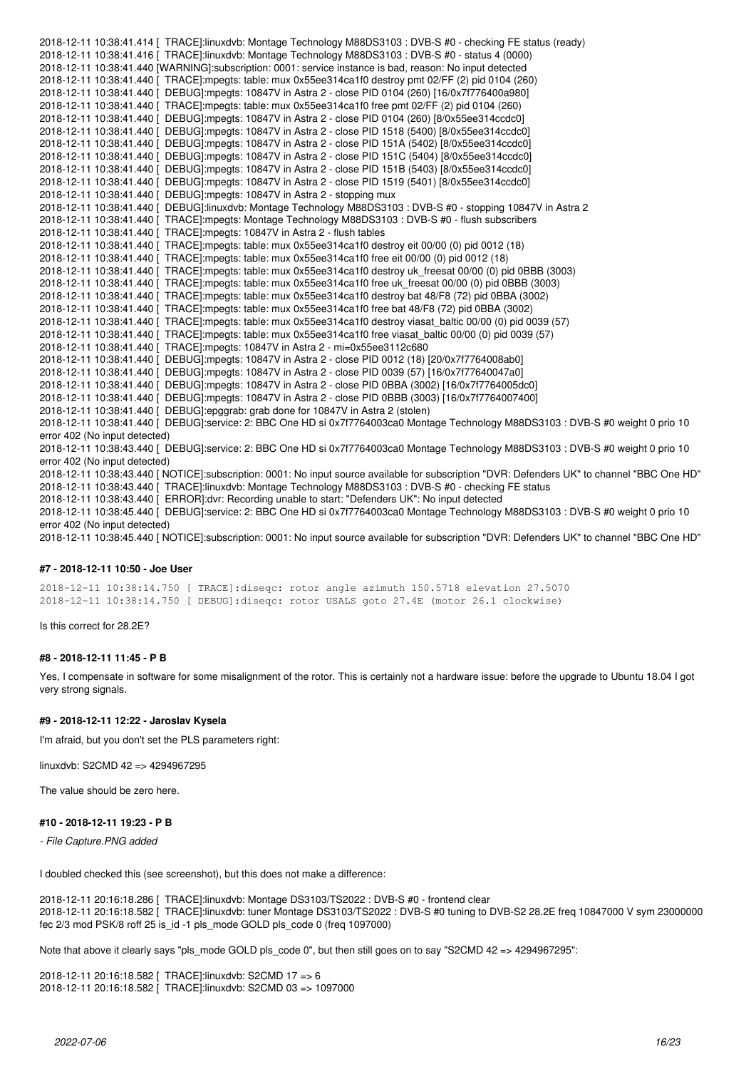2018-12-11 10:38:41.414 [ TRACE]:linuxdvb: Montage Technology M88DS3103 : DVB-S #0 - checking FE status (ready)
2018-12-11 10:38:41.416 [ TRACE]:linuxdvb: Montage Technology M88DS3103 : DVB-S #0 - status 4 (0000)
2018-12-11 10:38:41.440 [WARNING]:subscription: 0001: service instance is bad, reason: No input detected
2018-12-11 10:38:41.440 [ TRACE]:mpegts: table: mux 0x55ee314ca1f0 destroy pmt 02/FF (2) pid 0104 (260)
2018-12-11 10:38:41.440 [ DEBUG]:mpegts: 10847V in Astra 2 - close PID 0104 (260) [16/0x7f776400a980]
2018-12-11 10:38:41.440 [ TRACE]:mpegts: table: mux 0x55ee314ca1f0 free pmt 02/FF (2) pid 0104 (260)
2018-12-11 10:38:41.440 [ DEBUG]:mpegts: 10847V in Astra 2 - close PID 0104 (260) [8/0x55ee314ccdc0]
2018-12-11 10:38:41.440 [ DEBUG]:mpegts: 10847V in Astra 2 - close PID 1518 (5400) [8/0x55ee314ccdc0]
2018-12-11 10:38:41.440 [ DEBUG]:mpegts: 10847V in Astra 2 - close PID 151A (5402) [8/0x55ee314ccdc0]
2018-12-11 10:38:41.440 [ DEBUG]:mpegts: 10847V in Astra 2 - close PID 151C (5404) [8/0x55ee314ccdc0]
2018-12-11 10:38:41.440 [ DEBUG]:mpegts: 10847V in Astra 2 - close PID 151B (5403) [8/0x55ee314ccdc0]
2018-12-11 10:38:41.440 [ DEBUG]:mpegts: 10847V in Astra 2 - close PID 1519 (5401) [8/0x55ee314ccdc0]
2018-12-11 10:38:41.440 [ DEBUG]:mpegts: 10847V in Astra 2 - stopping mux
2018-12-11 10:38:41.440 [ DEBUG]:linuxdvb: Montage Technology M88DS3103 : DVB-S #0 - stopping 10847V in Astra 2
2018-12-11 10:38:41.440 [ TRACE]:mpegts: Montage Technology M88DS3103 : DVB-S #0 - flush subscribers
2018-12-11 10:38:41.440 [ TRACE]:mpegts: 10847V in Astra 2 - flush tables
2018-12-11 10:38:41.440 [ TRACE]:mpegts: table: mux 0x55ee314ca1f0 destroy eit 00/00 (0) pid 0012 (18)
2018-12-11 10:38:41.440 [ TRACE]:mpegts: table: mux 0x55ee314ca1f0 free eit 00/00 (0) pid 0012 (18)
2018-12-11 10:38:41.440 [ TRACE]:mpegts: table: mux 0x55ee314ca1f0 destroy uk_freesat 00/00 (0) pid 0BBB (3003)
2018-12-11 10:38:41.440 [ TRACE]:mpegts: table: mux 0x55ee314ca1f0 free uk_freesat 00/00 (0) pid 0BBB (3003)
2018-12-11 10:38:41.440 [ TRACE]:mpegts: table: mux 0x55ee314ca1f0 destroy bat 48/F8 (72) pid 0BBA (3002)
2018-12-11 10:38:41.440 [ TRACE]:mpegts: table: mux 0x55ee314ca1f0 free bat 48/F8 (72) pid 0BBA (3002)
2018-12-11 10:38:41.440 [ TRACE]:mpegts: table: mux 0x55ee314ca1f0 destroy viasat_baltic 00/00 (0) pid 0039 (57)
2018-12-11 10:38:41.440 [ TRACE]:mpegts: table: mux 0x55ee314ca1f0 free viasat_baltic 00/00 (0) pid 0039 (57)
2018-12-11 10:38:41.440 [ TRACE]:mpegts: 10847V in Astra 2 - mi=0x55ee3112c680
2018-12-11 10:38:41.440 [ DEBUG]:mpegts: 10847V in Astra 2 - close PID 0012 (18) [20/0x7f7764008ab0]
2018-12-11 10:38:41.440 [ DEBUG]:mpegts: 10847V in Astra 2 - close PID 0039 (57) [16/0x7f77640047a0]
2018-12-11 10:38:41.440 [ DEBUG]:mpegts: 10847V in Astra 2 - close PID 0BBA (3002) [16/0x7f7764005dc0]
2018-12-11 10:38:41.440 [ DEBUG]:mpegts: 10847V in Astra 2 - close PID 0BBB (3003) [16/0x7f7764007400]
2018-12-11 10:38:41.440 [ DEBUG]:epggrab: grab done for 10847V in Astra 2 (stolen)
2018-12-11 10:38:41.440 [ DEBUG]:service: 2: BBC One HD si 0x7f7764003ca0 Montage Technology M88DS3103 : DVB-S #0 weight 0 prio 10 error 402 (No input detected)
2018-12-11 10:38:43.440 [ DEBUG]:service: 2: BBC One HD si 0x7f7764003ca0 Montage Technology M88DS3103 : DVB-S #0 weight 0 prio 10 error 402 (No input detected)
2018-12-11 10:38:43.440 [ NOTICE]:subscription: 0001: No input source available for subscription "DVR: Defenders UK" to channel "BBC One HD"
2018-12-11 10:38:43.440 [ TRACE]:linuxdvb: Montage Technology M88DS3103 : DVB-S #0 - checking FE status
2018-12-11 10:38:43.440 [ ERROR]:dvr: Recording unable to start: "Defenders UK": No input detected
2018-12-11 10:38:45.440 [ DEBUG]:service: 2: BBC One HD si 0x7f7764003ca0 Montage Technology M88DS3103 : DVB-S #0 weight 0 prio 10 error 402 (No input detected)
2018-12-11 10:38:45.440 [ NOTICE]:subscription: 0001: No input source available for subscription "DVR: Defenders UK" to channel "BBC One HD"

#### #7 - 2018-12-11 10:50 - Joe User

```
2018-12-11 10:38:14.750 [ TRACE]:diseqc: rotor angle azimuth 150.5718 elevation 27.5070
2018-12-11 10:38:14.750 [ DEBUG]:diseqc: rotor USALS goto 27.4E (motor 26.1 clockwise)
```

Is this correct for 28.2E?

#### #8 - 2018-12-11 11:45 - P B

Yes, I compensate in software for some misalignment of the rotor. This is certainly not a hardware issue: before the upgrade to Ubuntu 18.04 I got very strong signals.

#### #9 - 2018-12-11 12:22 - Jaroslav Kysela

I'm afraid, but you don't set the PLS parameters right:

linuxdvb: S2CMD 42 => 4294967295

The value should be zero here.

#### #10 - 2018-12-11 19:23 - P B

*- File Capture.PNG added*

I doubled checked this (see screenshot), but this does not make a difference:

2018-12-11 20:16:18.286 [ TRACE]:linuxdvb: Montage DS3103/TS2022 : DVB-S #0 - frontend clear
2018-12-11 20:16:18.582 [ TRACE]:linuxdvb: tuner Montage DS3103/TS2022 : DVB-S #0 tuning to DVB-S2 28.2E freq 10847000 V sym 23000000 fec 2/3 mod PSK/8 roff 25 is_id -1 pls_mode GOLD pls_code 0 (freq 1097000)

Note that above it clearly says "pls_mode GOLD pls_code 0", but then still goes on to say "S2CMD 42 => 4294967295":

2018-12-11 20:16:18.582 [ TRACE]:linuxdvb: S2CMD 17 => 6
2018-12-11 20:16:18.582 [ TRACE]:linuxdvb: S2CMD 03 => 1097000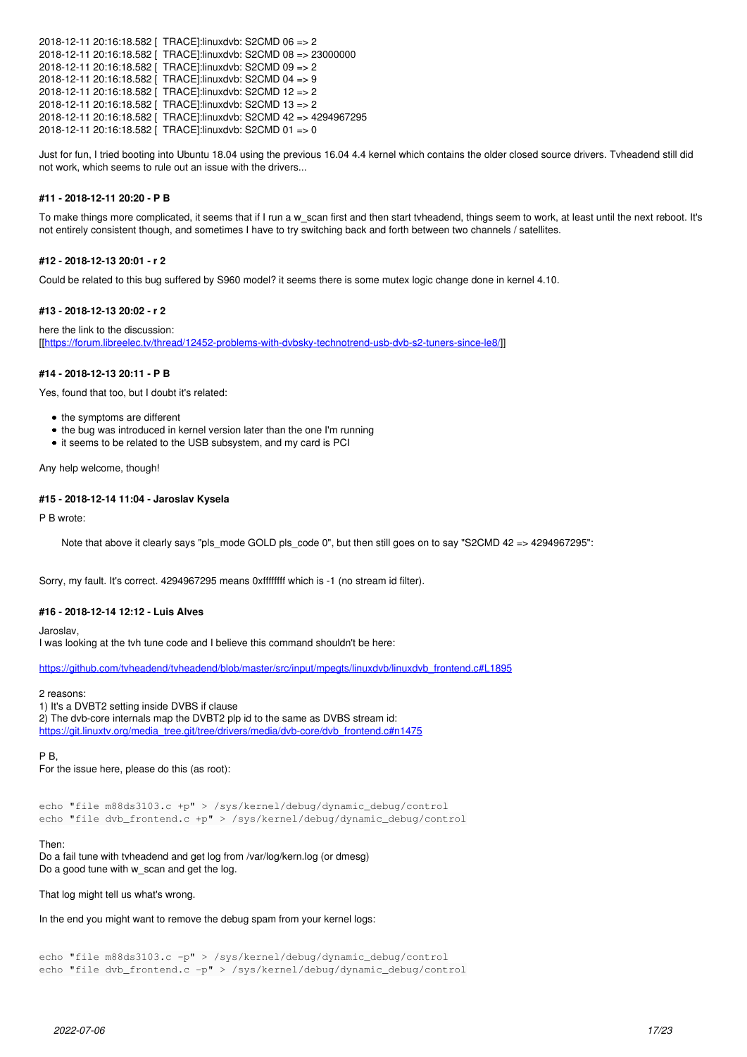```
2018-12-11 20:16:18.582 [  TRACE]:linuxdvb: S2CMD 06 => 2
2018-12-11 20:16:18.582 [  TRACE]:linuxdvb: S2CMD 08 => 23000000
2018-12-11 20:16:18.582 [  TRACE]:linuxdvb: S2CMD 09 => 2
2018-12-11 20:16:18.582 [  TRACE]:linuxdvb: S2CMD 04 => 9
2018-12-11 20:16:18.582 [  TRACE]:linuxdvb: S2CMD 12 => 2
2018-12-11 20:16:18.582 [  TRACE]:linuxdvb: S2CMD 13 => 2
2018-12-11 20:16:18.582 [  TRACE]:linuxdvb: S2CMD 42 => 4294967295
2018-12-11 20:16:18.582 [  TRACE]:linuxdvb: S2CMD 01 => 0
```

Just for fun, I tried booting into Ubuntu 18.04 using the previous 16.04 4.4 kernel which contains the older closed source drivers. Tvheadend still did not work, which seems to rule out an issue with the drivers...

#### #11 - 2018-12-11 20:20 - P B

To make things more complicated, it seems that if I run a w_scan first and then start tvheadend, things seem to work, at least until the next reboot. It's not entirely consistent though, and sometimes I have to try switching back and forth between two channels / satellites.

#### #12 - 2018-12-13 20:01 - r 2

Could be related to this bug suffered by S960 model? it seems there is some mutex logic change done in kernel 4.10.

#### #13 - 2018-12-13 20:02 - r 2

here the link to the discussion:
[[https://forum.libreelec.tv/thread/12452-problems-with-dvbsky-technotrend-usb-dvb-s2-tuners-since-le8/]]

#### #14 - 2018-12-13 20:11 - P B

Yes, found that too, but I doubt it's related:

- the symptoms are different
- the bug was introduced in kernel version later than the one I'm running
- it seems to be related to the USB subsystem, and my card is PCI

Any help welcome, though!

#### #15 - 2018-12-14 11:04 - Jaroslav Kysela

P B wrote:

> Note that above it clearly says "pls_mode GOLD pls_code 0", but then still goes on to say "S2CMD 42 => 4294967295":

Sorry, my fault. It's correct. 4294967295 means 0xffffffff which is -1 (no stream id filter).

#### #16 - 2018-12-14 12:12 - Luis Alves

Jaroslav,
I was looking at the tvh tune code and I believe this command shouldn't be here:

https://github.com/tvheadend/tvheadend/blob/master/src/input/mpegts/linuxdvb/linuxdvb_frontend.c#L1895

2 reasons:
1) It's a DVBT2 setting inside DVBS if clause
2) The dvb-core internals map the DVBT2 plp id to the same as DVBS stream id:
https://git.linuxtv.org/media_tree.git/tree/drivers/media/dvb-core/dvb_frontend.c#n1475

P B,
For the issue here, please do this (as root):

```
echo "file m88ds3103.c +p" > /sys/kernel/debug/dynamic_debug/control
echo "file dvb_frontend.c +p" > /sys/kernel/debug/dynamic_debug/control
```

Then:
Do a fail tune with tvheadend and get log from /var/log/kern.log (or dmesg)
Do a good tune with w_scan and get the log.

That log might tell us what's wrong.

In the end you might want to remove the debug spam from your kernel logs:

```
echo "file m88ds3103.c -p" > /sys/kernel/debug/dynamic_debug/control
echo "file dvb_frontend.c -p" > /sys/kernel/debug/dynamic_debug/control
```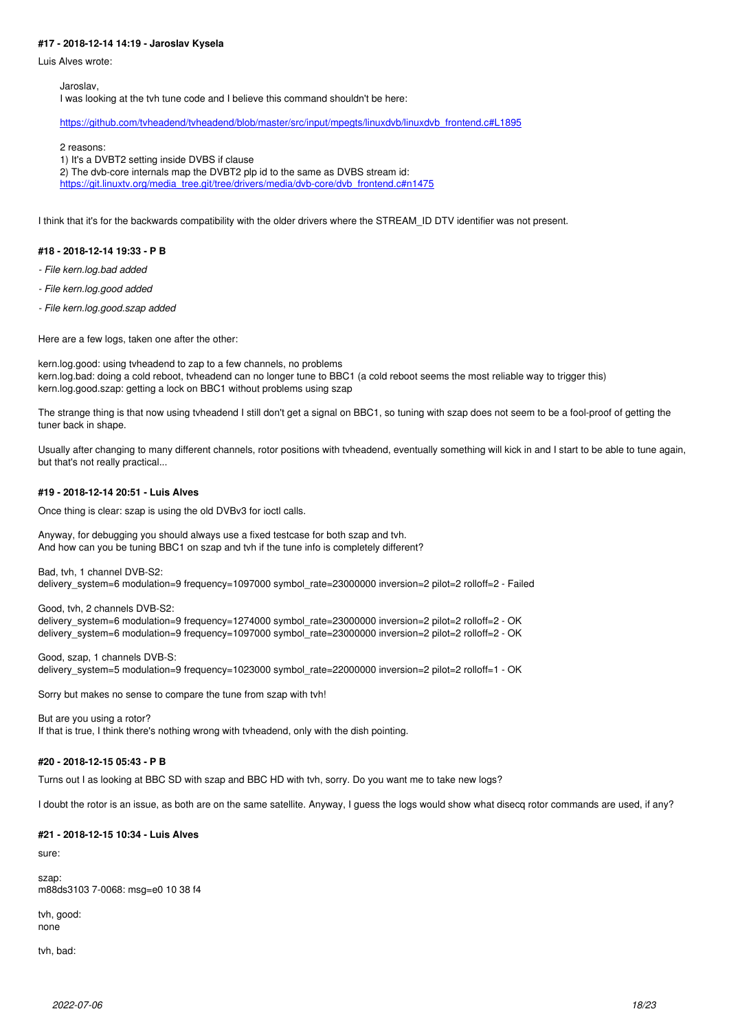#### #17 - 2018-12-14 14:19 - Jaroslav Kysela

Luis Alves wrote:

> Jaroslav,
> I was looking at the tvh tune code and I believe this command shouldn't be here:
>
> https://github.com/tvheadend/tvheadend/blob/master/src/input/mpegts/linuxdvb/linuxdvb_frontend.c#L1895
>
> 2 reasons:
> 1) It's a DVBT2 setting inside DVBS if clause
> 2) The dvb-core internals map the DVBT2 plp id to the same as DVBS stream id:
> https://git.linuxtv.org/media_tree.git/tree/drivers/media/dvb-core/dvb_frontend.c#n1475

I think that it's for the backwards compatibility with the older drivers where the STREAM_ID DTV identifier was not present.

#### #18 - 2018-12-14 19:33 - P B

- *File kern.log.bad added*
- *File kern.log.good added*
- *File kern.log.good.szap added*

Here are a few logs, taken one after the other:

kern.log.good: using tvheadend to zap to a few channels, no problems
kern.log.bad: doing a cold reboot, tvheadend can no longer tune to BBC1 (a cold reboot seems the most reliable way to trigger this)
kern.log.good.szap: getting a lock on BBC1 without problems using szap

The strange thing is that now using tvheadend I still don't get a signal on BBC1, so tuning with szap does not seem to be a fool-proof of getting the tuner back in shape.

Usually after changing to many different channels, rotor positions with tvheadend, eventually something will kick in and I start to be able to tune again, but that's not really practical...

#### #19 - 2018-12-14 20:51 - Luis Alves

Once thing is clear: szap is using the old DVBv3 for ioctl calls.

Anyway, for debugging you should always use a fixed testcase for both szap and tvh.
And how can you be tuning BBC1 on szap and tvh if the tune info is completely different?

Bad, tvh, 1 channel DVB-S2:
delivery_system=6 modulation=9 frequency=1097000 symbol_rate=23000000 inversion=2 pilot=2 rolloff=2 - Failed

Good, tvh, 2 channels DVB-S2:
delivery_system=6 modulation=9 frequency=1274000 symbol_rate=23000000 inversion=2 pilot=2 rolloff=2 - OK
delivery_system=6 modulation=9 frequency=1097000 symbol_rate=23000000 inversion=2 pilot=2 rolloff=2 - OK

Good, szap, 1 channels DVB-S:
delivery_system=5 modulation=9 frequency=1023000 symbol_rate=22000000 inversion=2 pilot=2 rolloff=1 - OK

Sorry but makes no sense to compare the tune from szap with tvh!

But are you using a rotor?
If that is true, I think there's nothing wrong with tvheadend, only with the dish pointing.

#### #20 - 2018-12-15 05:43 - P B

Turns out I as looking at BBC SD with szap and BBC HD with tvh, sorry. Do you want me to take new logs?

I doubt the rotor is an issue, as both are on the same satellite. Anyway, I guess the logs would show what disecq rotor commands are used, if any?

#### #21 - 2018-12-15 10:34 - Luis Alves

sure:

szap:
m88ds3103 7-0068: msg=e0 10 38 f4

tvh, good:
none

tvh, bad: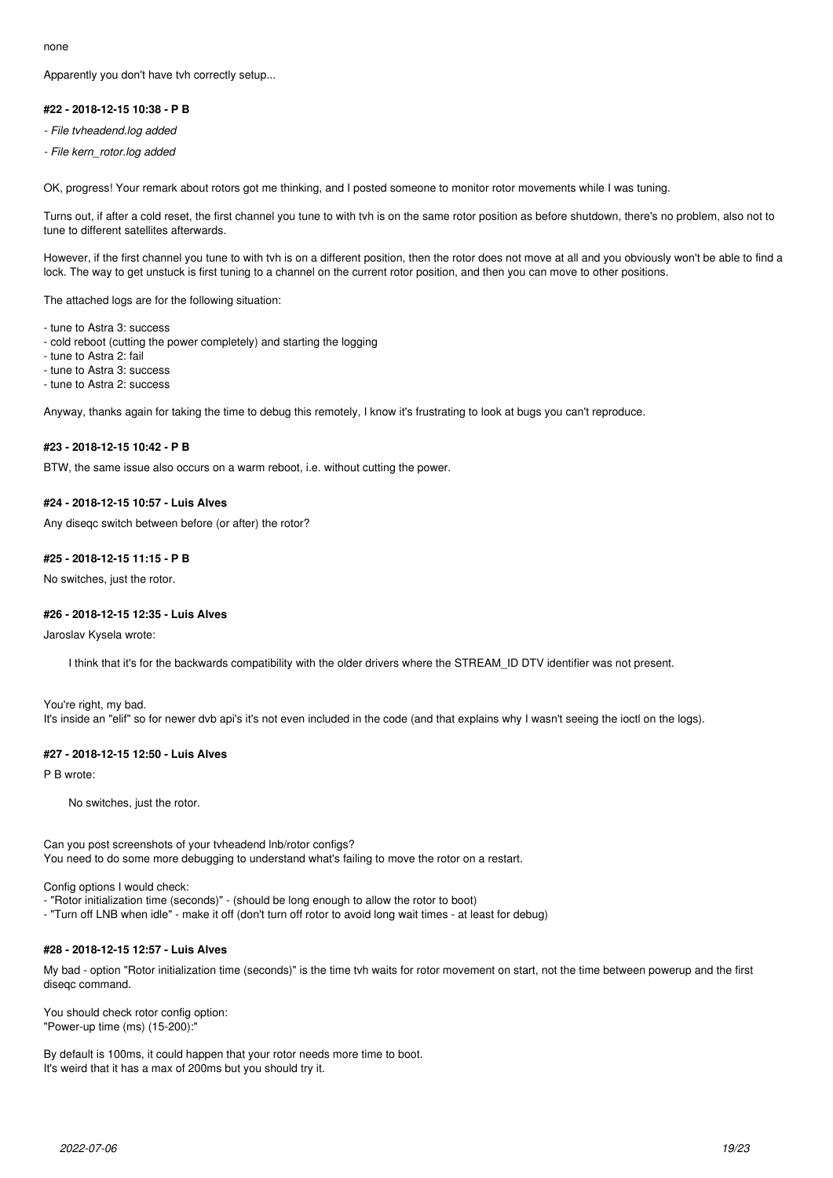none

Apparently you don't have tvh correctly setup...

#### #22 - 2018-12-15 10:38 - P B

- *File tvheadend.log added*
- *File kern_rotor.log added*

OK, progress! Your remark about rotors got me thinking, and I posted someone to monitor rotor movements while I was tuning.

Turns out, if after a cold reset, the first channel you tune to with tvh is on the same rotor position as before shutdown, there's no problem, also not to tune to different satellites afterwards.

However, if the first channel you tune to with tvh is on a different position, then the rotor does not move at all and you obviously won't be able to find a lock. The way to get unstuck is first tuning to a channel on the current rotor position, and then you can move to other positions.

The attached logs are for the following situation:

- tune to Astra 3: success
- cold reboot (cutting the power completely) and starting the logging
- tune to Astra 2: fail
- tune to Astra 3: success
- tune to Astra 2: success

Anyway, thanks again for taking the time to debug this remotely, I know it's frustrating to look at bugs you can't reproduce.

#### #23 - 2018-12-15 10:42 - P B

BTW, the same issue also occurs on a warm reboot, i.e. without cutting the power.

#### #24 - 2018-12-15 10:57 - Luis Alves

Any diseqc switch between before (or after) the rotor?

#### #25 - 2018-12-15 11:15 - P B

No switches, just the rotor.

#### #26 - 2018-12-15 12:35 - Luis Alves

Jaroslav Kysela wrote:

> I think that it's for the backwards compatibility with the older drivers where the STREAM_ID DTV identifier was not present.

You're right, my bad.
It's inside an "elif" so for newer dvb api's it's not even included in the code (and that explains why I wasn't seeing the ioctl on the logs).

#### #27 - 2018-12-15 12:50 - Luis Alves

P B wrote:

> No switches, just the rotor.

Can you post screenshots of your tvheadend lnb/rotor configs?
You need to do some more debugging to understand what's failing to move the rotor on a restart.

Config options I would check:
- "Rotor initialization time (seconds)" - (should be long enough to allow the rotor to boot)
- "Turn off LNB when idle" - make it off (don't turn off rotor to avoid long wait times - at least for debug)

#### #28 - 2018-12-15 12:57 - Luis Alves

My bad - option "Rotor initialization time (seconds)" is the time tvh waits for rotor movement on start, not the time between powerup and the first diseqc command.

You should check rotor config option:
"Power-up time (ms) (15-200):"

By default is 100ms, it could happen that your rotor needs more time to boot.
It's weird that it has a max of 200ms but you should try it.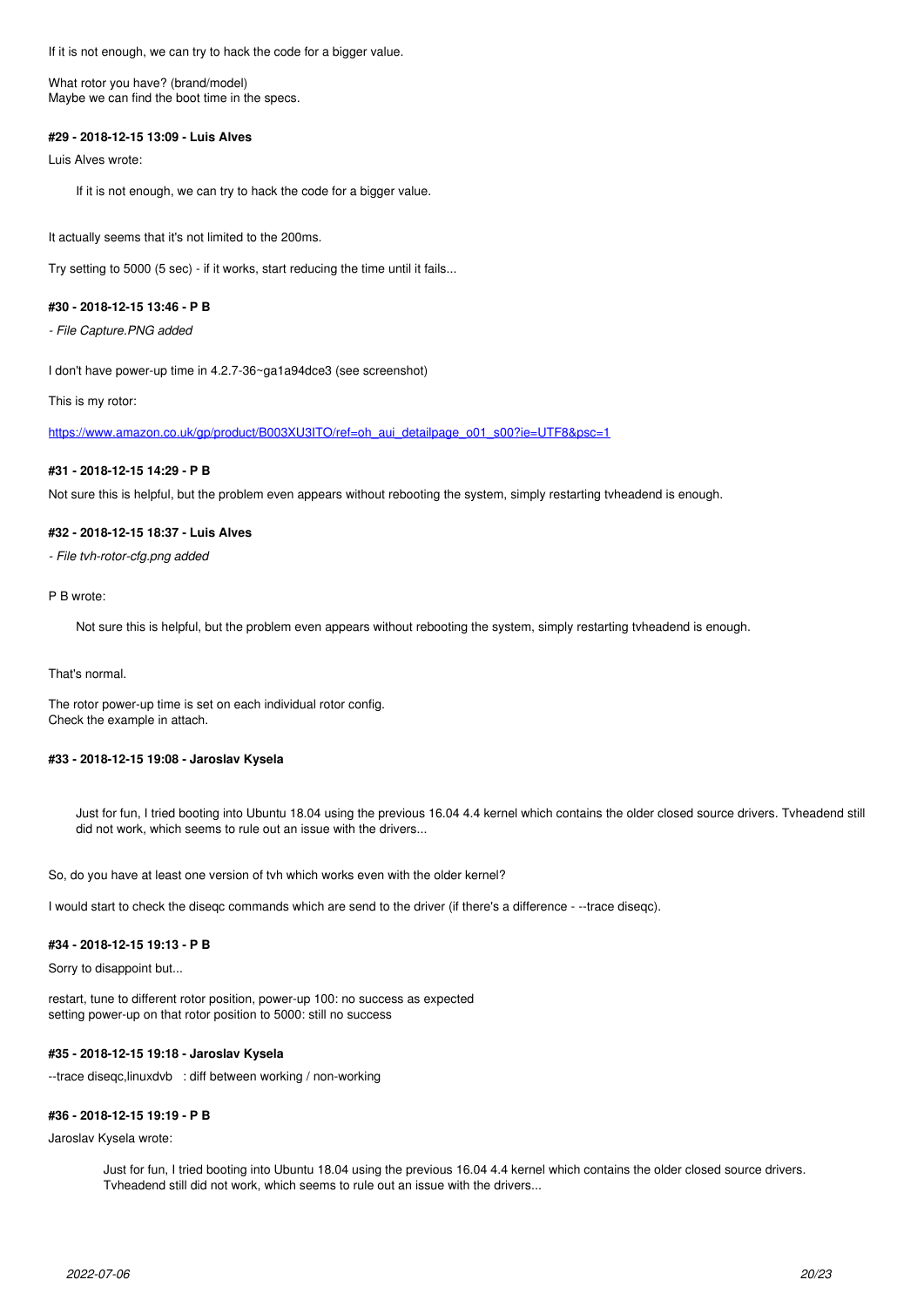If it is not enough, we can try to hack the code for a bigger value.

What rotor you have? (brand/model)
Maybe we can find the boot time in the specs.

#### #29 - 2018-12-15 13:09 - Luis Alves

Luis Alves wrote:

> If it is not enough, we can try to hack the code for a bigger value.

It actually seems that it's not limited to the 200ms.

Try setting to 5000 (5 sec) - if it works, start reducing the time until it fails...

#### #30 - 2018-12-15 13:46 - P B

*- File Capture.PNG added*

I don't have power-up time in 4.2.7-36~ga1a94dce3 (see screenshot)

This is my rotor:

https://www.amazon.co.uk/gp/product/B003XU3ITO/ref=oh_aui_detailpage_o01_s00?ie=UTF8&psc=1

#### #31 - 2018-12-15 14:29 - P B

Not sure this is helpful, but the problem even appears without rebooting the system, simply restarting tvheadend is enough.

#### #32 - 2018-12-15 18:37 - Luis Alves

*- File tvh-rotor-cfg.png added*

P B wrote:

> Not sure this is helpful, but the problem even appears without rebooting the system, simply restarting tvheadend is enough.

That's normal.

The rotor power-up time is set on each individual rotor config.
Check the example in attach.

#### #33 - 2018-12-15 19:08 - Jaroslav Kysela

> Just for fun, I tried booting into Ubuntu 18.04 using the previous 16.04 4.4 kernel which contains the older closed source drivers. Tvheadend still did not work, which seems to rule out an issue with the drivers...

So, do you have at least one version of tvh which works even with the older kernel?

I would start to check the diseqc commands which are send to the driver (if there's a difference - --trace diseqc).

#### #34 - 2018-12-15 19:13 - P B

Sorry to disappoint but...

restart, tune to different rotor position, power-up 100: no success as expected
setting power-up on that rotor position to 5000: still no success

#### #35 - 2018-12-15 19:18 - Jaroslav Kysela

--trace diseqc,linuxdvb : diff between working / non-working

#### #36 - 2018-12-15 19:19 - P B

Jaroslav Kysela wrote:

> > Just for fun, I tried booting into Ubuntu 18.04 using the previous 16.04 4.4 kernel which contains the older closed source drivers. Tvheadend still did not work, which seems to rule out an issue with the drivers...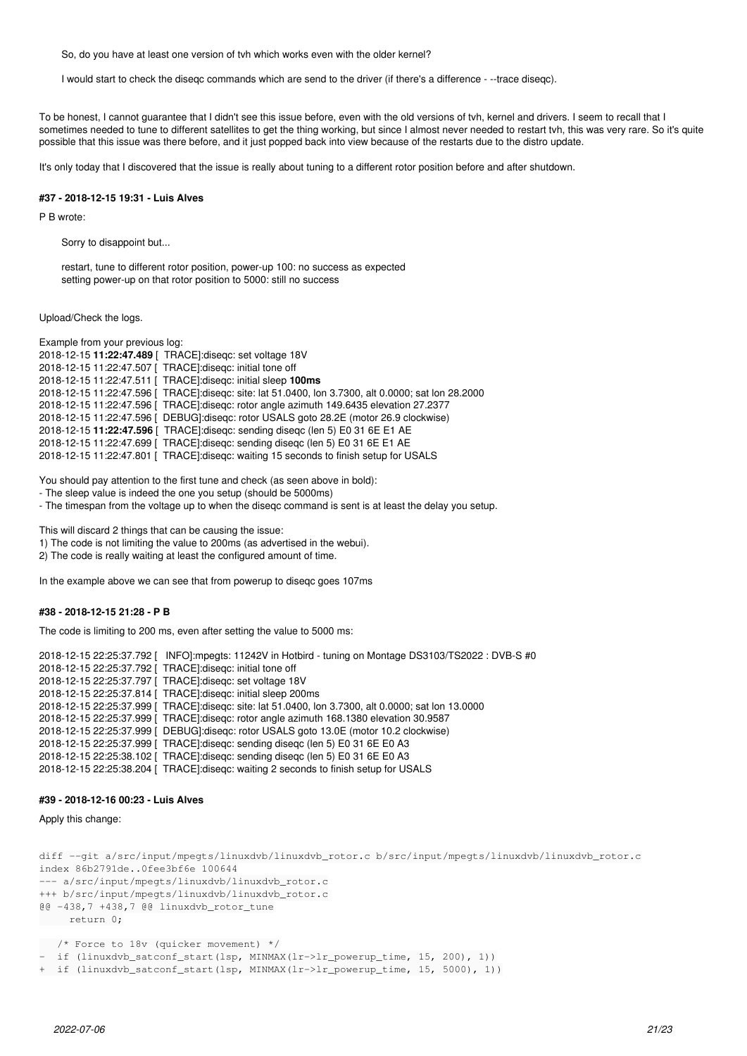> So, do you have at least one version of tvh which works even with the older kernel?
>
> I would start to check the diseqc commands which are send to the driver (if there's a difference - --trace diseqc).

To be honest, I cannot guarantee that I didn't see this issue before, even with the old versions of tvh, kernel and drivers. I seem to recall that I sometimes needed to tune to different satellites to get the thing working, but since I almost never needed to restart tvh, this was very rare. So it's quite possible that this issue was there before, and it just popped back into view because of the restarts due to the distro update.

It's only today that I discovered that the issue is really about tuning to a different rotor position before and after shutdown.

#### #37 - 2018-12-15 19:31 - Luis Alves

P B wrote:

> Sorry to disappoint but...
>
> restart, tune to different rotor position, power-up 100: no success as expected
> setting power-up on that rotor position to 5000: still no success

Upload/Check the logs.

Example from your previous log:
2018-12-15 **11:22:47.489** [ TRACE]:diseqc: set voltage 18V
2018-12-15 11:22:47.507 [ TRACE]:diseqc: initial tone off
2018-12-15 11:22:47.511 [ TRACE]:diseqc: initial sleep **100ms**
2018-12-15 11:22:47.596 [ TRACE]:diseqc: site: lat 51.0400, lon 3.7300, alt 0.0000; sat lon 28.2000
2018-12-15 11:22:47.596 [ TRACE]:diseqc: rotor angle azimuth 149.6435 elevation 27.2377
2018-12-15 11:22:47.596 [ DEBUG]:diseqc: rotor USALS goto 28.2E (motor 26.9 clockwise)
2018-12-15 **11:22:47.596** [ TRACE]:diseqc: sending diseqc (len 5) E0 31 6E E1 AE
2018-12-15 11:22:47.699 [ TRACE]:diseqc: sending diseqc (len 5) E0 31 6E E1 AE
2018-12-15 11:22:47.801 [ TRACE]:diseqc: waiting 15 seconds to finish setup for USALS

You should pay attention to the first tune and check (as seen above in bold):
- The sleep value is indeed the one you setup (should be 5000ms)
- The timespan from the voltage up to when the diseqc command is sent is at least the delay you setup.

This will discard 2 things that can be causing the issue:
1) The code is not limiting the value to 200ms (as advertised in the webui).
2) The code is really waiting at least the configured amount of time.

In the example above we can see that from powerup to diseqc goes 107ms

#### #38 - 2018-12-15 21:28 - P B

The code is limiting to 200 ms, even after setting the value to 5000 ms:

2018-12-15 22:25:37.792 [ INFO]:mpegts: 11242V in Hotbird - tuning on Montage DS3103/TS2022 : DVB-S #0
2018-12-15 22:25:37.792 [ TRACE]:diseqc: initial tone off
2018-12-15 22:25:37.797 [ TRACE]:diseqc: set voltage 18V
2018-12-15 22:25:37.814 [ TRACE]:diseqc: initial sleep 200ms
2018-12-15 22:25:37.999 [ TRACE]:diseqc: site: lat 51.0400, lon 3.7300, alt 0.0000; sat lon 13.0000
2018-12-15 22:25:37.999 [ TRACE]:diseqc: rotor angle azimuth 168.1380 elevation 30.9587
2018-12-15 22:25:37.999 [ DEBUG]:diseqc: rotor USALS goto 13.0E (motor 10.2 clockwise)
2018-12-15 22:25:37.999 [ TRACE]:diseqc: sending diseqc (len 5) E0 31 6E E0 A3
2018-12-15 22:25:38.102 [ TRACE]:diseqc: sending diseqc (len 5) E0 31 6E E0 A3
2018-12-15 22:25:38.204 [ TRACE]:diseqc: waiting 2 seconds to finish setup for USALS

#### #39 - 2018-12-16 00:23 - Luis Alves

Apply this change:

```
diff --git a/src/input/mpegts/linuxdvb/linuxdvb_rotor.c b/src/input/mpegts/linuxdvb/linuxdvb_rotor.c
index 86b2791de..0fee3bf6e 100644
--- a/src/input/mpegts/linuxdvb/linuxdvb_rotor.c
+++ b/src/input/mpegts/linuxdvb/linuxdvb_rotor.c
@@ -438,7 +438,7 @@ linuxdvb_rotor_tune
     return 0;

   /* Force to 18v (quicker movement) */
-  if (linuxdvb_satconf_start(lsp, MINMAX(lr->lr_powerup_time, 15, 200), 1))
+  if (linuxdvb_satconf_start(lsp, MINMAX(lr->lr_powerup_time, 15, 5000), 1))
```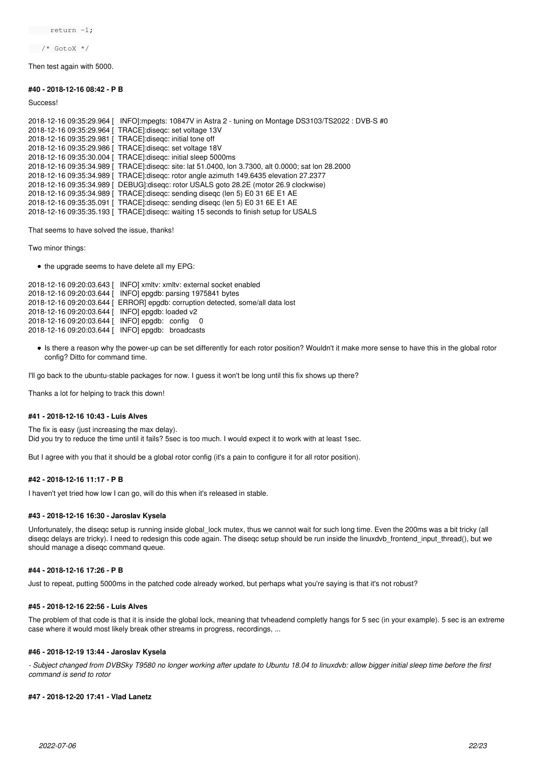```
      return -1;

    /* GotoX */
```

Then test again with 5000.

#### #40 - 2018-12-16 08:42 - P B

Success!

2018-12-16 09:35:29.964 [   INFO]:mpegts: 10847V in Astra 2 - tuning on Montage DS3103/TS2022 : DVB-S #0
2018-12-16 09:35:29.964 [  TRACE]:diseqc: set voltage 13V
2018-12-16 09:35:29.981 [  TRACE]:diseqc: initial tone off
2018-12-16 09:35:29.986 [  TRACE]:diseqc: set voltage 18V
2018-12-16 09:35:30.004 [  TRACE]:diseqc: initial sleep 5000ms
2018-12-16 09:35:34.989 [  TRACE]:diseqc: site: lat 51.0400, lon 3.7300, alt 0.0000; sat lon 28.2000
2018-12-16 09:35:34.989 [  TRACE]:diseqc: rotor angle azimuth 149.6435 elevation 27.2377
2018-12-16 09:35:34.989 [  DEBUG]:diseqc: rotor USALS goto 28.2E (motor 26.9 clockwise)
2018-12-16 09:35:34.989 [  TRACE]:diseqc: sending diseqc (len 5) E0 31 6E E1 AE
2018-12-16 09:35:35.091 [  TRACE]:diseqc: sending diseqc (len 5) E0 31 6E E1 AE
2018-12-16 09:35:35.193 [  TRACE]:diseqc: waiting 15 seconds to finish setup for USALS

That seems to have solved the issue, thanks!

Two minor things:

- the upgrade seems to have delete all my EPG:

2018-12-16 09:20:03.643 [   INFO] xmltv: xmltv: external socket enabled
2018-12-16 09:20:03.644 [   INFO] epgdb: parsing 1975841 bytes
2018-12-16 09:20:03.644 [  ERROR] epgdb: corruption detected, some/all data lost
2018-12-16 09:20:03.644 [   INFO] epgdb: loaded v2
2018-12-16 09:20:03.644 [   INFO] epgdb:   config     0
2018-12-16 09:20:03.644 [   INFO] epgdb:   broadcasts

- Is there a reason why the power-up can be set differently for each rotor position? Wouldn't it make more sense to have this in the global rotor config? Ditto for command time.

I'll go back to the ubuntu-stable packages for now. I guess it won't be long until this fix shows up there?

Thanks a lot for helping to track this down!

#### #41 - 2018-12-16 10:43 - Luis Alves

The fix is easy (just increasing the max delay).
Did you try to reduce the time until it fails? 5sec is too much. I would expect it to work with at least 1sec.

But I agree with you that it should be a global rotor config (it's a pain to configure it for all rotor position).

#### #42 - 2018-12-16 11:17 - P B

I haven't yet tried how low I can go, will do this when it's released in stable.

#### #43 - 2018-12-16 16:30 - Jaroslav Kysela

Unfortunately, the diseqc setup is running inside global_lock mutex, thus we cannot wait for such long time. Even the 200ms was a bit tricky (all diseqc delays are tricky). I need to redesign this code again. The diseqc setup should be run inside the linuxdvb_frontend_input_thread(), but we should manage a diseqc command queue.

#### #44 - 2018-12-16 17:26 - P B

Just to repeat, putting 5000ms in the patched code already worked, but perhaps what you're saying is that it's not robust?

#### #45 - 2018-12-16 22:56 - Luis Alves

The problem of that code is that it is inside the global lock, meaning that tvheadend completly hangs for 5 sec (in your example). 5 sec is an extreme case where it would most likely break other streams in progress, recordings, ...

#### #46 - 2018-12-19 13:44 - Jaroslav Kysela

*- Subject changed from DVBSky T9580 no longer working after update to Ubuntu 18.04 to linuxdvb: allow bigger initial sleep time before the first command is send to rotor*

#### #47 - 2018-12-20 17:41 - Vlad Lanetz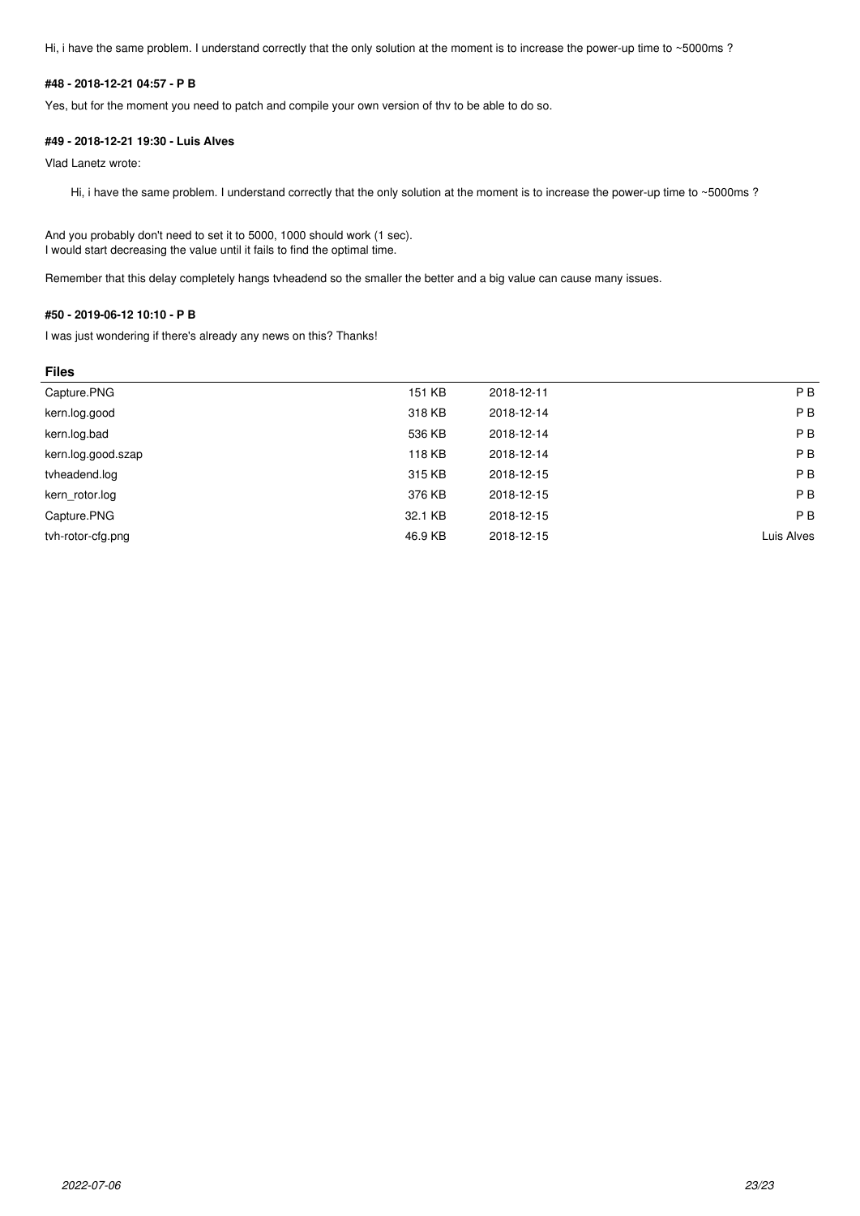Hi, i have the same problem. I understand correctly that the only solution at the moment is to increase the power-up time to ~5000ms ?

#### #48 - 2018-12-21 04:57 - P B

Yes, but for the moment you need to patch and compile your own version of thv to be able to do so.

#### #49 - 2018-12-21 19:30 - Luis Alves

Vlad Lanetz wrote:

> Hi, i have the same problem. I understand correctly that the only solution at the moment is to increase the power-up time to ~5000ms ?

And you probably don't need to set it to 5000, 1000 should work (1 sec).
I would start decreasing the value until it fails to find the optimal time.

Remember that this delay completely hangs tvheadend so the smaller the better and a big value can cause many issues.

#### #50 - 2019-06-12 10:10 - P B

I was just wondering if there's already any news on this? Thanks!

### Files

| | | | |
|---|---|---|---|
| Capture.PNG | 151 KB | 2018-12-11 | P B |
| kern.log.good | 318 KB | 2018-12-14 | P B |
| kern.log.bad | 536 KB | 2018-12-14 | P B |
| kern.log.good.szap | 118 KB | 2018-12-14 | P B |
| tvheadend.log | 315 KB | 2018-12-15 | P B |
| kern_rotor.log | 376 KB | 2018-12-15 | P B |
| Capture.PNG | 32.1 KB | 2018-12-15 | P B |
| tvh-rotor-cfg.png | 46.9 KB | 2018-12-15 | Luis Alves |